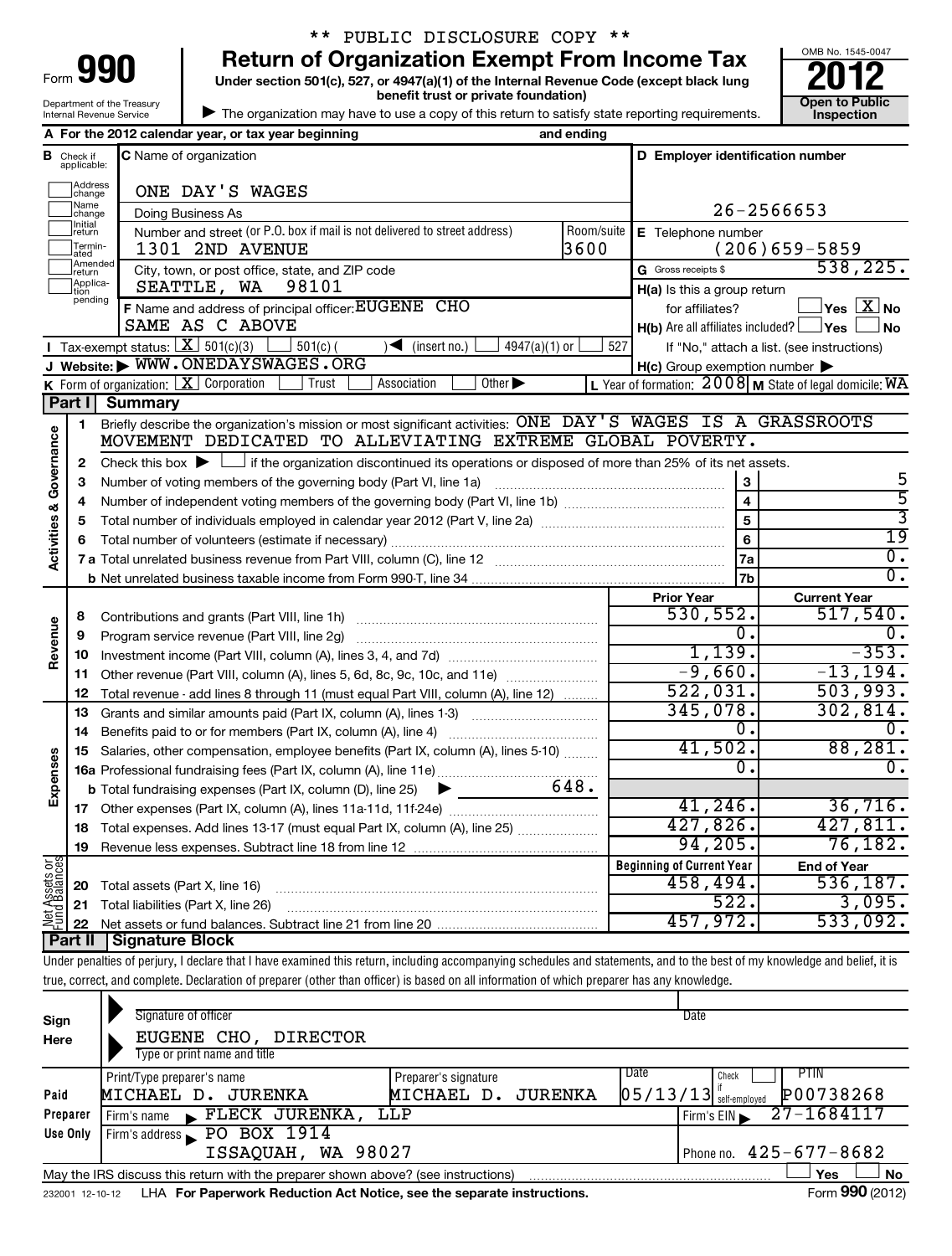** PUBLIC DISCLOSURE COPY **

Form **990**

# Return of Organization Exempt From Income Tax

**Under section 501(c), 527, or 4947(a)(1) of the Internal Revenue Code (except black lung benefit trust or private foundation)**

Department of the Treasury
Internal Revenue Service

▶ The organization may have to use a copy of this return to satisfy state reporting requirements.

OMB No. 1545-0047

**2012**

**Open to Public Inspection**

**A** For the 2012 calendar year, or tax year beginning and ending

**B** Check if applicable: Address change, Name change, Initial return, Terminated, Amended return, Application pending

**C** Name of organization: ONE DAY'S WAGES

Doing Business As

Number and street (or P.O. box if mail is not delivered to street address): 1301 2ND AVENUE Room/suite: 3600

City, town, or post office, state, and ZIP code: SEATTLE, WA 98101

**D** Employer identification number: 26-2566653

**E** Telephone number: (206)659-5859

**G** Gross receipts $ 538,225.

**F** Name and address of principal officer: EUGENE CHO
SAME AS C ABOVE

**H(a)** Is this a group return for affiliates? ☐ Yes ☒ No

**H(b)** Are all affiliates included? ☐ Yes ☐ No
If "No," attach a list. (see instructions)

**H(c)** Group exemption number ▶

**I** Tax-exempt status: ☒ 501(c)(3) ☐ 501(c) ( ) ◀ (insert no.) ☐ 4947(a)(1) or ☐ 527

**J** Website: ▶ WWW.ONEDAYSWAGES.ORG

**K** Form of organization: ☒ Corporation ☐ Trust ☐ Association ☐ Other ▶

**L** Year of formation: 2008 **M** State of legal domicile: WA

## Part I Summary

**Activities & Governance**

1. Briefly describe the organization's mission or most significant activities: ONE DAY'S WAGES IS A GRASSROOTS MOVEMENT DEDICATED TO ALLEVIATING EXTREME GLOBAL POVERTY.
2. Check this box ▶ ☐ if the organization discontinued its operations or disposed of more than 25% of its net assets.

| | | | |
|---|---|---|---|
| 3 | Number of voting members of the governing body (Part VI, line 1a) | 3 | 5 |
| 4 | Number of independent voting members of the governing body (Part VI, line 1b) | 4 | 5 |
| 5 | Total number of individuals employed in calendar year 2012 (Part V, line 2a) | 5 | 3 |
| 6 | Total number of volunteers (estimate if necessary) | 6 | 19 |
| 7a | Total unrelated business revenue from Part VIII, column (C), line 12 | 7a | 0. |
| b | Net unrelated business taxable income from Form 990-T, line 34 | 7b | 0. |

| | | Prior Year | Current Year |
|---|---|---|---|
| **Revenue** | | | |
| 8 | Contributions and grants (Part VIII, line 1h) | 530,552. | 517,540. |
| 9 | Program service revenue (Part VIII, line 2g) | 0. | 0. |
| 10 | Investment income (Part VIII, column (A), lines 3, 4, and 7d) | 1,139. | -353. |
| 11 | Other revenue (Part VIII, column (A), lines 5, 6d, 8c, 9c, 10c, and 11e) | -9,660. | -13,194. |
| 12 | Total revenue - add lines 8 through 11 (must equal Part VIII, column (A), line 12) | 522,031. | 503,993. |
| **Expenses** | | | |
| 13 | Grants and similar amounts paid (Part IX, column (A), lines 1-3) | 345,078. | 302,814. |
| 14 | Benefits paid to or for members (Part IX, column (A), line 4) | 0. | 0. |
| 15 | Salaries, other compensation, employee benefits (Part IX, column (A), lines 5-10) | 41,502. | 88,281. |
| 16a | Professional fundraising fees (Part IX, column (A), line 11e) | 0. | 0. |
| b | Total fundraising expenses (Part IX, column (D), line 25) ▶ 648. | | |
| 17 | Other expenses (Part IX, column (A), lines 11a-11d, 11f-24e) | 41,246. | 36,716. |
| 18 | Total expenses. Add lines 13-17 (must equal Part IX, column (A), line 25) | 427,826. | 427,811. |
| 19 | Revenue less expenses. Subtract line 18 from line 12 | 94,205. | 76,182. |
| **Net Assets or Fund Balances** | | **Beginning of Current Year** | **End of Year** |
| 20 | Total assets (Part X, line 16) | 458,494. | 536,187. |
| 21 | Total liabilities (Part X, line 26) | 522. | 3,095. |
| 22 | Net assets or fund balances. Subtract line 21 from line 20 | 457,972. | 533,092. |

## Part II Signature Block

Under penalties of perjury, I declare that I have examined this return, including accompanying schedules and statements, and to the best of my knowledge and belief, it is true, correct, and complete. Declaration of preparer (other than officer) is based on all information of which preparer has any knowledge.

**Sign Here**

Signature of officer — Date

EUGENE CHO, DIRECTOR
Type or print name and title

**Paid Preparer Use Only**

| Print/Type preparer's name | Preparer's signature | Date | Check if self-employed | PTIN |
|---|---|---|---|---|
| MICHAEL D. JURENKA | MICHAEL D. JURENKA | 05/13/13 | ☐ | P00738268 |

Firm's name ▶ FLECK JURENKA, LLP — Firm's EIN ▶ 27-1684117

Firm's address ▶ PO BOX 1914, ISSAQUAH, WA 98027 — Phone no. 425-677-8682

May the IRS discuss this return with the preparer shown above? (see instructions) ☐ Yes ☐ No

232001 12-10-12 LHA **For Paperwork Reduction Act Notice, see the separate instructions.** Form **990** (2012)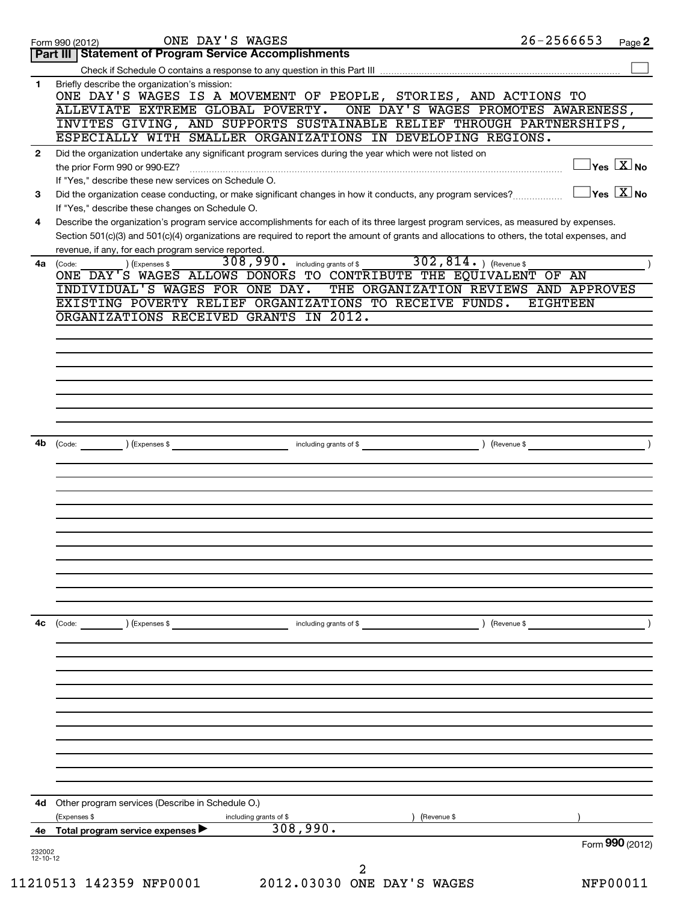Form 990 (2012) ONE DAY'S WAGES 26-2566653 Page **2**

## Part III Statement of Program Service Accomplishments

Check if Schedule O contains a response to any question in this Part III ☐

**1** Briefly describe the organization's mission:

ONE DAY'S WAGES IS A MOVEMENT OF PEOPLE, STORIES, AND ACTIONS TO ALLEVIATE EXTREME GLOBAL POVERTY. ONE DAY'S WAGES PROMOTES AWARENESS, INVITES GIVING, AND SUPPORTS SUSTAINABLE RELIEF THROUGH PARTNERSHIPS, ESPECIALLY WITH SMALLER ORGANIZATIONS IN DEVELOPING REGIONS.

**2** Did the organization undertake any significant program services during the year which were not listed on the prior Form 990 or 990-EZ? ☐ Yes ☒ No

If "Yes," describe these new services on Schedule O.

**3** Did the organization cease conducting, or make significant changes in how it conducts, any program services? ☐ Yes ☒ No

If "Yes," describe these changes on Schedule O.

**4** Describe the organization's program service accomplishments for each of its three largest program services, as measured by expenses. Section 501(c)(3) and 501(c)(4) organizations are required to report the amount of grants and allocations to others, the total expenses, and revenue, if any, for each program service reported.

**4a** (Code: ) (Expenses $ 308,990. including grants of $ 302,814. ) (Revenue $ )

ONE DAY'S WAGES ALLOWS DONORS TO CONTRIBUTE THE EQUIVALENT OF AN INDIVIDUAL'S WAGES FOR ONE DAY. THE ORGANIZATION REVIEWS AND APPROVES EXISTING POVERTY RELIEF ORGANIZATIONS TO RECEIVE FUNDS. EIGHTEEN ORGANIZATIONS RECEIVED GRANTS IN 2012.

**4b** (Code: ) (Expenses $ including grants of $ ) (Revenue $ )

**4c** (Code: ) (Expenses $ including grants of $ ) (Revenue $ )

**4d** Other program services (Describe in Schedule O.)

(Expenses $ including grants of $ ) (Revenue $ )

**4e** Total program service expenses ▶ 308,990.

Form **990** (2012)

232002 12-10-12

11210513 142359 NFP0001 2012.03030 ONE DAY'S WAGES NFP00011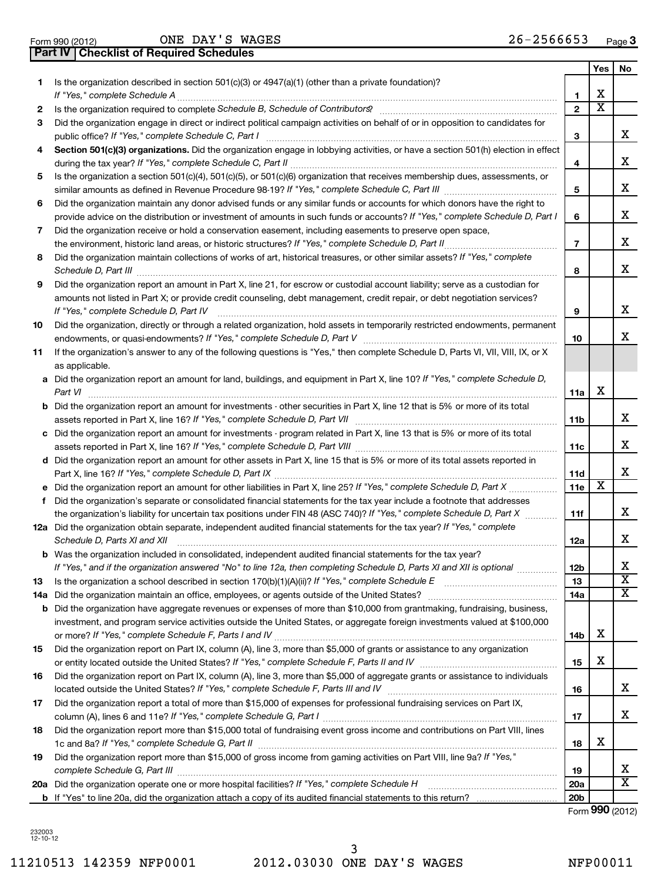Form 990 (2012) ONE DAY'S WAGES 26-2566653 Page 3

## Part IV | Checklist of Required Schedules

| | | | Yes | No |
|---|---|---|---|---|
| 1 | Is the organization described in section 501(c)(3) or 4947(a)(1) (other than a private foundation)? *If "Yes," complete Schedule A* | 1 | X | |
| 2 | Is the organization required to complete *Schedule B, Schedule of Contributors*? | 2 | X | |
| 3 | Did the organization engage in direct or indirect political campaign activities on behalf of or in opposition to candidates for public office? *If "Yes," complete Schedule C, Part I* | 3 | | X |
| 4 | **Section 501(c)(3) organizations.** Did the organization engage in lobbying activities, or have a section 501(h) election in effect during the tax year? *If "Yes," complete Schedule C, Part II* | 4 | | X |
| 5 | Is the organization a section 501(c)(4), 501(c)(5), or 501(c)(6) organization that receives membership dues, assessments, or similar amounts as defined in Revenue Procedure 98-19? *If "Yes," complete Schedule C, Part III* | 5 | | X |
| 6 | Did the organization maintain any donor advised funds or any similar funds or accounts for which donors have the right to provide advice on the distribution or investment of amounts in such funds or accounts? *If "Yes," complete Schedule D, Part I* | 6 | | X |
| 7 | Did the organization receive or hold a conservation easement, including easements to preserve open space, the environment, historic land areas, or historic structures? *If "Yes," complete Schedule D, Part II* | 7 | | X |
| 8 | Did the organization maintain collections of works of art, historical treasures, or other similar assets? *If "Yes," complete Schedule D, Part III* | 8 | | X |
| 9 | Did the organization report an amount in Part X, line 21, for escrow or custodial account liability; serve as a custodian for amounts not listed in Part X; or provide credit counseling, debt management, credit repair, or debt negotiation services? *If "Yes," complete Schedule D, Part IV* | 9 | | X |
| 10 | Did the organization, directly or through a related organization, hold assets in temporarily restricted endowments, permanent endowments, or quasi-endowments? *If "Yes," complete Schedule D, Part V* | 10 | | X |
| 11 | If the organization's answer to any of the following questions is "Yes," then complete Schedule D, Parts VI, VII, VIII, IX, or X as applicable. | | | |
| a | Did the organization report an amount for land, buildings, and equipment in Part X, line 10? *If "Yes," complete Schedule D, Part VI* | 11a | X | |
| b | Did the organization report an amount for investments - other securities in Part X, line 12 that is 5% or more of its total assets reported in Part X, line 16? *If "Yes," complete Schedule D, Part VII* | 11b | | X |
| c | Did the organization report an amount for investments - program related in Part X, line 13 that is 5% or more of its total assets reported in Part X, line 16? *If "Yes," complete Schedule D, Part VIII* | 11c | | X |
| d | Did the organization report an amount for other assets in Part X, line 15 that is 5% or more of its total assets reported in Part X, line 16? *If "Yes," complete Schedule D, Part IX* | 11d | | X |
| e | Did the organization report an amount for other liabilities in Part X, line 25? *If "Yes," complete Schedule D, Part X* | 11e | X | |
| f | Did the organization's separate or consolidated financial statements for the tax year include a footnote that addresses the organization's liability for uncertain tax positions under FIN 48 (ASC 740)? *If "Yes," complete Schedule D, Part X* | 11f | | X |
| 12a | Did the organization obtain separate, independent audited financial statements for the tax year? *If "Yes," complete Schedule D, Parts XI and XII* | 12a | | X |
| b | Was the organization included in consolidated, independent audited financial statements for the tax year? *If "Yes," and if the organization answered "No" to line 12a, then completing Schedule D, Parts XI and XII is optional* | 12b | | X |
| 13 | Is the organization a school described in section 170(b)(1)(A)(ii)? *If "Yes," complete Schedule E* | 13 | | X |
| 14a | Did the organization maintain an office, employees, or agents outside of the United States? | 14a | | X |
| b | Did the organization have aggregate revenues or expenses of more than $10,000 from grantmaking, fundraising, business, investment, and program service activities outside the United States, or aggregate foreign investments valued at $100,000 or more? *If "Yes," complete Schedule F, Parts I and IV* | 14b | X | |
| 15 | Did the organization report on Part IX, column (A), line 3, more than $5,000 of grants or assistance to any organization or entity located outside the United States? *If "Yes," complete Schedule F, Parts II and IV* | 15 | X | |
| 16 | Did the organization report on Part IX, column (A), line 3, more than $5,000 of aggregate grants or assistance to individuals located outside the United States? *If "Yes," complete Schedule F, Parts III and IV* | 16 | | X |
| 17 | Did the organization report a total of more than $15,000 of expenses for professional fundraising services on Part IX, column (A), lines 6 and 11e? *If "Yes," complete Schedule G, Part I* | 17 | | X |
| 18 | Did the organization report more than $15,000 total of fundraising event gross income and contributions on Part VIII, lines 1c and 8a? *If "Yes," complete Schedule G, Part II* | 18 | X | |
| 19 | Did the organization report more than $15,000 of gross income from gaming activities on Part VIII, line 9a? *If "Yes," complete Schedule G, Part III* | 19 | | X |
| 20a | Did the organization operate one or more hospital facilities? *If "Yes," complete Schedule H* | 20a | | X |
| b | If "Yes" to line 20a, did the organization attach a copy of its audited financial statements to this return? | 20b | | |

Form **990** (2012)

232003 12-10-12

11210513 142359 NFP0001 2012.03030 ONE DAY'S WAGES NFP00011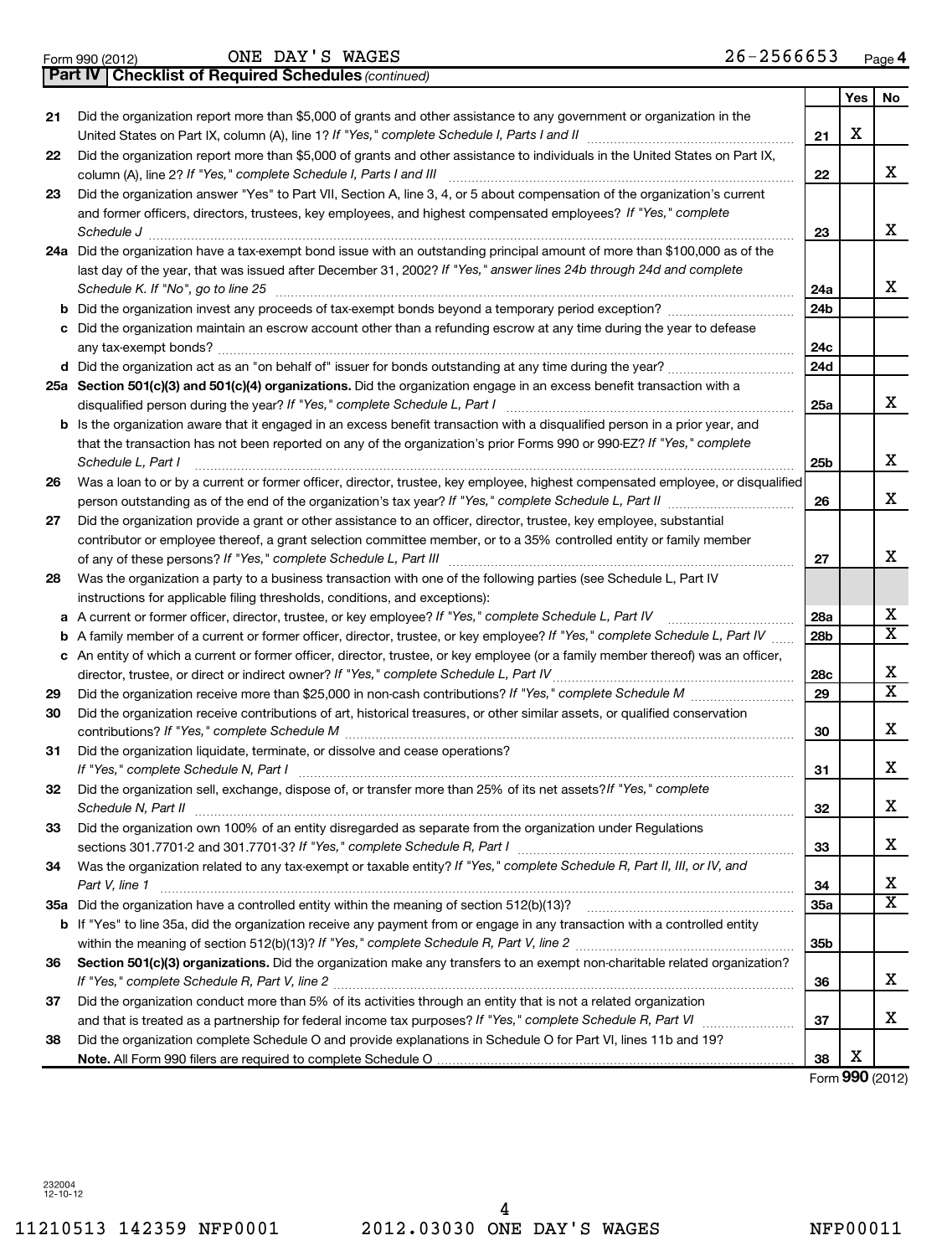Form 990 (2012) ONE DAY'S WAGES 26-2566653 Page 4

**Part IV Checklist of Required Schedules** *(continued)*

| | | | Yes | No |
|---|---|---|---|---|
| 21 | Did the organization report more than $5,000 of grants and other assistance to any government or organization in the United States on Part IX, column (A), line 1? *If "Yes," complete Schedule I, Parts I and II* | 21 | X | |
| 22 | Did the organization report more than $5,000 of grants and other assistance to individuals in the United States on Part IX, column (A), line 2? *If "Yes," complete Schedule I, Parts I and III* | 22 | | X |
| 23 | Did the organization answer "Yes" to Part VII, Section A, line 3, 4, or 5 about compensation of the organization's current and former officers, directors, trustees, key employees, and highest compensated employees? *If "Yes," complete Schedule J* | 23 | | X |
| 24a | Did the organization have a tax-exempt bond issue with an outstanding principal amount of more than $100,000 as of the last day of the year, that was issued after December 31, 2002? *If "Yes," answer lines 24b through 24d and complete Schedule K. If "No", go to line 25* | 24a | | X |
| b | Did the organization invest any proceeds of tax-exempt bonds beyond a temporary period exception? | 24b | | |
| c | Did the organization maintain an escrow account other than a refunding escrow at any time during the year to defease any tax-exempt bonds? | 24c | | |
| d | Did the organization act as an "on behalf of" issuer for bonds outstanding at any time during the year? | 24d | | |
| 25a | **Section 501(c)(3) and 501(c)(4) organizations.** Did the organization engage in an excess benefit transaction with a disqualified person during the year? *If "Yes," complete Schedule L, Part I* | 25a | | X |
| b | Is the organization aware that it engaged in an excess benefit transaction with a disqualified person in a prior year, and that the transaction has not been reported on any of the organization's prior Forms 990 or 990-EZ? *If "Yes," complete Schedule L, Part I* | 25b | | X |
| 26 | Was a loan to or by a current or former officer, director, trustee, key employee, highest compensated employee, or disqualified person outstanding as of the end of the organization's tax year? *If "Yes," complete Schedule L, Part II* | 26 | | X |
| 27 | Did the organization provide a grant or other assistance to an officer, director, trustee, key employee, substantial contributor or employee thereof, a grant selection committee member, or to a 35% controlled entity or family member of any of these persons? *If "Yes," complete Schedule L, Part III* | 27 | | X |
| 28 | Was the organization a party to a business transaction with one of the following parties (see Schedule L, Part IV instructions for applicable filing thresholds, conditions, and exceptions): | | | |
| a | A current or former officer, director, trustee, or key employee? *If "Yes," complete Schedule L, Part IV* | 28a | | X |
| b | A family member of a current or former officer, director, trustee, or key employee? *If "Yes," complete Schedule L, Part IV* | 28b | | X |
| c | An entity of which a current or former officer, director, trustee, or key employee (or a family member thereof) was an officer, director, trustee, or direct or indirect owner? *If "Yes," complete Schedule L, Part IV* | 28c | | X |
| 29 | Did the organization receive more than $25,000 in non-cash contributions? *If "Yes," complete Schedule M* | 29 | | X |
| 30 | Did the organization receive contributions of art, historical treasures, or other similar assets, or qualified conservation contributions? *If "Yes," complete Schedule M* | 30 | | X |
| 31 | Did the organization liquidate, terminate, or dissolve and cease operations? *If "Yes," complete Schedule N, Part I* | 31 | | X |
| 32 | Did the organization sell, exchange, dispose of, or transfer more than 25% of its net assets? *If "Yes," complete Schedule N, Part II* | 32 | | X |
| 33 | Did the organization own 100% of an entity disregarded as separate from the organization under Regulations sections 301.7701-2 and 301.7701-3? *If "Yes," complete Schedule R, Part I* | 33 | | X |
| 34 | Was the organization related to any tax-exempt or taxable entity? *If "Yes," complete Schedule R, Part II, III, or IV, and Part V, line 1* | 34 | | X |
| 35a | Did the organization have a controlled entity within the meaning of section 512(b)(13)? | 35a | | X |
| b | If "Yes" to line 35a, did the organization receive any payment from or engage in any transaction with a controlled entity within the meaning of section 512(b)(13)? *If "Yes," complete Schedule R, Part V, line 2* | 35b | | |
| 36 | **Section 501(c)(3) organizations.** Did the organization make any transfers to an exempt non-charitable related organization? *If "Yes," complete Schedule R, Part V, line 2* | 36 | | X |
| 37 | Did the organization conduct more than 5% of its activities through an entity that is not a related organization and that is treated as a partnership for federal income tax purposes? *If "Yes," complete Schedule R, Part VI* | 37 | | X |
| 38 | Did the organization complete Schedule O and provide explanations in Schedule O for Part VI, lines 11b and 19? **Note.** All Form 990 filers are required to complete Schedule O | 38 | X | |

Form **990** (2012)

232004
12-10-12

11210513 142359 NFP0001 2012.03030 ONE DAY'S WAGES NFP00011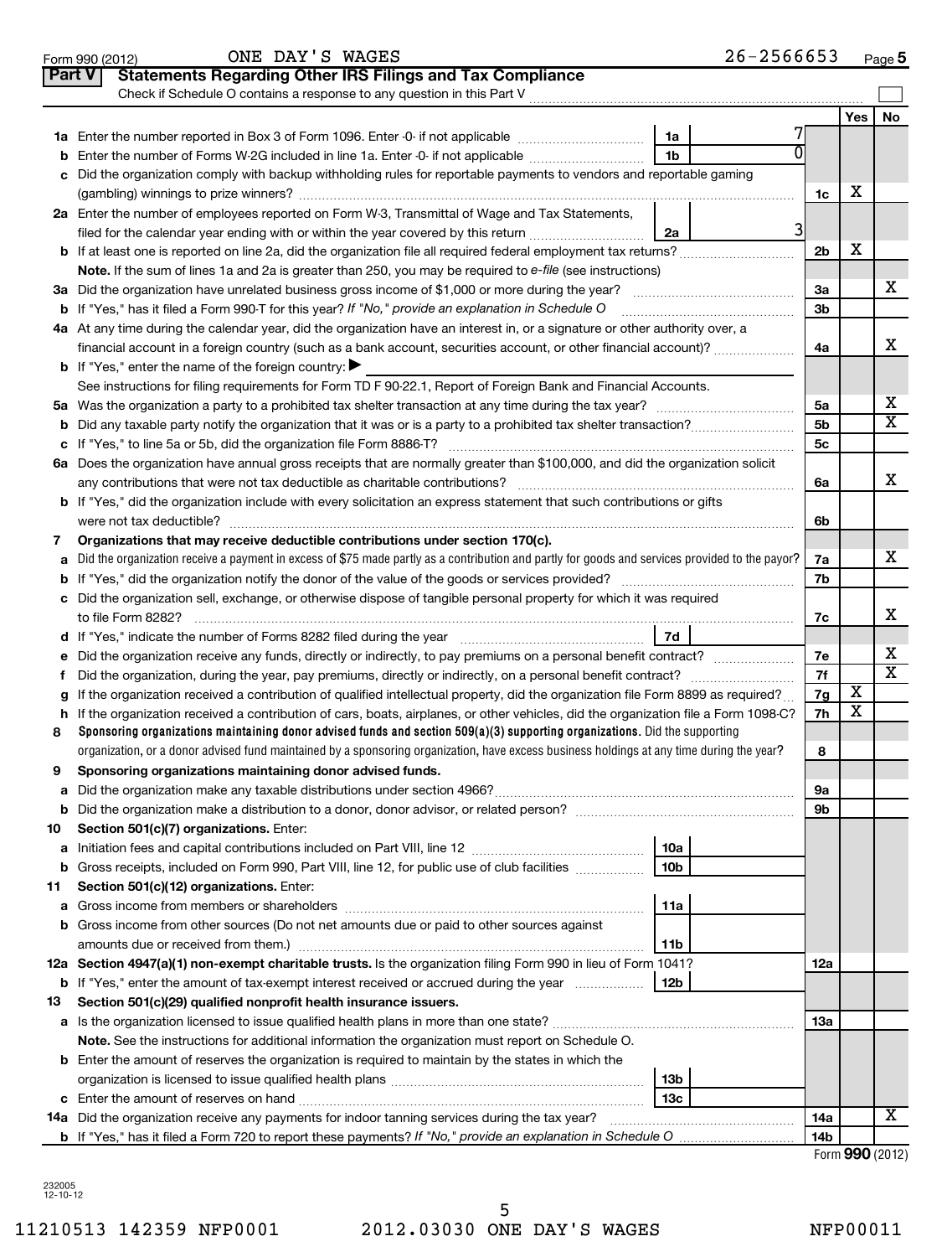Form 990 (2012) ONE DAY'S WAGES 26-2566653 Page 5

**Part V — Statements Regarding Other IRS Filings and Tax Compliance**

Check if Schedule O contains a response to any question in this Part V ☐

| | | | | | Yes | No |
|---|---|---|---|---|---|---|
| **1a** | Enter the number reported in Box 3 of Form 1096. Enter -0- if not applicable | 1a | 7 | | | |
| **b** | Enter the number of Forms W-2G included in line 1a. Enter -0- if not applicable | 1b | 0 | | | |
| **c** | Did the organization comply with backup withholding rules for reportable payments to vendors and reportable gaming (gambling) winnings to prize winners? | | | 1c | X | |
| **2a** | Enter the number of employees reported on Form W-3, Transmittal of Wage and Tax Statements, filed for the calendar year ending with or within the year covered by this return | 2a | 3 | | | |
| **b** | If at least one is reported on line 2a, did the organization file all required federal employment tax returns? | | | 2b | X | |
| | **Note.** If the sum of lines 1a and 2a is greater than 250, you may be required to *e-file* (see instructions) | | | | | |
| **3a** | Did the organization have unrelated business gross income of $1,000 or more during the year? | | | 3a | | X |
| **b** | If "Yes," has it filed a Form 990-T for this year? *If "No," provide an explanation in Schedule O* | | | 3b | | |
| **4a** | At any time during the calendar year, did the organization have an interest in, or a signature or other authority over, a financial account in a foreign country (such as a bank account, securities account, or other financial account)? | | | 4a | | X |
| **b** | If "Yes," enter the name of the foreign country: ▶ | | | | | |
| | See instructions for filing requirements for Form TD F 90-22.1, Report of Foreign Bank and Financial Accounts. | | | | | |
| **5a** | Was the organization a party to a prohibited tax shelter transaction at any time during the tax year? | | | 5a | | X |
| **b** | Did any taxable party notify the organization that it was or is a party to a prohibited tax shelter transaction? | | | 5b | | X |
| **c** | If "Yes," to line 5a or 5b, did the organization file Form 8886-T? | | | 5c | | |
| **6a** | Does the organization have annual gross receipts that are normally greater than $100,000, and did the organization solicit any contributions that were not tax deductible as charitable contributions? | | | 6a | | X |
| **b** | If "Yes," did the organization include with every solicitation an express statement that such contributions or gifts were not tax deductible? | | | 6b | | |
| **7** | **Organizations that may receive deductible contributions under section 170(c).** | | | | | |
| **a** | Did the organization receive a payment in excess of $75 made partly as a contribution and partly for goods and services provided to the payor? | | | 7a | | X |
| **b** | If "Yes," did the organization notify the donor of the value of the goods or services provided? | | | 7b | | |
| **c** | Did the organization sell, exchange, or otherwise dispose of tangible personal property for which it was required to file Form 8282? | | | 7c | | X |
| **d** | If "Yes," indicate the number of Forms 8282 filed during the year | 7d | | | | |
| **e** | Did the organization receive any funds, directly or indirectly, to pay premiums on a personal benefit contract? | | | 7e | | X |
| **f** | Did the organization, during the year, pay premiums, directly or indirectly, on a personal benefit contract? | | | 7f | | X |
| **g** | If the organization received a contribution of qualified intellectual property, did the organization file Form 8899 as required? | | | 7g | X | |
| **h** | If the organization received a contribution of cars, boats, airplanes, or other vehicles, did the organization file a Form 1098-C? | | | 7h | X | |
| **8** | **Sponsoring organizations maintaining donor advised funds and section 509(a)(3) supporting organizations.** Did the supporting organization, or a donor advised fund maintained by a sponsoring organization, have excess business holdings at any time during the year? | | | 8 | | |
| **9** | **Sponsoring organizations maintaining donor advised funds.** | | | | | |
| **a** | Did the organization make any taxable distributions under section 4966? | | | 9a | | |
| **b** | Did the organization make a distribution to a donor, donor advisor, or related person? | | | 9b | | |
| **10** | **Section 501(c)(7) organizations.** Enter: | | | | | |
| **a** | Initiation fees and capital contributions included on Part VIII, line 12 | 10a | | | | |
| **b** | Gross receipts, included on Form 990, Part VIII, line 12, for public use of club facilities | 10b | | | | |
| **11** | **Section 501(c)(12) organizations.** Enter: | | | | | |
| **a** | Gross income from members or shareholders | 11a | | | | |
| **b** | Gross income from other sources (Do not net amounts due or paid to other sources against amounts due or received from them.) | 11b | | | | |
| **12a** | **Section 4947(a)(1) non-exempt charitable trusts.** Is the organization filing Form 990 in lieu of Form 1041? | | | 12a | | |
| **b** | If "Yes," enter the amount of tax-exempt interest received or accrued during the year | 12b | | | | |
| **13** | **Section 501(c)(29) qualified nonprofit health insurance issuers.** | | | | | |
| **a** | Is the organization licensed to issue qualified health plans in more than one state? | | | 13a | | |
| | **Note.** See the instructions for additional information the organization must report on Schedule O. | | | | | |
| **b** | Enter the amount of reserves the organization is required to maintain by the states in which the organization is licensed to issue qualified health plans | 13b | | | | |
| **c** | Enter the amount of reserves on hand | 13c | | | | |
| **14a** | Did the organization receive any payments for indoor tanning services during the tax year? | | | 14a | | X |
| **b** | If "Yes," has it filed a Form 720 to report these payments? *If "No," provide an explanation in Schedule O* | | | 14b | | |

Form **990** (2012)

232005 12-10-12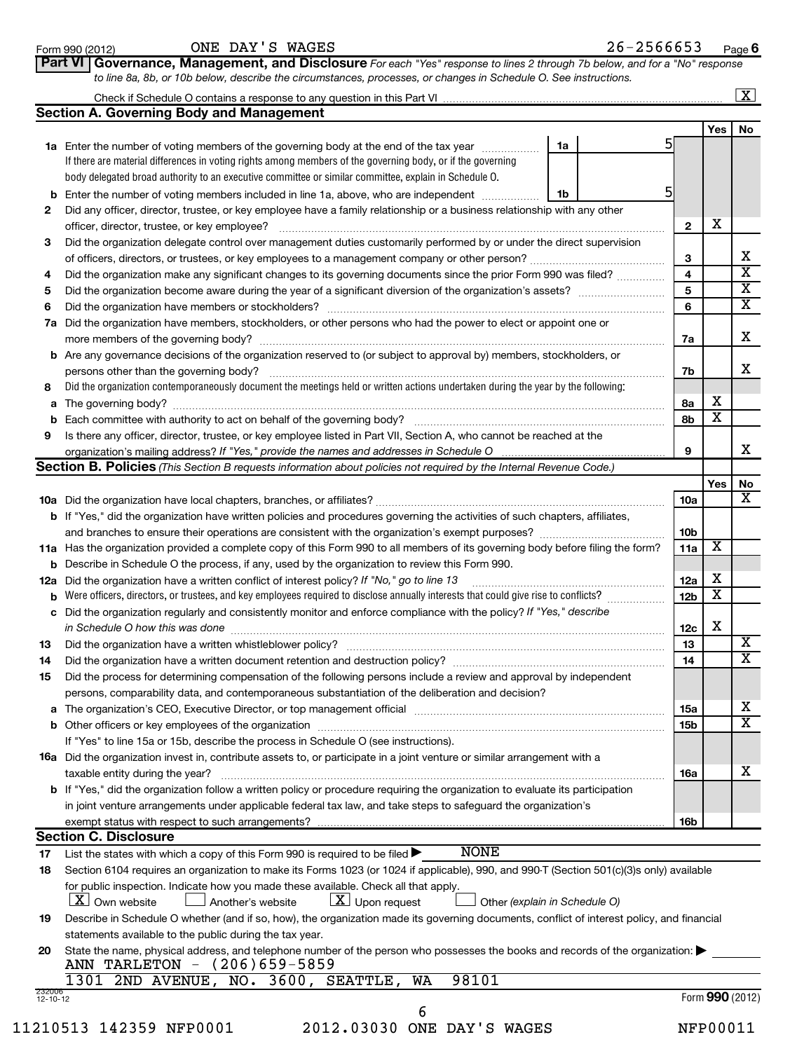Form 990 (2012) ONE DAY'S WAGES 26-2566653 Page **6**

## Part VI Governance, Management, and Disclosure

*For each "Yes" response to lines 2 through 7b below, and for a "No" response to line 8a, 8b, or 10b below, describe the circumstances, processes, or changes in Schedule O. See instructions.*

Check if Schedule O contains a response to any question in this Part VI .......... [X]

### Section A. Governing Body and Management

| | | | | Yes | No |
|---|---|---|---|---|---|
| **1a** | Enter the number of voting members of the governing body at the end of the tax year .......... **1a** 5. If there are material differences in voting rights among members of the governing body, or if the governing body delegated broad authority to an executive committee or similar committee, explain in Schedule O. | | | | |
| **b** | Enter the number of voting members included in line 1a, above, who are independent .......... **1b** 5 | | | | |
| **2** | Did any officer, director, trustee, or key employee have a family relationship or a business relationship with any other officer, director, trustee, or key employee? | **2** | | X | |
| **3** | Did the organization delegate control over management duties customarily performed by or under the direct supervision of officers, directors, or trustees, or key employees to a management company or other person? | **3** | | | X |
| **4** | Did the organization make any significant changes to its governing documents since the prior Form 990 was filed? | **4** | | | X |
| **5** | Did the organization become aware during the year of a significant diversion of the organization's assets? | **5** | | | X |
| **6** | Did the organization have members or stockholders? | **6** | | | X |
| **7a** | Did the organization have members, stockholders, or other persons who had the power to elect or appoint one or more members of the governing body? | **7a** | | | X |
| **b** | Are any governance decisions of the organization reserved to (or subject to approval by) members, stockholders, or persons other than the governing body? | **7b** | | | X |
| **8** | Did the organization contemporaneously document the meetings held or written actions undertaken during the year by the following: | | | | |
| **a** | The governing body? | **8a** | | X | |
| **b** | Each committee with authority to act on behalf of the governing body? | **8b** | | X | |
| **9** | Is there any officer, director, trustee, or key employee listed in Part VII, Section A, who cannot be reached at the organization's mailing address? *If "Yes," provide the names and addresses in Schedule O* | **9** | | | X |

### Section B. Policies *(This Section B requests information about policies not required by the Internal Revenue Code.)*

| | | | Yes | No |
|---|---|---|---|---|
| **10a** | Did the organization have local chapters, branches, or affiliates? | **10a** | | X |
| **b** | If "Yes," did the organization have written policies and procedures governing the activities of such chapters, affiliates, and branches to ensure their operations are consistent with the organization's exempt purposes? | **10b** | | |
| **11a** | Has the organization provided a complete copy of this Form 990 to all members of its governing body before filing the form? | **11a** | X | |
| **b** | Describe in Schedule O the process, if any, used by the organization to review this Form 990. | | | |
| **12a** | Did the organization have a written conflict of interest policy? *If "No," go to line 13* | **12a** | X | |
| **b** | Were officers, directors, or trustees, and key employees required to disclose annually interests that could give rise to conflicts? | **12b** | X | |
| **c** | Did the organization regularly and consistently monitor and enforce compliance with the policy? *If "Yes," describe in Schedule O how this was done* | **12c** | X | |
| **13** | Did the organization have a written whistleblower policy? | **13** | | X |
| **14** | Did the organization have a written document retention and destruction policy? | **14** | | X |
| **15** | Did the process for determining compensation of the following persons include a review and approval by independent persons, comparability data, and contemporaneous substantiation of the deliberation and decision? | | | |
| **a** | The organization's CEO, Executive Director, or top management official | **15a** | | X |
| **b** | Other officers or key employees of the organization | **15b** | | X |
| | If "Yes" to line 15a or 15b, describe the process in Schedule O (see instructions). | | | |
| **16a** | Did the organization invest in, contribute assets to, or participate in a joint venture or similar arrangement with a taxable entity during the year? | **16a** | | X |
| **b** | If "Yes," did the organization follow a written policy or procedure requiring the organization to evaluate its participation in joint venture arrangements under applicable federal tax law, and take steps to safeguard the organization's exempt status with respect to such arrangements? | **16b** | | |

### Section C. Disclosure

**17** List the states with which a copy of this Form 990 is required to be filed ▶ NONE

**18** Section 6104 requires an organization to make its Forms 1023 (or 1024 if applicable), 990, and 990-T (Section 501(c)(3)s only) available for public inspection. Indicate how you made these available. Check all that apply.

[X] Own website [ ] Another's website [X] Upon request [ ] Other *(explain in Schedule O)*

**19** Describe in Schedule O whether (and if so, how), the organization made its governing documents, conflict of interest policy, and financial statements available to the public during the tax year.

**20** State the name, physical address, and telephone number of the person who possesses the books and records of the organization: ▶

ANN TARLETON - (206)659-5859
1301 2ND AVENUE, NO. 3600, SEATTLE, WA 98101

Form **990** (2012)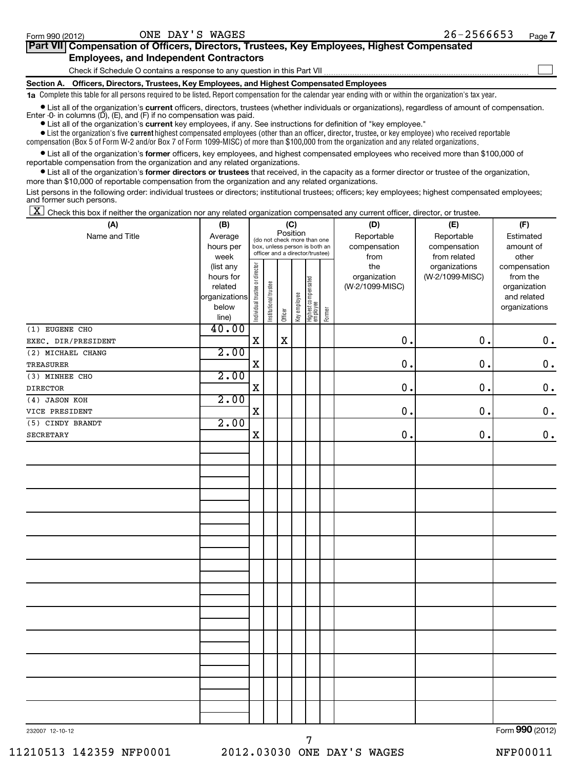Form 990 (2012) ONE DAY'S WAGES 26-2566653 Page 7

## Part VII Compensation of Officers, Directors, Trustees, Key Employees, Highest Compensated Employees, and Independent Contractors

Check if Schedule O contains a response to any question in this Part VII ☐

### Section A. Officers, Directors, Trustees, Key Employees, and Highest Compensated Employees

**1a** Complete this table for all persons required to be listed. Report compensation for the calendar year ending with or within the organization's tax year.

- List all of the organization's **current** officers, directors, trustees (whether individuals or organizations), regardless of amount of compensation. Enter -0- in columns (D), (E), and (F) if no compensation was paid.
- List all of the organization's **current** key employees, if any. See instructions for definition of "key employee."
- List the organization's five **current** highest compensated employees (other than an officer, director, trustee, or key employee) who received reportable compensation (Box 5 of Form W-2 and/or Box 7 of Form 1099-MISC) of more than $100,000 from the organization and any related organizations.
- List all of the organization's **former** officers, key employees, and highest compensated employees who received more than $100,000 of reportable compensation from the organization and any related organizations.
- List all of the organization's **former directors or trustees** that received, in the capacity as a former director or trustee of the organization, more than $10,000 of reportable compensation from the organization and any related organizations.

List persons in the following order: individual trustees or directors; institutional trustees; officers; key employees; highest compensated employees; and former such persons.

☒ Check this box if neither the organization nor any related organization compensated any current officer, director, or trustee.

| (A) Name and Title | (B) Average hours per week (list any hours for related organizations below line) | (C) Position: Individual trustee or director | Institutional trustee | Officer | Key employee | Highest compensated employee | Former | (D) Reportable compensation from the organization (W-2/1099-MISC) | (E) Reportable compensation from related organizations (W-2/1099-MISC) | (F) Estimated amount of other compensation from the organization and related organizations |
|---|---|---|---|---|---|---|---|---|---|---|
| (1) EUGENE CHO<br>EXEC. DIR/PRESIDENT | 40.00 | X | | X | | | | 0. | 0. | 0. |
| (2) MICHAEL CHANG<br>TREASURER | 2.00 | X | | | | | | 0. | 0. | 0. |
| (3) MINHEE CHO<br>DIRECTOR | 2.00 | X | | | | | | 0. | 0. | 0. |
| (4) JASON KOH<br>VICE PRESIDENT | 2.00 | X | | | | | | 0. | 0. | 0. |
| (5) CINDY BRANDT<br>SECRETARY | 2.00 | X | | | | | | 0. | 0. | 0. |

232007 12-10-12 Form **990** (2012)

11210513 142359 NFP0001 2012.03030 ONE DAY'S WAGES NFP00011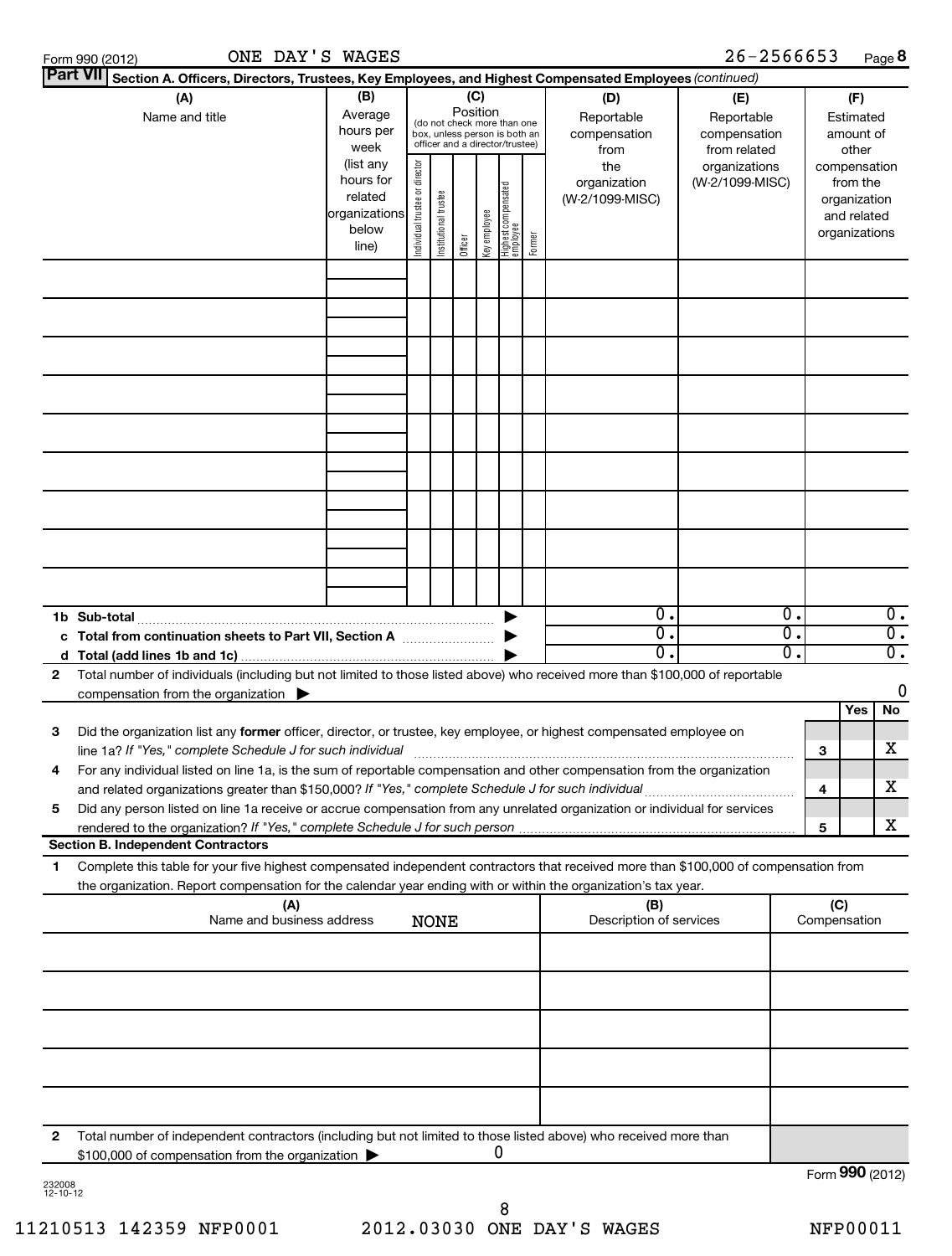Form 990 (2012) ONE DAY'S WAGES 26-2566653 Page **8**

**Part VII** **Section A. Officers, Directors, Trustees, Key Employees, and Highest Compensated Employees** *(continued)*

| (A) Name and title | (B) Average hours per week (list any hours for related organizations below line) | (C) Position (do not check more than one box, unless person is both an officer and a director/trustee) | | | | | | (D) Reportable compensation from the organization (W-2/1099-MISC) | (E) Reportable compensation from related organizations (W-2/1099-MISC) | (F) Estimated amount of other compensation from the organization and related organizations |
|---|---|---|---|---|---|---|---|---|---|---|
| | | Individual trustee or director | Institutional trustee | Officer | Key employee | Highest compensated employee | Former | | | |
| | | | | | | | | | | |
| | | | | | | | | | | |
| | | | | | | | | | | |
| | | | | | | | | | | |
| | | | | | | | | | | |
| | | | | | | | | | | |
| | | | | | | | | | | |
| | | | | | | | | | | |
| | | | | | | | | | | |
| **1b Sub-total** | | | | | | | | 0. | 0. | 0. |
| **c Total from continuation sheets to Part VII, Section A** | | | | | | | | 0. | 0. | 0. |
| **d Total (add lines 1b and 1c)** | | | | | | | | 0. | 0. | 0. |

**2** Total number of individuals (including but not limited to those listed above) who received more than $100,000 of reportable compensation from the organization ▶ 0

| | | | Yes | No |
|---|---|---|---|---|
| **3** | Did the organization list any **former** officer, director, or trustee, key employee, or highest compensated employee on line 1a? *If "Yes," complete Schedule J for such individual* | 3 | | X |
| **4** | For any individual listed on line 1a, is the sum of reportable compensation and other compensation from the organization and related organizations greater than $150,000? *If "Yes," complete Schedule J for such individual* | 4 | | X |
| **5** | Did any person listed on line 1a receive or accrue compensation from any unrelated organization or individual for services rendered to the organization? *If "Yes," complete Schedule J for such person* | 5 | | X |

**Section B. Independent Contractors**

**1** Complete this table for your five highest compensated independent contractors that received more than $100,000 of compensation from the organization. Report compensation for the calendar year ending with or within the organization's tax year.

| (A) Name and business address | (B) Description of services | (C) Compensation |
|---|---|---|
| NONE | | |
| | | |
| | | |
| | | |
| | | |
| | | |

**2** Total number of independent contractors (including but not limited to those listed above) who received more than $100,000 of compensation from the organization ▶ 0

Form **990** (2012)

232008 12-10-12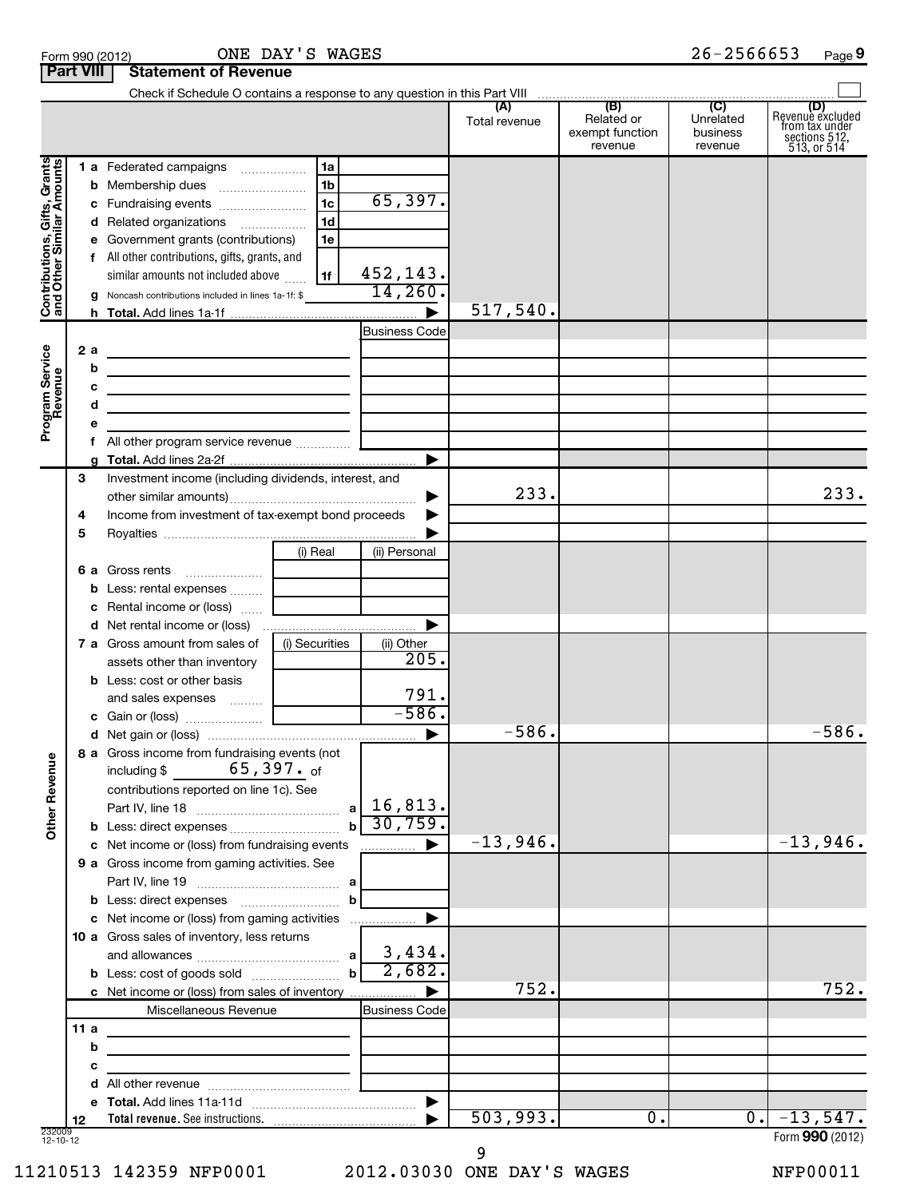Form 990 (2012) ONE DAY'S WAGES 26-2566653 Page 9

## Part VIII Statement of Revenue

Check if Schedule O contains a response to any question in this Part VIII

| | | | | (A) Total revenue | (B) Related or exempt function revenue | (C) Unrelated business revenue | (D) Revenue excluded from tax under sections 512, 513, or 514 |
|---|---|---|---|---|---|---|---|
| **Contributions, Gifts, Grants and Other Similar Amounts** | 1 a Federated campaigns | 1a | | | | | |
| | b Membership dues | 1b | | | | | |
| | c Fundraising events | 1c | 65,397. | | | | |
| | d Related organizations | 1d | | | | | |
| | e Government grants (contributions) | 1e | | | | | |
| | f All other contributions, gifts, grants, and similar amounts not included above | 1f | 452,143. | | | | |
| | g Noncash contributions included in lines 1a-1f: $ | | 14,260. | | | | |
| | h **Total.** Add lines 1a-1f | | ▶ | 517,540. | | | |
| **Program Service Revenue** | | | Business Code | | | | |
| | 2 a | | | | | | |
| | b | | | | | | |
| | c | | | | | | |
| | d | | | | | | |
| | e | | | | | | |
| | f All other program service revenue | | | | | | |
| | g **Total.** Add lines 2a-2f | | ▶ | | | | |
| **Other Revenue** | 3 Investment income (including dividends, interest, and other similar amounts) | | ▶ | 233. | | | 233. |
| | 4 Income from investment of tax-exempt bond proceeds | | ▶ | | | | |
| | 5 Royalties | | ▶ | | | | |
| | | (i) Real | (ii) Personal | | | | |
| | 6 a Gross rents | | | | | | |
| | b Less: rental expenses | | | | | | |
| | c Rental income or (loss) | | | | | | |
| | d Net rental income or (loss) | | ▶ | | | | |
| | 7 a Gross amount from sales of assets other than inventory | (i) Securities | (ii) Other 205. | | | | |
| | b Less: cost or other basis and sales expenses | | 791. | | | | |
| | c Gain or (loss) | | -586. | | | | |
| | d Net gain or (loss) | | ▶ | -586. | | | -586. |
| | 8 a Gross income from fundraising events (not including $ 65,397. of contributions reported on line 1c). See Part IV, line 18 | a | 16,813. | | | | |
| | b Less: direct expenses | b | 30,759. | | | | |
| | c Net income or (loss) from fundraising events | | ▶ | -13,946. | | | -13,946. |
| | 9 a Gross income from gaming activities. See Part IV, line 19 | a | | | | | |
| | b Less: direct expenses | b | | | | | |
| | c Net income or (loss) from gaming activities | | ▶ | | | | |
| | 10 a Gross sales of inventory, less returns and allowances | a | 3,434. | | | | |
| | b Less: cost of goods sold | b | 2,682. | | | | |
| | c Net income or (loss) from sales of inventory | | ▶ | 752. | | | 752. |
| | Miscellaneous Revenue | | Business Code | | | | |
| | 11 a | | | | | | |
| | b | | | | | | |
| | c | | | | | | |
| | d All other revenue | | | | | | |
| | e **Total.** Add lines 11a-11d | | ▶ | | | | |
| | 12 **Total revenue.** See instructions. | | ▶ | 503,993. | 0. | 0. | -13,547. |

232009 12-10-12

Form **990** (2012)

11210513 142359 NFP0001 2012.03030 ONE DAY'S WAGES NFP00011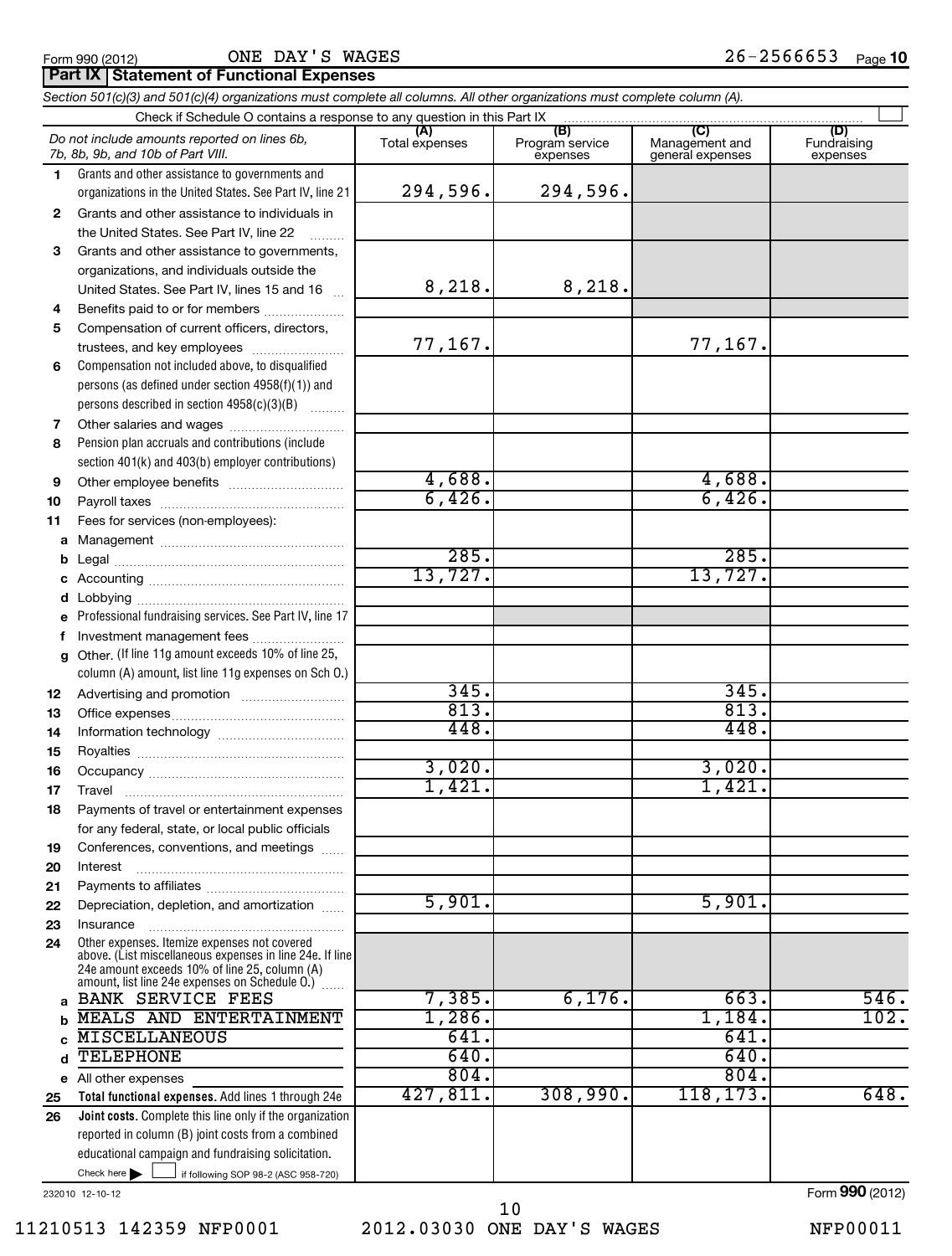Form 990 (2012) ONE DAY'S WAGES 26-2566653 Page 10

**Part IX | Statement of Functional Expenses**

*Section 501(c)(3) and 501(c)(4) organizations must complete all columns. All other organizations must complete column (A).*

Check if Schedule O contains a response to any question in this Part IX

| | *Do not include amounts reported on lines 6b, 7b, 8b, 9b, and 10b of Part VIII.* | (A) Total expenses | (B) Program service expenses | (C) Management and general expenses | (D) Fundraising expenses |
|---|---|---|---|---|---|
| 1 | Grants and other assistance to governments and organizations in the United States. See Part IV, line 21 | 294,596. | 294,596. | | |
| 2 | Grants and other assistance to individuals in the United States. See Part IV, line 22 | | | | |
| 3 | Grants and other assistance to governments, organizations, and individuals outside the United States. See Part IV, lines 15 and 16 | 8,218. | 8,218. | | |
| 4 | Benefits paid to or for members | | | | |
| 5 | Compensation of current officers, directors, trustees, and key employees | 77,167. | | 77,167. | |
| 6 | Compensation not included above, to disqualified persons (as defined under section 4958(f)(1)) and persons described in section 4958(c)(3)(B) | | | | |
| 7 | Other salaries and wages | | | | |
| 8 | Pension plan accruals and contributions (include section 401(k) and 403(b) employer contributions) | | | | |
| 9 | Other employee benefits | 4,688. | | 4,688. | |
| 10 | Payroll taxes | 6,426. | | 6,426. | |
| 11 | Fees for services (non-employees): | | | | |
| a | Management | | | | |
| b | Legal | 285. | | 285. | |
| c | Accounting | 13,727. | | 13,727. | |
| d | Lobbying | | | | |
| e | Professional fundraising services. See Part IV, line 17 | | | | |
| f | Investment management fees | | | | |
| g | Other. (If line 11g amount exceeds 10% of line 25, column (A) amount, list line 11g expenses on Sch O.) | | | | |
| 12 | Advertising and promotion | 345. | | 345. | |
| 13 | Office expenses | 813. | | 813. | |
| 14 | Information technology | 448. | | 448. | |
| 15 | Royalties | | | | |
| 16 | Occupancy | 3,020. | | 3,020. | |
| 17 | Travel | 1,421. | | 1,421. | |
| 18 | Payments of travel or entertainment expenses for any federal, state, or local public officials | | | | |
| 19 | Conferences, conventions, and meetings | | | | |
| 20 | Interest | | | | |
| 21 | Payments to affiliates | | | | |
| 22 | Depreciation, depletion, and amortization | 5,901. | | 5,901. | |
| 23 | Insurance | | | | |
| 24 | Other expenses. Itemize expenses not covered above. (List miscellaneous expenses in line 24e. If line 24e amount exceeds 10% of line 25, column (A) amount, list line 24e expenses on Schedule O.) | | | | |
| a | BANK SERVICE FEES | 7,385. | 6,176. | 663. | 546. |
| b | MEALS AND ENTERTAINMENT | 1,286. | | 1,184. | 102. |
| c | MISCELLANEOUS | 641. | | 641. | |
| d | TELEPHONE | 640. | | 640. | |
| e | All other expenses | 804. | | 804. | |
| 25 | **Total functional expenses.** Add lines 1 through 24e | 427,811. | 308,990. | 118,173. | 648. |
| 26 | **Joint costs.** Complete this line only if the organization reported in column (B) joint costs from a combined educational campaign and fundraising solicitation. Check here ☐ if following SOP 98-2 (ASC 958-720) | | | | |

232010 12-10-12 Form **990** (2012)

11210513 142359 NFP0001 2012.03030 ONE DAY'S WAGES NFP00011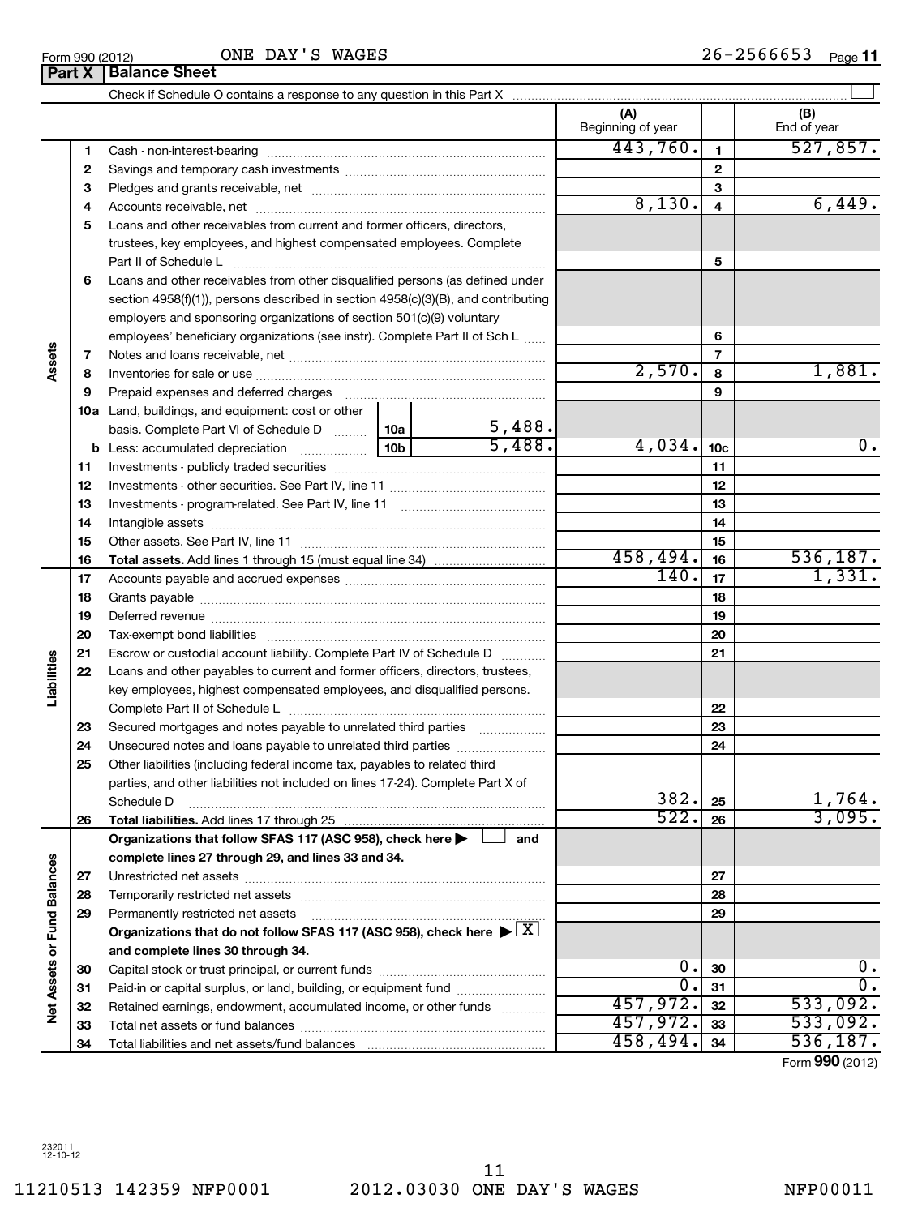Form 990 (2012) ONE DAY'S WAGES 26-2566653 Page 11

## Part X Balance Sheet

Check if Schedule O contains a response to any question in this Part X

| | | | | | (A) Beginning of year | | (B) End of year |
|---|---|---|---|---|---|---|---|
| Assets | 1 | Cash - non-interest-bearing | | | 443,760. | 1 | 527,857. |
| | 2 | Savings and temporary cash investments | | | | 2 | |
| | 3 | Pledges and grants receivable, net | | | | 3 | |
| | 4 | Accounts receivable, net | | | 8,130. | 4 | 6,449. |
| | 5 | Loans and other receivables from current and former officers, directors, trustees, key employees, and highest compensated employees. Complete Part II of Schedule L | | | | 5 | |
| | 6 | Loans and other receivables from other disqualified persons (as defined under section 4958(f)(1)), persons described in section 4958(c)(3)(B), and contributing employers and sponsoring organizations of section 501(c)(9) voluntary employees' beneficiary organizations (see instr). Complete Part II of Sch L | | | | 6 | |
| | 7 | Notes and loans receivable, net | | | | 7 | |
| | 8 | Inventories for sale or use | | | 2,570. | 8 | 1,881. |
| | 9 | Prepaid expenses and deferred charges | | | | 9 | |
| | 10a | Land, buildings, and equipment: cost or other basis. Complete Part VI of Schedule D | 10a | 5,488. | | | |
| | b | Less: accumulated depreciation | 10b | 5,488. | 4,034. | 10c | 0. |
| | 11 | Investments - publicly traded securities | | | | 11 | |
| | 12 | Investments - other securities. See Part IV, line 11 | | | | 12 | |
| | 13 | Investments - program-related. See Part IV, line 11 | | | | 13 | |
| | 14 | Intangible assets | | | | 14 | |
| | 15 | Other assets. See Part IV, line 11 | | | | 15 | |
| | 16 | **Total assets.** Add lines 1 through 15 (must equal line 34) | | | 458,494. | 16 | 536,187. |
| Liabilities | 17 | Accounts payable and accrued expenses | | | 140. | 17 | 1,331. |
| | 18 | Grants payable | | | | 18 | |
| | 19 | Deferred revenue | | | | 19 | |
| | 20 | Tax-exempt bond liabilities | | | | 20 | |
| | 21 | Escrow or custodial account liability. Complete Part IV of Schedule D | | | | 21 | |
| | 22 | Loans and other payables to current and former officers, directors, trustees, key employees, highest compensated employees, and disqualified persons. Complete Part II of Schedule L | | | | 22 | |
| | 23 | Secured mortgages and notes payable to unrelated third parties | | | | 23 | |
| | 24 | Unsecured notes and loans payable to unrelated third parties | | | | 24 | |
| | 25 | Other liabilities (including federal income tax, payables to related third parties, and other liabilities not included on lines 17-24). Complete Part X of Schedule D | | | 382. | 25 | 1,764. |
| | 26 | **Total liabilities.** Add lines 17 through 25 | | | 522. | 26 | 3,095. |
| Net Assets or Fund Balances | | **Organizations that follow SFAS 117 (ASC 958), check here ☐ and complete lines 27 through 29, and lines 33 and 34.** | | | | | |
| | 27 | Unrestricted net assets | | | | 27 | |
| | 28 | Temporarily restricted net assets | | | | 28 | |
| | 29 | Permanently restricted net assets | | | | 29 | |
| | | **Organizations that do not follow SFAS 117 (ASC 958), check here ☒ and complete lines 30 through 34.** | | | | | |
| | 30 | Capital stock or trust principal, or current funds | | | 0. | 30 | 0. |
| | 31 | Paid-in or capital surplus, or land, building, or equipment fund | | | 0. | 31 | 0. |
| | 32 | Retained earnings, endowment, accumulated income, or other funds | | | 457,972. | 32 | 533,092. |
| | 33 | Total net assets or fund balances | | | 457,972. | 33 | 533,092. |
| | 34 | Total liabilities and net assets/fund balances | | | 458,494. | 34 | 536,187. |

Form **990** (2012)

232011 12-10-12

11210513 142359 NFP0001 2012.03030 ONE DAY'S WAGES NFP00011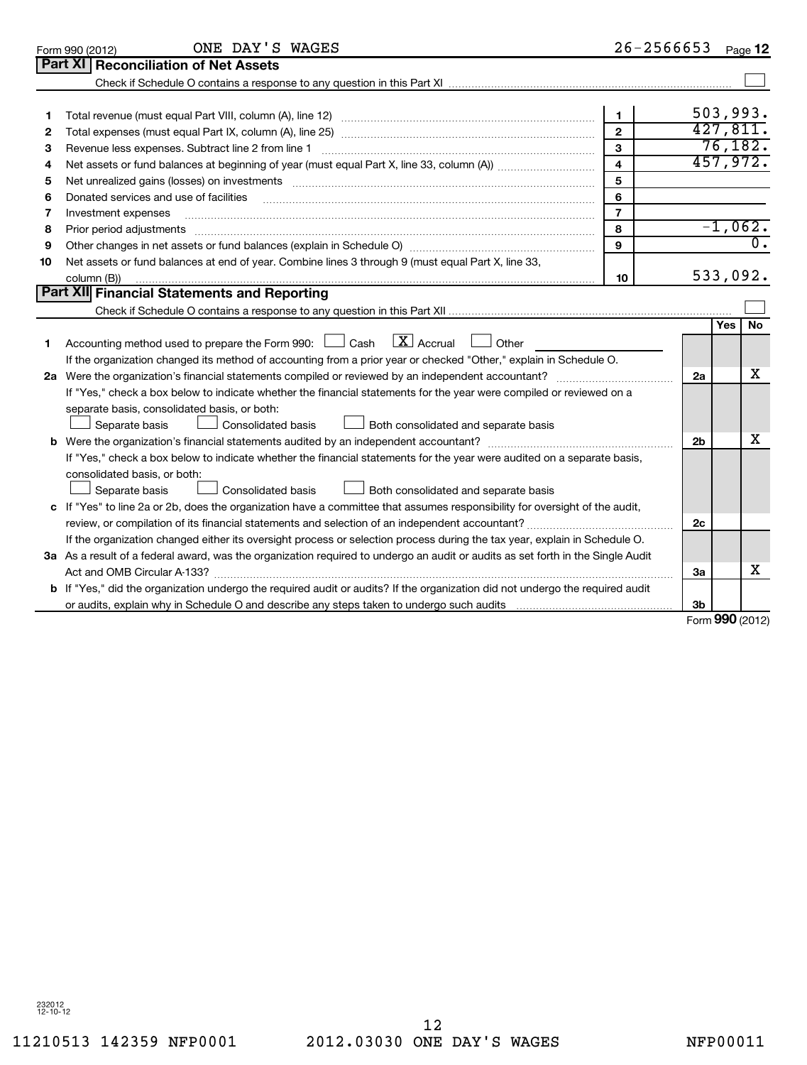Form 990 (2012) ONE DAY'S WAGES 26-2566653 Page 12

## Part XI Reconciliation of Net Assets

Check if Schedule O contains a response to any question in this Part XI ☐

| | | | |
|---|---|---|---|
| 1 | Total revenue (must equal Part VIII, column (A), line 12) | 1 | 503,993. |
| 2 | Total expenses (must equal Part IX, column (A), line 25) | 2 | 427,811. |
| 3 | Revenue less expenses. Subtract line 2 from line 1 | 3 | 76,182. |
| 4 | Net assets or fund balances at beginning of year (must equal Part X, line 33, column (A)) | 4 | 457,972. |
| 5 | Net unrealized gains (losses) on investments | 5 | |
| 6 | Donated services and use of facilities | 6 | |
| 7 | Investment expenses | 7 | |
| 8 | Prior period adjustments | 8 | -1,062. |
| 9 | Other changes in net assets or fund balances (explain in Schedule O) | 9 | 0. |
| 10 | Net assets or fund balances at end of year. Combine lines 3 through 9 (must equal Part X, line 33, column (B)) | 10 | 533,092. |

## Part XII Financial Statements and Reporting

Check if Schedule O contains a response to any question in this Part XII ☐

| | | | Yes | No |
|---|---|---|---|---|
| 1 | Accounting method used to prepare the Form 990: ☐ Cash ☒ Accrual ☐ Other | | | |
| | If the organization changed its method of accounting from a prior year or checked "Other," explain in Schedule O. | | | |
| 2a | Were the organization's financial statements compiled or reviewed by an independent accountant? | 2a | | X |
| | If "Yes," check a box below to indicate whether the financial statements for the year were compiled or reviewed on a separate basis, consolidated basis, or both: ☐ Separate basis ☐ Consolidated basis ☐ Both consolidated and separate basis | | | |
| b | Were the organization's financial statements audited by an independent accountant? | 2b | | X |
| | If "Yes," check a box below to indicate whether the financial statements for the year were audited on a separate basis, consolidated basis, or both: ☐ Separate basis ☐ Consolidated basis ☐ Both consolidated and separate basis | | | |
| c | If "Yes" to line 2a or 2b, does the organization have a committee that assumes responsibility for oversight of the audit, review, or compilation of its financial statements and selection of an independent accountant? | 2c | | |
| | If the organization changed either its oversight process or selection process during the tax year, explain in Schedule O. | | | |
| 3a | As a result of a federal award, was the organization required to undergo an audit or audits as set forth in the Single Audit Act and OMB Circular A-133? | 3a | | X |
| b | If "Yes," did the organization undergo the required audit or audits? If the organization did not undergo the required audit or audits, explain why in Schedule O and describe any steps taken to undergo such audits | 3b | | |

Form 990 (2012)

232012 12-10-12

11210513 142359 NFP0001 2012.03030 ONE DAY'S WAGES NFP00011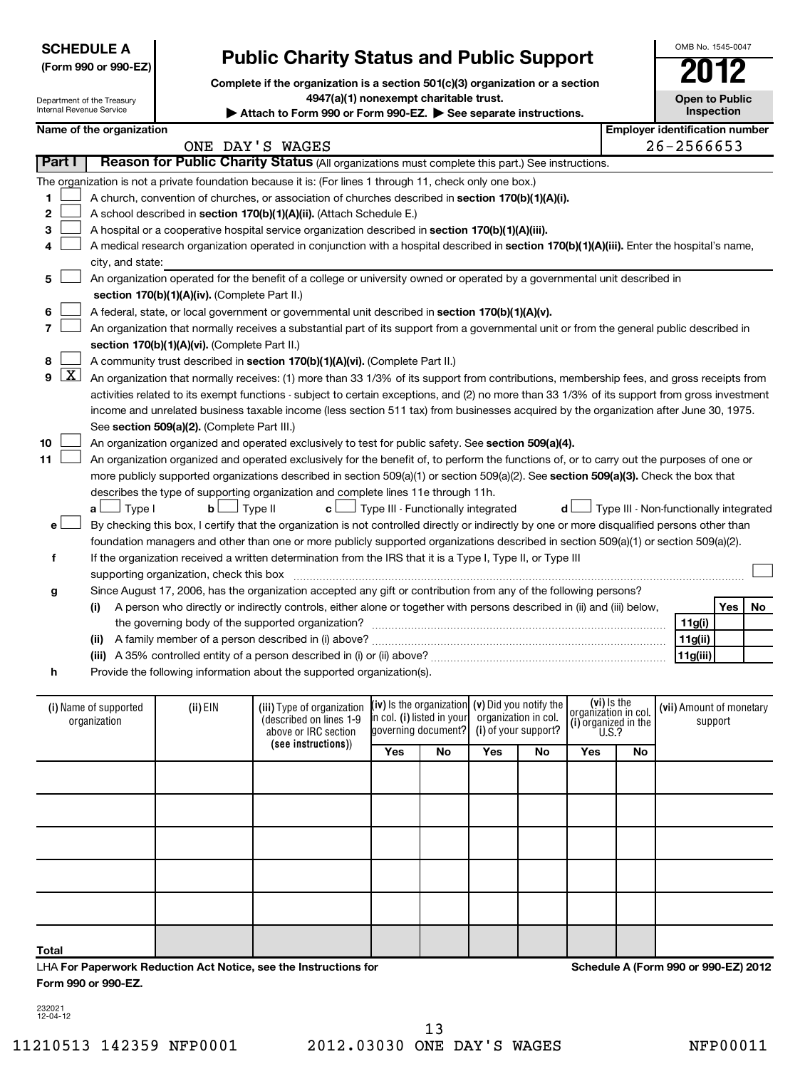**SCHEDULE A**
**(Form 990 or 990-EZ)**

Department of the Treasury
Internal Revenue Service

# Public Charity Status and Public Support

**Complete if the organization is a section 501(c)(3) organization or a section 4947(a)(1) nonexempt charitable trust.**
▶ **Attach to Form 990 or Form 990-EZ.** ▶ **See separate instructions.**

OMB No. 1545-0047
**2012**
**Open to Public Inspection**

| Name of the organization | Employer identification number |
|---|---|
| ONE DAY'S WAGES | 26-2566653 |

**Part I** | **Reason for Public Charity Status** (All organizations must complete this part.) See instructions.

The organization is not a private foundation because it is: (For lines 1 through 11, check only one box.)

1. ☐ A church, convention of churches, or association of churches described in **section 170(b)(1)(A)(i).**
2. ☐ A school described in **section 170(b)(1)(A)(ii).** (Attach Schedule E.)
3. ☐ A hospital or a cooperative hospital service organization described in **section 170(b)(1)(A)(iii).**
4. ☐ A medical research organization operated in conjunction with a hospital described in **section 170(b)(1)(A)(iii).** Enter the hospital's name, city, and state:
5. ☐ An organization operated for the benefit of a college or university owned or operated by a governmental unit described in **section 170(b)(1)(A)(iv).** (Complete Part II.)
6. ☐ A federal, state, or local government or governmental unit described in **section 170(b)(1)(A)(v).**
7. ☐ An organization that normally receives a substantial part of its support from a governmental unit or from the general public described in **section 170(b)(1)(A)(vi).** (Complete Part II.)
8. ☐ A community trust described in **section 170(b)(1)(A)(vi).** (Complete Part II.)
9. ☒ An organization that normally receives: (1) more than 33 1/3% of its support from contributions, membership fees, and gross receipts from activities related to its exempt functions - subject to certain exceptions, and (2) no more than 33 1/3% of its support from gross investment income and unrelated business taxable income (less section 511 tax) from businesses acquired by the organization after June 30, 1975. See **section 509(a)(2).** (Complete Part III.)
10. ☐ An organization organized and operated exclusively to test for public safety. See **section 509(a)(4).**
11. ☐ An organization organized and operated exclusively for the benefit of, to perform the functions of, or to carry out the purposes of one or more publicly supported organizations described in section 509(a)(1) or section 509(a)(2). See **section 509(a)(3).** Check the box that describes the type of supporting organization and complete lines 11e through 11h.
   **a** ☐ Type I **b** ☐ Type II **c** ☐ Type III - Functionally integrated **d** ☐ Type III - Non-functionally integrated
   **e** ☐ By checking this box, I certify that the organization is not controlled directly or indirectly by one or more disqualified persons other than foundation managers and other than one or more publicly supported organizations described in section 509(a)(1) or section 509(a)(2).
   **f** If the organization received a written determination from the IRS that it is a Type I, Type II, or Type III supporting organization, check this box ☐
   **g** Since August 17, 2006, has the organization accepted any gift or contribution from any of the following persons?

| | | | Yes | No |
|---|---|---|---|---|
| (i) | A person who directly or indirectly controls, either alone or together with persons described in (ii) and (iii) below, the governing body of the supported organization? | 11g(i) | | |
| (ii) | A family member of a person described in (i) above? | 11g(ii) | | |
| (iii) | A 35% controlled entity of a person described in (i) or (ii) above? | 11g(iii) | | |

   **h** Provide the following information about the supported organization(s).

| (i) Name of supported organization | (ii) EIN | (iii) Type of organization (described on lines 1-9 above or IRC section (see instructions)) | (iv) Is the organization in col. (i) listed in your governing document? | | (v) Did you notify the organization in col. (i) of your support? | | (vi) Is the organization in col. (i) organized in the U.S.? | | (vii) Amount of monetary support |
|---|---|---|---|---|---|---|---|---|---|
| | | | Yes | No | Yes | No | Yes | No | |
| | | | | | | | | | |
| | | | | | | | | | |
| | | | | | | | | | |
| | | | | | | | | | |
| | | | | | | | | | |
| **Total** | | | | | | | | | |

LHA **For Paperwork Reduction Act Notice, see the Instructions for Form 990 or 990-EZ.**

**Schedule A (Form 990 or 990-EZ) 2012**

232021
12-04-12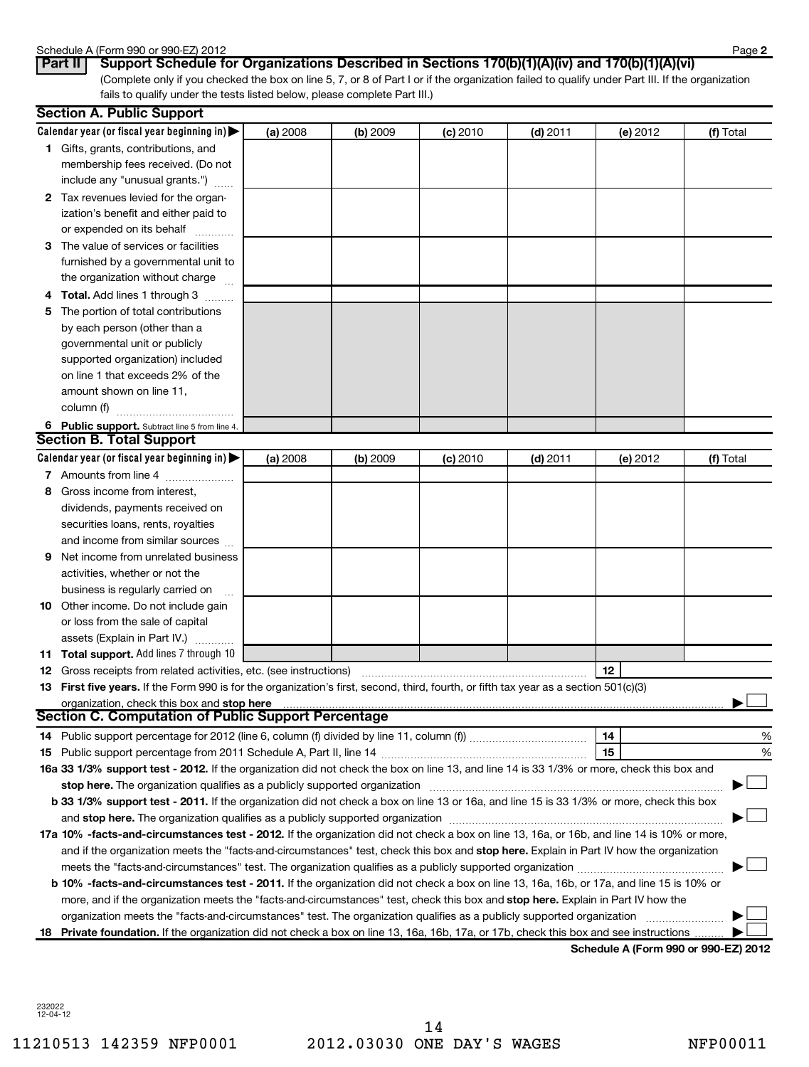## Part II Support Schedule for Organizations Described in Sections 170(b)(1)(A)(iv) and 170(b)(1)(A)(vi)

(Complete only if you checked the box on line 5, 7, or 8 of Part I or if the organization failed to qualify under Part III. If the organization fails to qualify under the tests listed below, please complete Part III.)

### Section A. Public Support

| Calendar year (or fiscal year beginning in) ▶ | (a) 2008 | (b) 2009 | (c) 2010 | (d) 2011 | (e) 2012 | (f) Total |
|---|---|---|---|---|---|---|
| **1** Gifts, grants, contributions, and membership fees received. (Do not include any "unusual grants.") | | | | | | |
| **2** Tax revenues levied for the organization's benefit and either paid to or expended on its behalf | | | | | | |
| **3** The value of services or facilities furnished by a governmental unit to the organization without charge | | | | | | |
| **4 Total.** Add lines 1 through 3 | | | | | | |
| **5** The portion of total contributions by each person (other than a governmental unit or publicly supported organization) included on line 1 that exceeds 2% of the amount shown on line 11, column (f) | | | | | | |
| **6 Public support.** Subtract line 5 from line 4. | | | | | | |

### Section B. Total Support

| Calendar year (or fiscal year beginning in) ▶ | (a) 2008 | (b) 2009 | (c) 2010 | (d) 2011 | (e) 2012 | (f) Total |
|---|---|---|---|---|---|---|
| **7** Amounts from line 4 | | | | | | |
| **8** Gross income from interest, dividends, payments received on securities loans, rents, royalties and income from similar sources | | | | | | |
| **9** Net income from unrelated business activities, whether or not the business is regularly carried on | | | | | | |
| **10** Other income. Do not include gain or loss from the sale of capital assets (Explain in Part IV.) | | | | | | |
| **11 Total support.** Add lines 7 through 10 | | | | | | |

**12** Gross receipts from related activities, etc. (see instructions) **12**

**13 First five years.** If the Form 990 is for the organization's first, second, third, fourth, or fifth tax year as a section 501(c)(3) organization, check this box and **stop here** ▶ ☐

### Section C. Computation of Public Support Percentage

**14** Public support percentage for 2012 (line 6, column (f) divided by line 11, column (f)) **14** %

**15** Public support percentage from 2011 Schedule A, Part II, line 14 **15** %

**16a 33 1/3% support test - 2012.** If the organization did not check the box on line 13, and line 14 is 33 1/3% or more, check this box and **stop here.** The organization qualifies as a publicly supported organization ▶ ☐

**b 33 1/3% support test - 2011.** If the organization did not check a box on line 13 or 16a, and line 15 is 33 1/3% or more, check this box and **stop here.** The organization qualifies as a publicly supported organization ▶ ☐

**17a 10% -facts-and-circumstances test - 2012.** If the organization did not check a box on line 13, 16a, or 16b, and line 14 is 10% or more, and if the organization meets the "facts-and-circumstances" test, check this box and **stop here.** Explain in Part IV how the organization meets the "facts-and-circumstances" test. The organization qualifies as a publicly supported organization ▶ ☐

**b 10% -facts-and-circumstances test - 2011.** If the organization did not check a box on line 13, 16a, 16b, or 17a, and line 15 is 10% or more, and if the organization meets the "facts-and-circumstances" test, check this box and **stop here.** Explain in Part IV how the organization meets the "facts-and-circumstances" test. The organization qualifies as a publicly supported organization ▶ ☐

**18 Private foundation.** If the organization did not check a box on line 13, 16a, 16b, 17a, or 17b, check this box and see instructions ▶ ☐

**Schedule A (Form 990 or 990-EZ) 2012**

232022 12-04-12

11210513 142359 NFP0001 2012.03030 ONE DAY'S WAGES NFP00011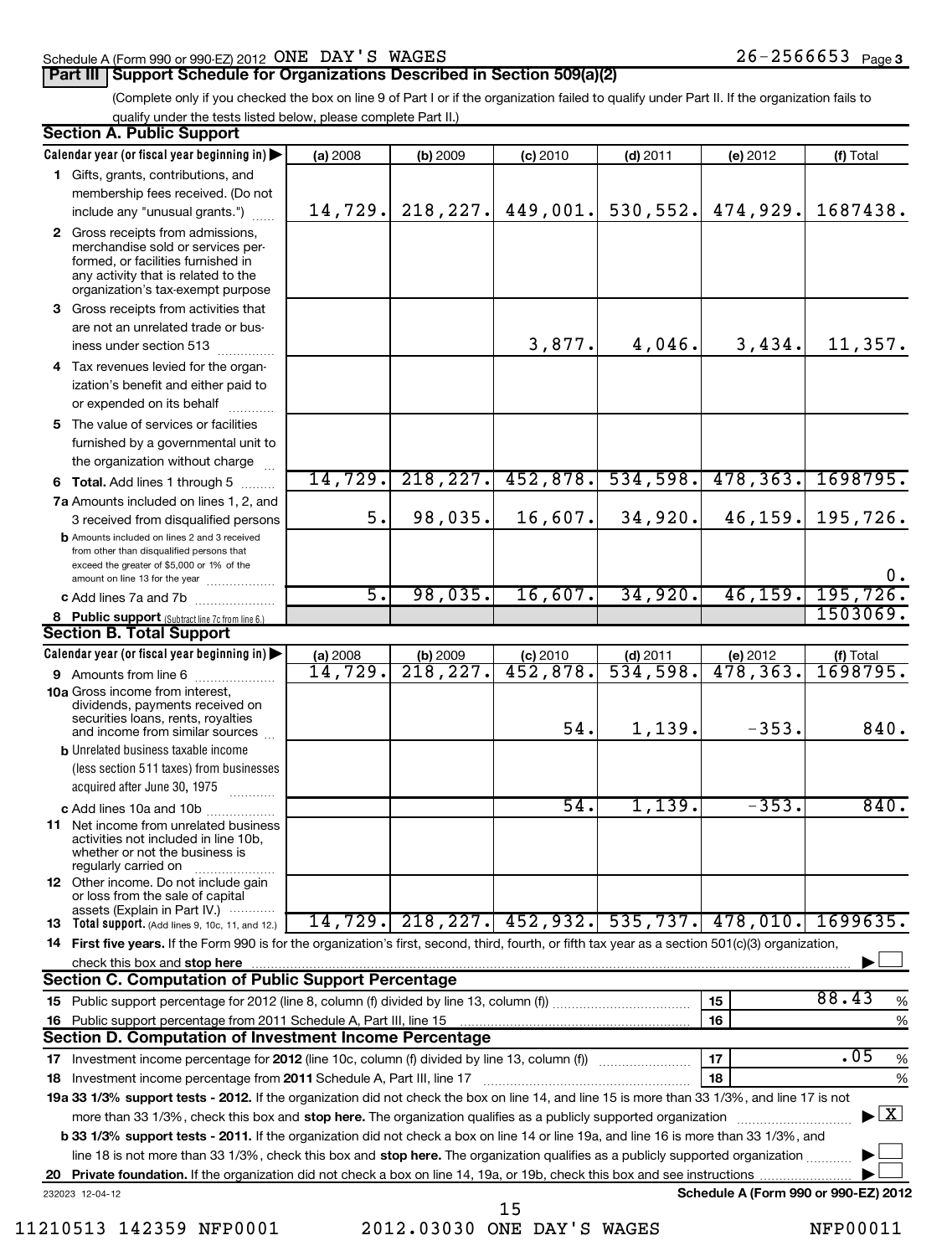Schedule A (Form 990 or 990-EZ) 2012 ONE DAY'S WAGES 26-2566653 Page 3

## Part III Support Schedule for Organizations Described in Section 509(a)(2)

(Complete only if you checked the box on line 9 of Part I or if the organization failed to qualify under Part II. If the organization fails to qualify under the tests listed below, please complete Part II.)

### Section A. Public Support

| Calendar year (or fiscal year beginning in) | (a) 2008 | (b) 2009 | (c) 2010 | (d) 2011 | (e) 2012 | (f) Total |
|---|---|---|---|---|---|---|
| 1 Gifts, grants, contributions, and membership fees received. (Do not include any "unusual grants.") | 14,729. | 218,227. | 449,001. | 530,552. | 474,929. | 1687438. |
| 2 Gross receipts from admissions, merchandise sold or services performed, or facilities furnished in any activity that is related to the organization's tax-exempt purpose | | | | | | |
| 3 Gross receipts from activities that are not an unrelated trade or business under section 513 | | | 3,877. | 4,046. | 3,434. | 11,357. |
| 4 Tax revenues levied for the organization's benefit and either paid to or expended on its behalf | | | | | | |
| 5 The value of services or facilities furnished by a governmental unit to the organization without charge | | | | | | |
| 6 **Total.** Add lines 1 through 5 | 14,729. | 218,227. | 452,878. | 534,598. | 478,363. | 1698795. |
| 7a Amounts included on lines 1, 2, and 3 received from disqualified persons | 5. | 98,035. | 16,607. | 34,920. | 46,159. | 195,726. |
| b Amounts included on lines 2 and 3 received from other than disqualified persons that exceed the greater of $5,000 or 1% of the amount on line 13 for the year | | | | | | 0. |
| c Add lines 7a and 7b | 5. | 98,035. | 16,607. | 34,920. | 46,159. | 195,726. |
| 8 **Public support** (Subtract line 7c from line 6.) | | | | | | 1503069. |

### Section B. Total Support

| Calendar year (or fiscal year beginning in) | (a) 2008 | (b) 2009 | (c) 2010 | (d) 2011 | (e) 2012 | (f) Total |
|---|---|---|---|---|---|---|
| 9 Amounts from line 6 | 14,729. | 218,227. | 452,878. | 534,598. | 478,363. | 1698795. |
| 10a Gross income from interest, dividends, payments received on securities loans, rents, royalties and income from similar sources | | | 54. | 1,139. | -353. | 840. |
| b Unrelated business taxable income (less section 511 taxes) from businesses acquired after June 30, 1975 | | | | | | |
| c Add lines 10a and 10b | | | 54. | 1,139. | -353. | 840. |
| 11 Net income from unrelated business activities not included in line 10b, whether or not the business is regularly carried on | | | | | | |
| 12 Other income. Do not include gain or loss from the sale of capital assets (Explain in Part IV.) | | | | | | |
| 13 **Total support.** (Add lines 9, 10c, 11, and 12.) | 14,729. | 218,227. | 452,932. | 535,737. | 478,010. | 1699635. |

14 **First five years.** If the Form 990 is for the organization's first, second, third, fourth, or fifth tax year as a section 501(c)(3) organization, check this box and **stop here** ☐

### Section C. Computation of Public Support Percentage

| | | | |
|---|---|---|---|
| 15 Public support percentage for 2012 (line 8, column (f) divided by line 13, column (f)) | 15 | 88.43 | % |
| 16 Public support percentage from 2011 Schedule A, Part III, line 15 | 16 | | % |

### Section D. Computation of Investment Income Percentage

| | | | |
|---|---|---|---|
| 17 Investment income percentage for **2012** (line 10c, column (f) divided by line 13, column (f)) | 17 | .05 | % |
| 18 Investment income percentage from **2011** Schedule A, Part III, line 17 | 18 | | % |

**19a 33 1/3% support tests - 2012.** If the organization did not check the box on line 14, and line 15 is more than 33 1/3%, and line 17 is not more than 33 1/3%, check this box and **stop here.** The organization qualifies as a publicly supported organization ☒

**b 33 1/3% support tests - 2011.** If the organization did not check a box on line 14 or line 19a, and line 16 is more than 33 1/3%, and line 18 is not more than 33 1/3%, check this box and **stop here.** The organization qualifies as a publicly supported organization ☐

**20 Private foundation.** If the organization did not check a box on line 14, 19a, or 19b, check this box and see instructions ☐

232023 12-04-12 **Schedule A (Form 990 or 990-EZ) 2012**

11210513 142359 NFP0001 2012.03030 ONE DAY'S WAGES NFP00011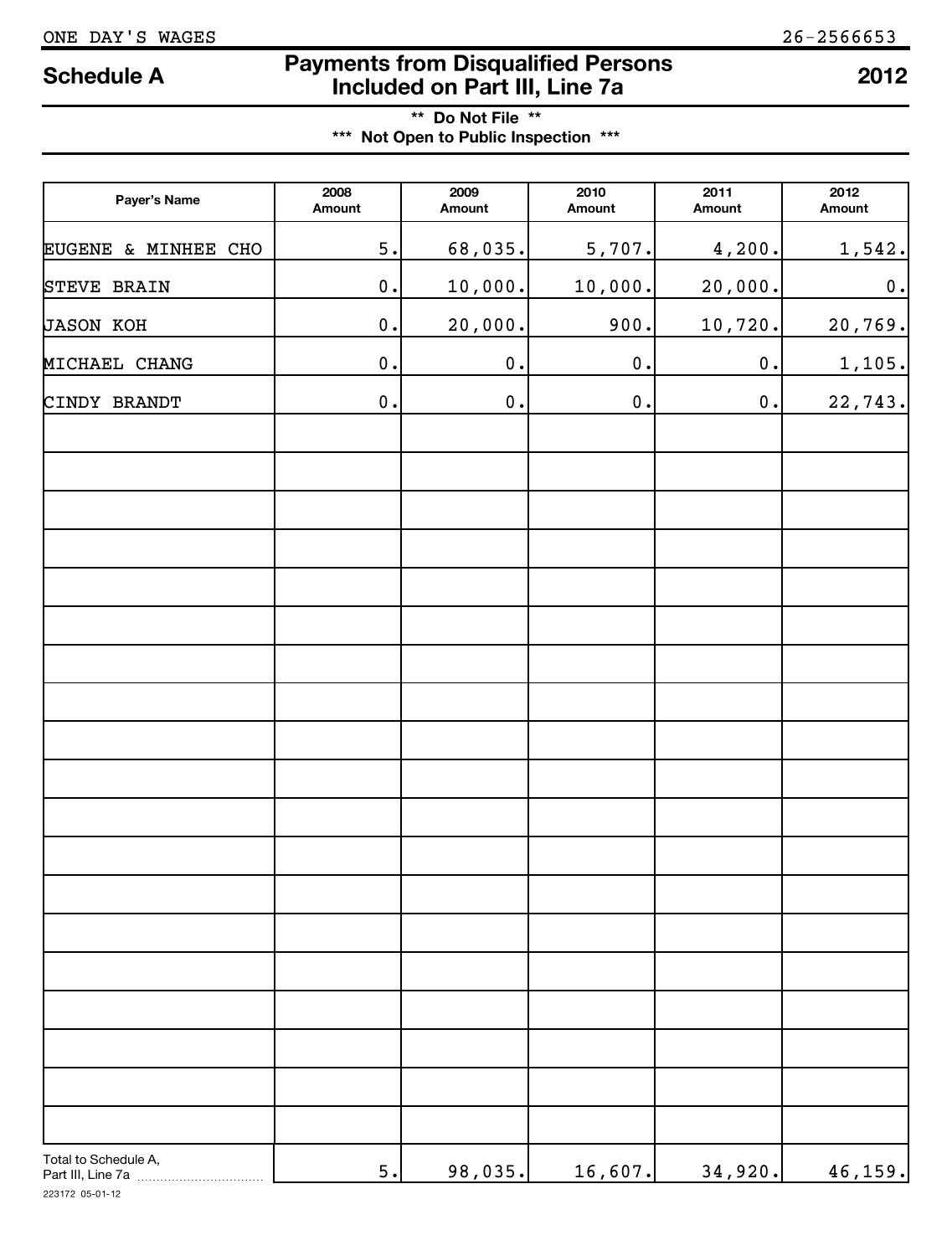ONE DAY'S WAGES 26-2566653

# Schedule A — Payments from Disqualified Persons Included on Part III, Line 7a — 2012

**\*\* Do Not File \*\***

**\*\*\* Not Open to Public Inspection \*\*\***

| Payer's Name | 2008 Amount | 2009 Amount | 2010 Amount | 2011 Amount | 2012 Amount |
|---|---|---|---|---|---|
| EUGENE & MINHEE CHO | 5. | 68,035. | 5,707. | 4,200. | 1,542. |
| STEVE BRAIN | 0. | 10,000. | 10,000. | 20,000. | 0. |
| JASON KOH | 0. | 20,000. | 900. | 10,720. | 20,769. |
| MICHAEL CHANG | 0. | 0. | 0. | 0. | 1,105. |
| CINDY BRANDT | 0. | 0. | 0. | 0. | 22,743. |
| | | | | | |
| | | | | | |
| | | | | | |
| | | | | | |
| | | | | | |
| | | | | | |
| | | | | | |
| | | | | | |
| | | | | | |
| | | | | | |
| | | | | | |
| | | | | | |
| | | | | | |
| | | | | | |
| | | | | | |
| | | | | | |
| | | | | | |
| | | | | | |
| | | | | | |
| Total to Schedule A, Part III, Line 7a | 5. | 98,035. | 16,607. | 34,920. | 46,159. |

223172 05-01-12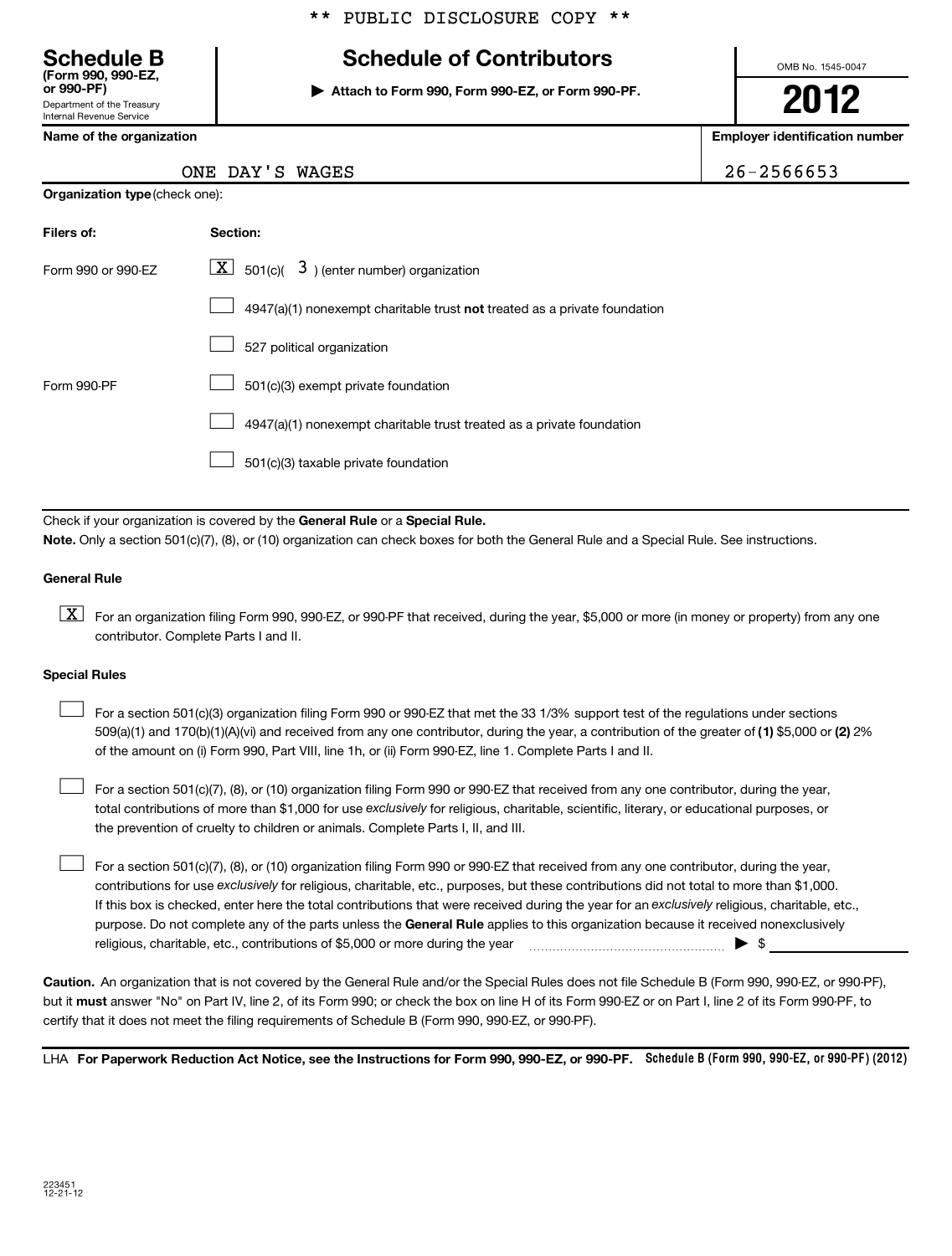\*\* PUBLIC DISCLOSURE COPY \*\*

# Schedule B (Form 990, 990-EZ, or 990-PF)

Department of the Treasury
Internal Revenue Service

## Schedule of Contributors

▶ **Attach to Form 990, Form 990-EZ, or Form 990-PF.**

OMB No. 1545-0047

**2012**

**Name of the organization**: ONE DAY'S WAGES

**Employer identification number**: 26-2566653

**Organization type** (check one):

| Filers of: | Section: |
|---|---|
| Form 990 or 990-EZ | [X] 501(c)( 3 ) (enter number) organization |
| | [ ] 4947(a)(1) nonexempt charitable trust **not** treated as a private foundation |
| | [ ] 527 political organization |
| Form 990-PF | [ ] 501(c)(3) exempt private foundation |
| | [ ] 4947(a)(1) nonexempt charitable trust treated as a private foundation |
| | [ ] 501(c)(3) taxable private foundation |

Check if your organization is covered by the **General Rule** or a **Special Rule.**

**Note.** Only a section 501(c)(7), (8), or (10) organization can check boxes for both the General Rule and a Special Rule. See instructions.

**General Rule**

[X] For an organization filing Form 990, 990-EZ, or 990-PF that received, during the year, $5,000 or more (in money or property) from any one contributor. Complete Parts I and II.

**Special Rules**

[ ] For a section 501(c)(3) organization filing Form 990 or 990-EZ that met the 33 1/3% support test of the regulations under sections 509(a)(1) and 170(b)(1)(A)(vi) and received from any one contributor, during the year, a contribution of the greater of **(1)** $5,000 or **(2)** 2% of the amount on (i) Form 990, Part VIII, line 1h, or (ii) Form 990-EZ, line 1. Complete Parts I and II.

[ ] For a section 501(c)(7), (8), or (10) organization filing Form 990 or 990-EZ that received from any one contributor, during the year, total contributions of more than $1,000 for use *exclusively* for religious, charitable, scientific, literary, or educational purposes, or the prevention of cruelty to children or animals. Complete Parts I, II, and III.

[ ] For a section 501(c)(7), (8), or (10) organization filing Form 990 or 990-EZ that received from any one contributor, during the year, contributions for use *exclusively* for religious, charitable, etc., purposes, but these contributions did not total to more than $1,000. If this box is checked, enter here the total contributions that were received during the year for an *exclusively* religious, charitable, etc., purpose. Do not complete any of the parts unless the **General Rule** applies to this organization because it received nonexclusively religious, charitable, etc., contributions of $5,000 or more during the year ▶ $ \_\_\_\_\_\_\_\_\_\_

**Caution.** An organization that is not covered by the General Rule and/or the Special Rules does not file Schedule B (Form 990, 990-EZ, or 990-PF), but it **must** answer "No" on Part IV, line 2, of its Form 990; or check the box on line H of its Form 990-EZ or on Part I, line 2 of its Form 990-PF, to certify that it does not meet the filing requirements of Schedule B (Form 990, 990-EZ, or 990-PF).

LHA **For Paperwork Reduction Act Notice, see the Instructions for Form 990, 990-EZ, or 990-PF.** **Schedule B (Form 990, 990-EZ, or 990-PF) (2012)**

223451
12-21-12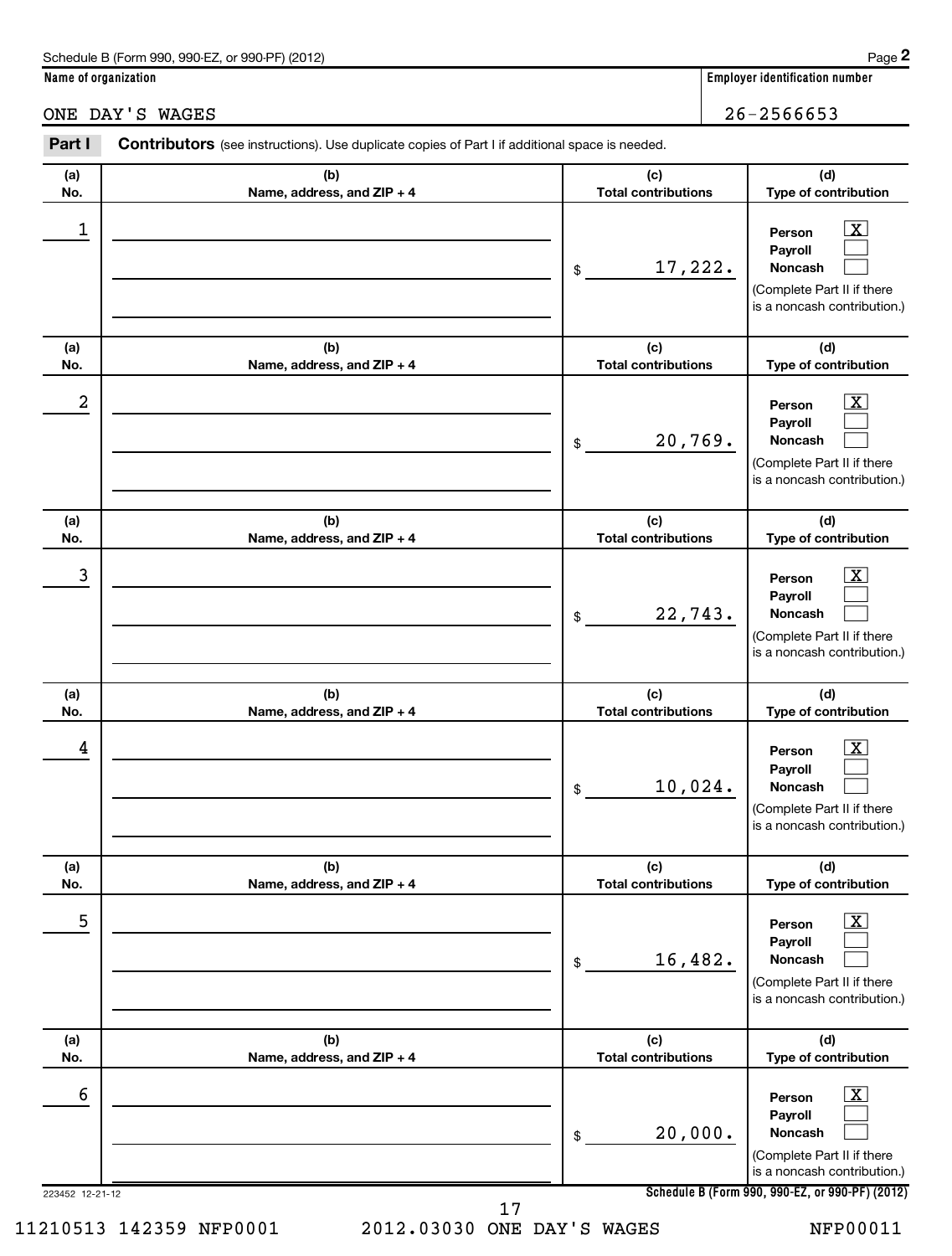Schedule B (Form 990, 990-EZ, or 990-PF) (2012)

**Name of organization**

ONE DAY'S WAGES

**Employer identification number**

26-2566653

**Part I** **Contributors** (see instructions). Use duplicate copies of Part I if additional space is needed.

| (a) No. | (b) Name, address, and ZIP + 4 | (c) Total contributions | (d) Type of contribution |
|---|---|---|---|
| 1 | | $ 17,222. | Person [X] Payroll [ ] Noncash [ ] (Complete Part II if there is a noncash contribution.) |
| 2 | | $ 20,769. | Person [X] Payroll [ ] Noncash [ ] (Complete Part II if there is a noncash contribution.) |
| 3 | | $ 22,743. | Person [X] Payroll [ ] Noncash [ ] (Complete Part II if there is a noncash contribution.) |
| 4 | | $ 10,024. | Person [X] Payroll [ ] Noncash [ ] (Complete Part II if there is a noncash contribution.) |
| 5 | | $ 16,482. | Person [X] Payroll [ ] Noncash [ ] (Complete Part II if there is a noncash contribution.) |
| 6 | | $ 20,000. | Person [X] Payroll [ ] Noncash [ ] (Complete Part II if there is a noncash contribution.) |

223452 12-21-12

**Schedule B (Form 990, 990-EZ, or 990-PF) (2012)**

11210513 142359 NFP0001 2012.03030 ONE DAY'S WAGES NFP00011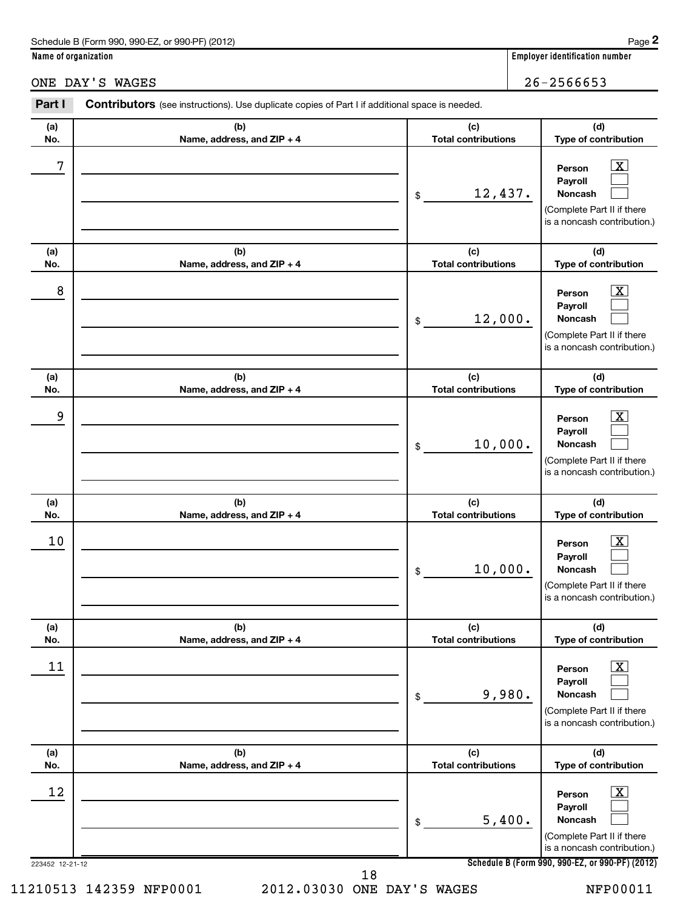Schedule B (Form 990, 990-EZ, or 990-PF) (2012)

**Name of organization**

ONE DAY'S WAGES

**Employer identification number**

26-2566653

**Part I** **Contributors** (see instructions). Use duplicate copies of Part I if additional space is needed.

| (a) No. | (b) Name, address, and ZIP + 4 | (c) Total contributions | (d) Type of contribution |
|---|---|---|---|
| 7 | | $ 12,437. | Person [X] Payroll [ ] Noncash [ ] (Complete Part II if there is a noncash contribution.) |
| 8 | | $ 12,000. | Person [X] Payroll [ ] Noncash [ ] (Complete Part II if there is a noncash contribution.) |
| 9 | | $ 10,000. | Person [X] Payroll [ ] Noncash [ ] (Complete Part II if there is a noncash contribution.) |
| 10 | | $ 10,000. | Person [X] Payroll [ ] Noncash [ ] (Complete Part II if there is a noncash contribution.) |
| 11 | | $ 9,980. | Person [X] Payroll [ ] Noncash [ ] (Complete Part II if there is a noncash contribution.) |
| 12 | | $ 5,400. | Person [X] Payroll [ ] Noncash [ ] (Complete Part II if there is a noncash contribution.) |

223452 12-21-12

**Schedule B (Form 990, 990-EZ, or 990-PF) (2012)**

11210513 142359 NFP0001 2012.03030 ONE DAY'S WAGES NFP00011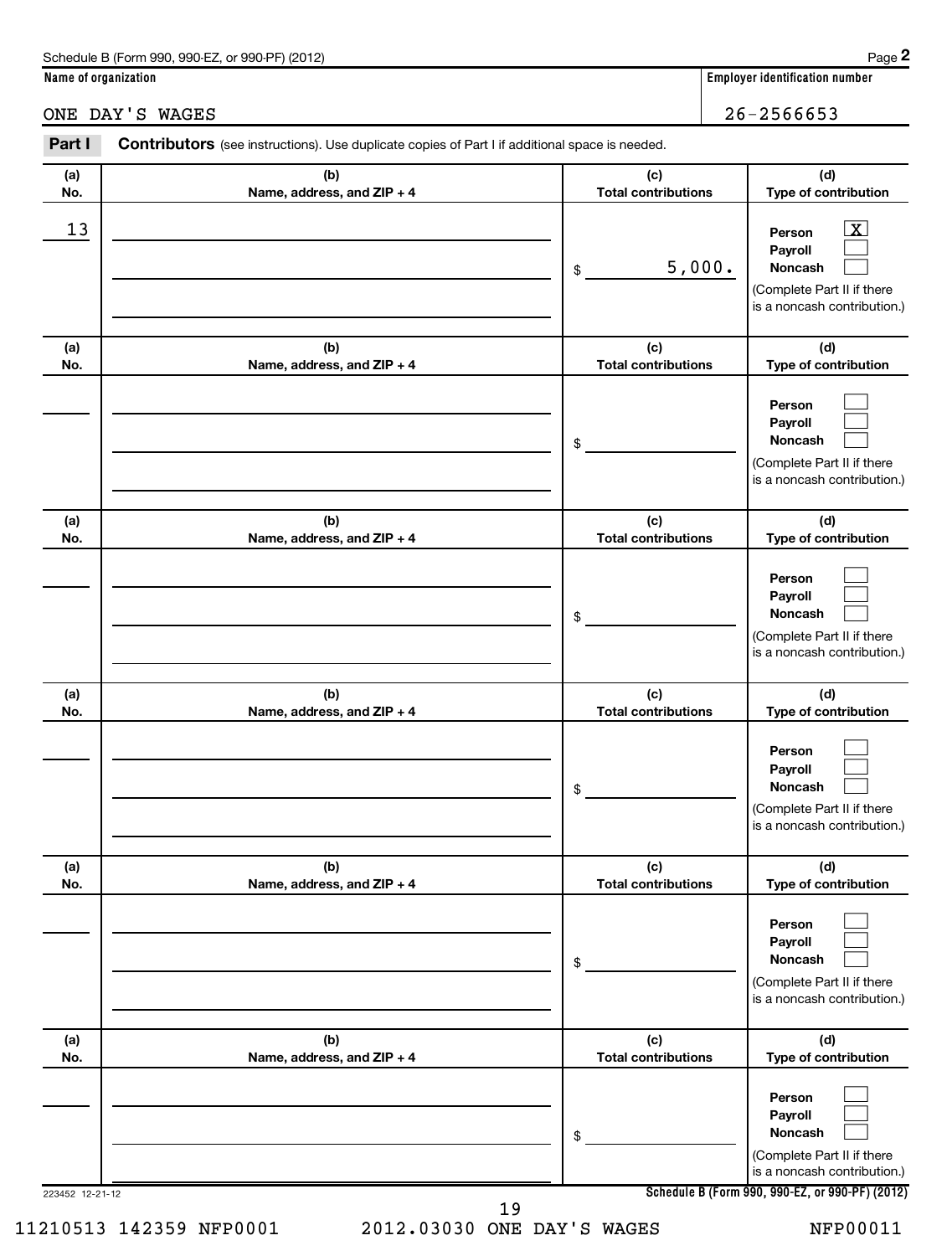Schedule B (Form 990, 990-EZ, or 990-PF) (2012)

**Name of organization**

ONE DAY'S WAGES

**Employer identification number**

26-2566653

**Part I** **Contributors** (see instructions). Use duplicate copies of Part I if additional space is needed.

| (a) No. | (b) Name, address, and ZIP + 4 | (c) Total contributions | (d) Type of contribution |
|---|---|---|---|
| 13 | | $ 5,000. | Person [X] Payroll [ ] Noncash [ ] (Complete Part II if there is a noncash contribution.) |
| | | $ | Person [ ] Payroll [ ] Noncash [ ] (Complete Part II if there is a noncash contribution.) |
| | | $ | Person [ ] Payroll [ ] Noncash [ ] (Complete Part II if there is a noncash contribution.) |
| | | $ | Person [ ] Payroll [ ] Noncash [ ] (Complete Part II if there is a noncash contribution.) |
| | | $ | Person [ ] Payroll [ ] Noncash [ ] (Complete Part II if there is a noncash contribution.) |
| | | $ | Person [ ] Payroll [ ] Noncash [ ] (Complete Part II if there is a noncash contribution.) |

223452 12-21-12

**Schedule B (Form 990, 990-EZ, or 990-PF) (2012)**

11210513 142359 NFP0001 2012.03030 ONE DAY'S WAGES NFP00011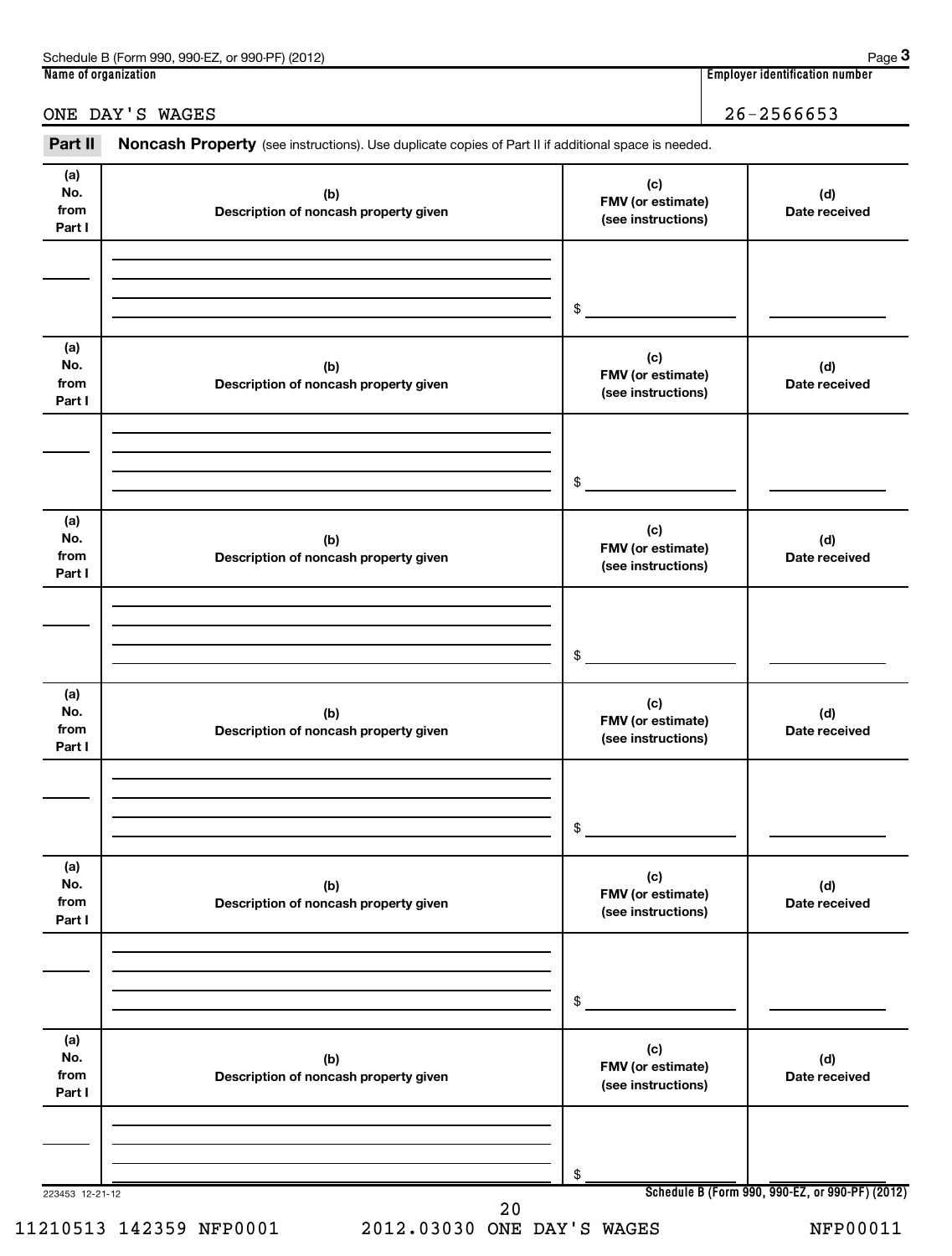Schedule B (Form 990, 990-EZ, or 990-PF) (2012) Page **3**

| Name of organization | Employer identification number |
|---|---|
| ONE DAY'S WAGES | 26-2566653 |

**Part II** **Noncash Property** (see instructions). Use duplicate copies of Part II if additional space is needed.

| (a) No. from Part I | (b) Description of noncash property given | (c) FMV (or estimate) (see instructions) | (d) Date received |
|---|---|---|---|
| | | $ | |

| (a) No. from Part I | (b) Description of noncash property given | (c) FMV (or estimate) (see instructions) | (d) Date received |
|---|---|---|---|
| | | $ | |

| (a) No. from Part I | (b) Description of noncash property given | (c) FMV (or estimate) (see instructions) | (d) Date received |
|---|---|---|---|
| | | $ | |

| (a) No. from Part I | (b) Description of noncash property given | (c) FMV (or estimate) (see instructions) | (d) Date received |
|---|---|---|---|
| | | $ | |

| (a) No. from Part I | (b) Description of noncash property given | (c) FMV (or estimate) (see instructions) | (d) Date received |
|---|---|---|---|
| | | $ | |

| (a) No. from Part I | (b) Description of noncash property given | (c) FMV (or estimate) (see instructions) | (d) Date received |
|---|---|---|---|
| | | $ | |

223453 12-21-12 **Schedule B (Form 990, 990-EZ, or 990-PF) (2012)**

11210513 142359 NFP0001 2012.03030 ONE DAY'S WAGES NFP00011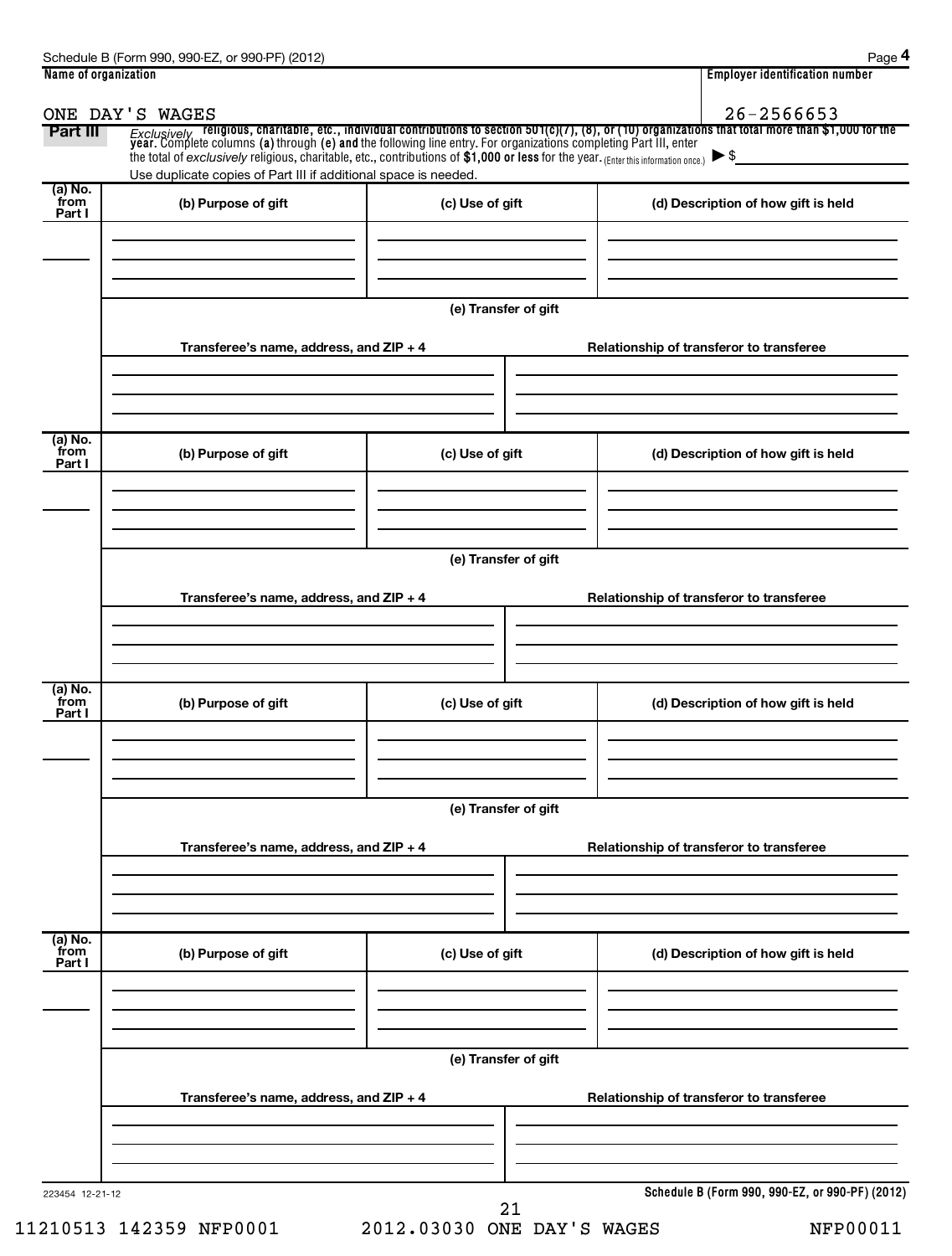Schedule B (Form 990, 990-EZ, or 990-PF) (2012)

| Name of organization | Employer identification number |
| --- | --- |
| ONE DAY'S WAGES | 26-2566653 |

**Part III** *Exclusively* religious, charitable, etc., individual contributions to section 501(c)(7), (8), or (10) organizations that total more than $1,000 for the year. Complete columns (a) through (e) and the following line entry. For organizations completing Part III, enter the total of *exclusively* religious, charitable, etc., contributions of $1,000 or less for the year. (Enter this information once.) ▶ $

Use duplicate copies of Part III if additional space is needed.

| (a) No. from Part I | (b) Purpose of gift | (c) Use of gift | (d) Description of how gift is held |
| --- | --- | --- | --- |
| | | | |

(e) Transfer of gift

| Transferee's name, address, and ZIP + 4 | Relationship of transferor to transferee |
| --- | --- |
| | |

| (a) No. from Part I | (b) Purpose of gift | (c) Use of gift | (d) Description of how gift is held |
| --- | --- | --- | --- |
| | | | |

(e) Transfer of gift

| Transferee's name, address, and ZIP + 4 | Relationship of transferor to transferee |
| --- | --- |
| | |

| (a) No. from Part I | (b) Purpose of gift | (c) Use of gift | (d) Description of how gift is held |
| --- | --- | --- | --- |
| | | | |

(e) Transfer of gift

| Transferee's name, address, and ZIP + 4 | Relationship of transferor to transferee |
| --- | --- |
| | |

| (a) No. from Part I | (b) Purpose of gift | (c) Use of gift | (d) Description of how gift is held |
| --- | --- | --- | --- |
| | | | |

(e) Transfer of gift

| Transferee's name, address, and ZIP + 4 | Relationship of transferor to transferee |
| --- | --- |
| | |

223454 12-21-12

**Schedule B (Form 990, 990-EZ, or 990-PF) (2012)**

11210513 142359 NFP0001 2012.03030 ONE DAY'S WAGES NFP00011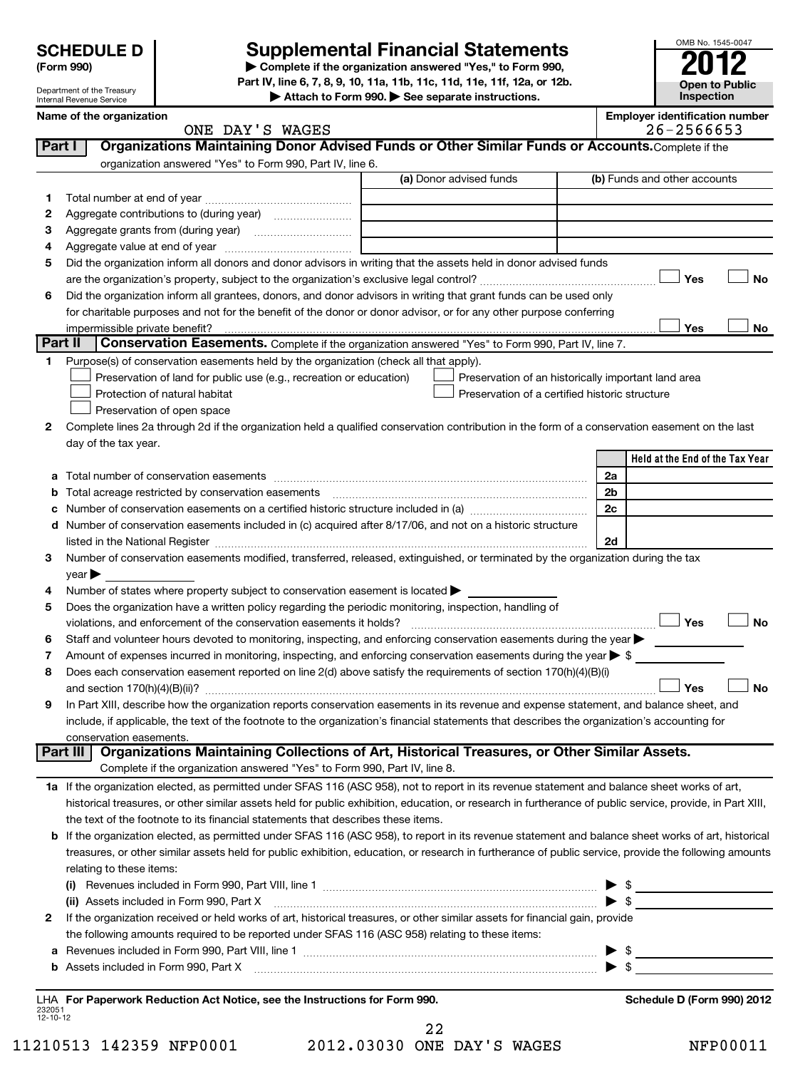# SCHEDULE D (Form 990)

Department of the Treasury
Internal Revenue Service

## Supplemental Financial Statements

▶ Complete if the organization answered "Yes," to Form 990, Part IV, line 6, 7, 8, 9, 10, 11a, 11b, 11c, 11d, 11e, 11f, 12a, or 12b.
▶ Attach to Form 990. ▶ See separate instructions.

OMB No. 1545-0047
**2012**
**Open to Public Inspection**

**Name of the organization:** ONE DAY'S WAGES
**Employer identification number:** 26-2566653

## Part I Organizations Maintaining Donor Advised Funds or Other Similar Funds or Accounts.
Complete if the organization answered "Yes" to Form 990, Part IV, line 6.

| | | (a) Donor advised funds | (b) Funds and other accounts |
|---|---|---|---|
| 1 | Total number at end of year | | |
| 2 | Aggregate contributions to (during year) | | |
| 3 | Aggregate grants from (during year) | | |
| 4 | Aggregate value at end of year | | |

5 Did the organization inform all donors and donor advisors in writing that the assets held in donor advised funds are the organization's property, subject to the organization's exclusive legal control? ☐ Yes ☐ No

6 Did the organization inform all grantees, donors, and donor advisors in writing that grant funds can be used only for charitable purposes and not for the benefit of the donor or donor advisor, or for any other purpose conferring impermissible private benefit? ☐ Yes ☐ No

## Part II Conservation Easements.
Complete if the organization answered "Yes" to Form 990, Part IV, line 7.

1 Purpose(s) of conservation easements held by the organization (check all that apply).
- ☐ Preservation of land for public use (e.g., recreation or education)
- ☐ Protection of natural habitat
- ☐ Preservation of open space
- ☐ Preservation of an historically important land area
- ☐ Preservation of a certified historic structure

2 Complete lines 2a through 2d if the organization held a qualified conservation contribution in the form of a conservation easement on the last day of the tax year.

| | | | Held at the End of the Tax Year |
|---|---|---|---|
| a | Total number of conservation easements | 2a | |
| b | Total acreage restricted by conservation easements | 2b | |
| c | Number of conservation easements on a certified historic structure included in (a) | 2c | |
| d | Number of conservation easements included in (c) acquired after 8/17/06, and not on a historic structure listed in the National Register | 2d | |

3 Number of conservation easements modified, transferred, released, extinguished, or terminated by the organization during the tax year ▶

4 Number of states where property subject to conservation easement is located ▶

5 Does the organization have a written policy regarding the periodic monitoring, inspection, handling of violations, and enforcement of the conservation easements it holds? ☐ Yes ☐ No

6 Staff and volunteer hours devoted to monitoring, inspecting, and enforcing conservation easements during the year ▶

7 Amount of expenses incurred in monitoring, inspecting, and enforcing conservation easements during the year ▶ $

8 Does each conservation easement reported on line 2(d) above satisfy the requirements of section 170(h)(4)(B)(i) and section 170(h)(4)(B)(ii)? ☐ Yes ☐ No

9 In Part XIII, describe how the organization reports conservation easements in its revenue and expense statement, and balance sheet, and include, if applicable, the text of the footnote to the organization's financial statements that describes the organization's accounting for conservation easements.

## Part III Organizations Maintaining Collections of Art, Historical Treasures, or Other Similar Assets.
Complete if the organization answered "Yes" to Form 990, Part IV, line 8.

1a If the organization elected, as permitted under SFAS 116 (ASC 958), not to report in its revenue statement and balance sheet works of art, historical treasures, or other similar assets held for public exhibition, education, or research in furtherance of public service, provide, in Part XIII, the text of the footnote to its financial statements that describes these items.

b If the organization elected, as permitted under SFAS 116 (ASC 958), to report in its revenue statement and balance sheet works of art, historical treasures, or other similar assets held for public exhibition, education, or research in furtherance of public service, provide the following amounts relating to these items:
- (i) Revenues included in Form 990, Part VIII, line 1 ▶ $
- (ii) Assets included in Form 990, Part X ▶ $

2 If the organization received or held works of art, historical treasures, or other similar assets for financial gain, provide the following amounts required to be reported under SFAS 116 (ASC 958) relating to these items:
- a Revenues included in Form 990, Part VIII, line 1 ▶ $
- b Assets included in Form 990, Part X ▶ $

LHA For Paperwork Reduction Act Notice, see the Instructions for Form 990. Schedule D (Form 990) 2012
232051 12-10-12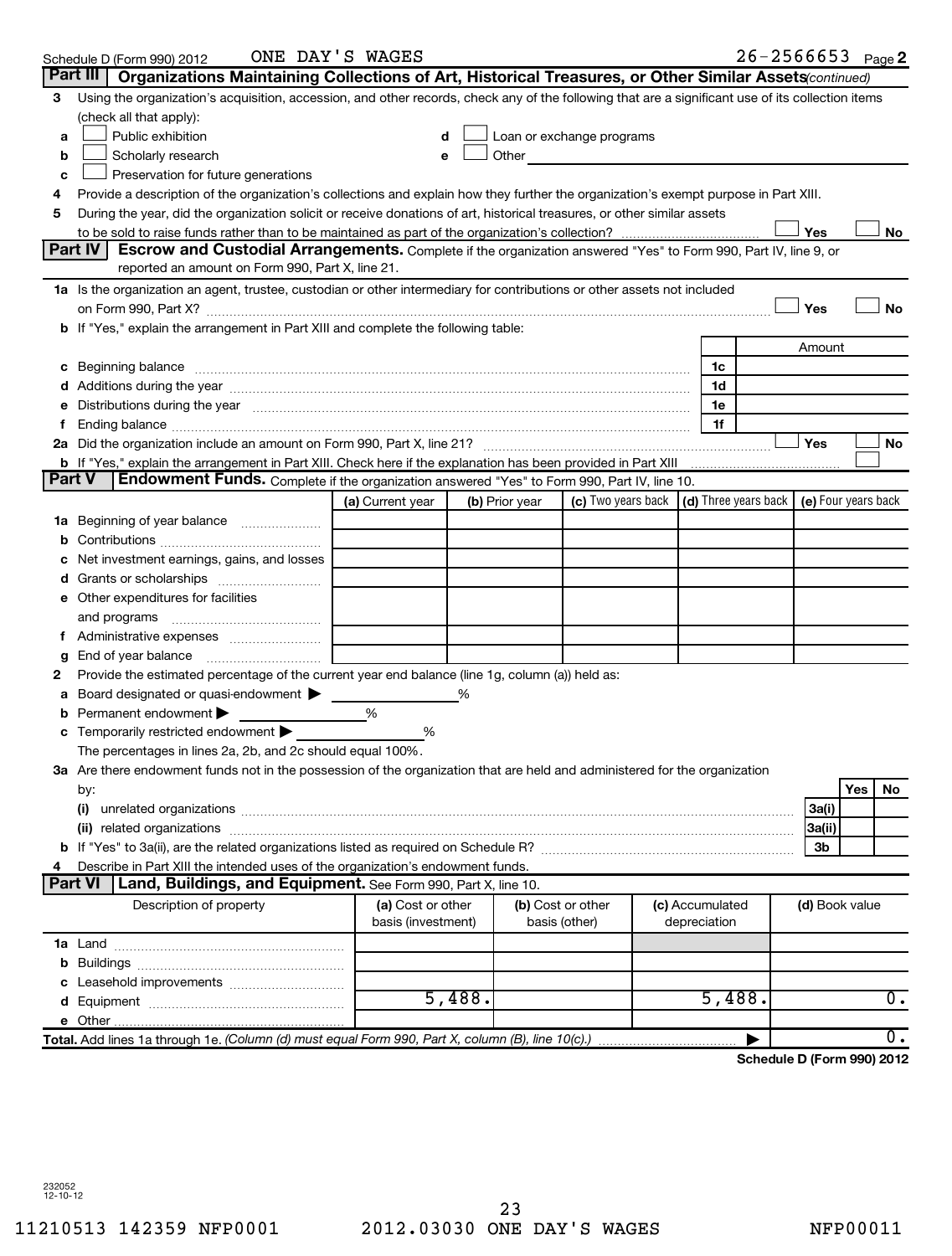Schedule D (Form 990) 2012 ONE DAY'S WAGES 26-2566653 Page 2

## Part III Organizations Maintaining Collections of Art, Historical Treasures, or Other Similar Assets *(continued)*

3 Using the organization's acquisition, accession, and other records, check any of the following that are a significant use of its collection items (check all that apply):

- a ☐ Public exhibition
- b ☐ Scholarly research
- c ☐ Preservation for future generations
- d ☐ Loan or exchange programs
- e ☐ Other

4 Provide a description of the organization's collections and explain how they further the organization's exempt purpose in Part XIII.

5 During the year, did the organization solicit or receive donations of art, historical treasures, or other similar assets to be sold to raise funds rather than to be maintained as part of the organization's collection? ☐ Yes ☐ No

## Part IV Escrow and Custodial Arrangements.

Complete if the organization answered "Yes" to Form 990, Part IV, line 9, or reported an amount on Form 990, Part X, line 21.

1a Is the organization an agent, trustee, custodian or other intermediary for contributions or other assets not included on Form 990, Part X? ☐ Yes ☐ No

b If "Yes," explain the arrangement in Part XIII and complete the following table:

| | | Amount |
|---|---|---|
| c Beginning balance | 1c | |
| d Additions during the year | 1d | |
| e Distributions during the year | 1e | |
| f Ending balance | 1f | |

2a Did the organization include an amount on Form 990, Part X, line 21? ☐ Yes ☐ No

b If "Yes," explain the arrangement in Part XIII. Check here if the explanation has been provided in Part XIII ☐

## Part V Endowment Funds.

Complete if the organization answered "Yes" to Form 990, Part IV, line 10.

| | (a) Current year | (b) Prior year | (c) Two years back | (d) Three years back | (e) Four years back |
|---|---|---|---|---|---|
| 1a Beginning of year balance | | | | | |
| b Contributions | | | | | |
| c Net investment earnings, gains, and losses | | | | | |
| d Grants or scholarships | | | | | |
| e Other expenditures for facilities and programs | | | | | |
| f Administrative expenses | | | | | |
| g End of year balance | | | | | |

2 Provide the estimated percentage of the current year end balance (line 1g, column (a)) held as:

- a Board designated or quasi-endowment ▶ %
- b Permanent endowment ▶ %
- c Temporarily restricted endowment ▶ %

The percentages in lines 2a, 2b, and 2c should equal 100%.

3a Are there endowment funds not in the possession of the organization that are held and administered for the organization by:

| | | Yes | No |
|---|---|---|---|
| (i) unrelated organizations | 3a(i) | | |
| (ii) related organizations | 3a(ii) | | |
| b If "Yes" to 3a(ii), are the related organizations listed as required on Schedule R? | 3b | | |

4 Describe in Part XIII the intended uses of the organization's endowment funds.

## Part VI Land, Buildings, and Equipment.

See Form 990, Part X, line 10.

| Description of property | (a) Cost or other basis (investment) | (b) Cost or other basis (other) | (c) Accumulated depreciation | (d) Book value |
|---|---|---|---|---|
| 1a Land | | | | |
| b Buildings | | | | |
| c Leasehold improvements | | | | |
| d Equipment | 5,488. | | 5,488. | 0. |
| e Other | | | | |
| **Total.** Add lines 1a through 1e. *(Column (d) must equal Form 990, Part X, column (B), line 10(c).)* ▶ | | | | 0. |

**Schedule D (Form 990) 2012**

232052 12-10-12

11210513 142359 NFP0001 2012.03030 ONE DAY'S WAGES NFP00011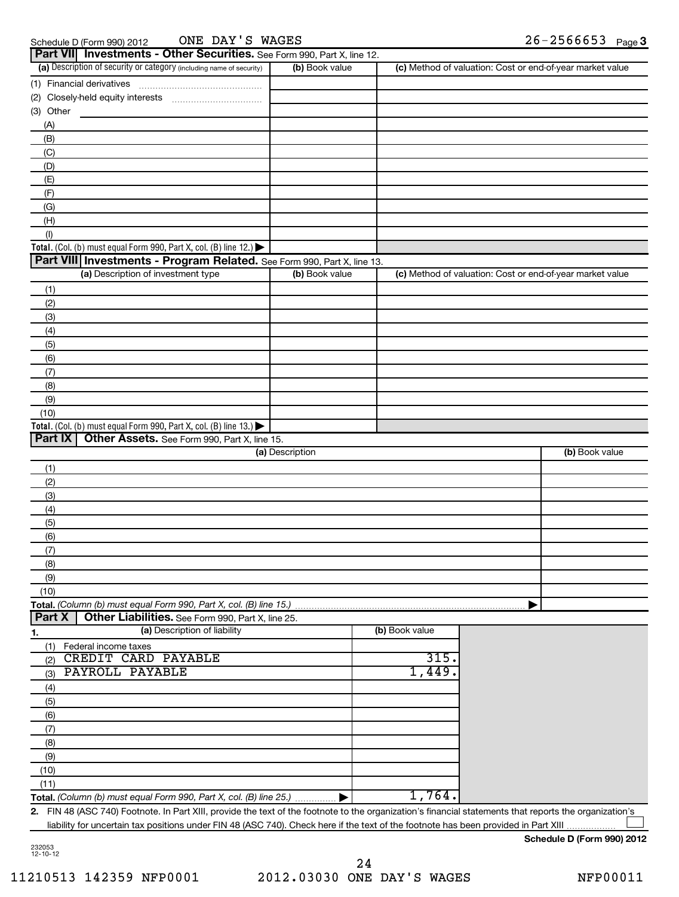Schedule D (Form 990) 2012 ONE DAY'S WAGES 26-2566653 Page 3

## Part VII Investments - Other Securities. See Form 990, Part X, line 12.

| (a) Description of security or category (including name of security) | (b) Book value | (c) Method of valuation: Cost or end-of-year market value |
|---|---|---|
| (1) Financial derivatives | | |
| (2) Closely-held equity interests | | |
| (3) Other | | |
| (A) | | |
| (B) | | |
| (C) | | |
| (D) | | |
| (E) | | |
| (F) | | |
| (G) | | |
| (H) | | |
| (I) | | |
| **Total.** (Col. (b) must equal Form 990, Part X, col. (B) line 12.) ▶ | | |

## Part VIII Investments - Program Related. See Form 990, Part X, line 13.

| (a) Description of investment type | (b) Book value | (c) Method of valuation: Cost or end-of-year market value |
|---|---|---|
| (1) | | |
| (2) | | |
| (3) | | |
| (4) | | |
| (5) | | |
| (6) | | |
| (7) | | |
| (8) | | |
| (9) | | |
| (10) | | |
| **Total.** (Col. (b) must equal Form 990, Part X, col. (B) line 13.) ▶ | | |

## Part IX Other Assets. See Form 990, Part X, line 15.

| (a) Description | (b) Book value |
|---|---|
| (1) | |
| (2) | |
| (3) | |
| (4) | |
| (5) | |
| (6) | |
| (7) | |
| (8) | |
| (9) | |
| (10) | |
| **Total.** *(Column (b) must equal Form 990, Part X, col. (B) line 15.)* ▶ | |

## Part X Other Liabilities. See Form 990, Part X, line 25.

| 1. (a) Description of liability | (b) Book value |
|---|---|
| (1) Federal income taxes | |
| (2) CREDIT CARD PAYABLE | 315. |
| (3) PAYROLL PAYABLE | 1,449. |
| (4) | |
| (5) | |
| (6) | |
| (7) | |
| (8) | |
| (9) | |
| (10) | |
| (11) | |
| **Total.** *(Column (b) must equal Form 990, Part X, col. (B) line 25.)* ▶ | 1,764. |

**2.** FIN 48 (ASC 740) Footnote. In Part XIII, provide the text of the footnote to the organization's financial statements that reports the organization's liability for uncertain tax positions under FIN 48 (ASC 740). Check here if the text of the footnote has been provided in Part XIII ☐

**Schedule D (Form 990) 2012**

232053 12-10-12

11210513 142359 NFP0001 2012.03030 ONE DAY'S WAGES NFP00011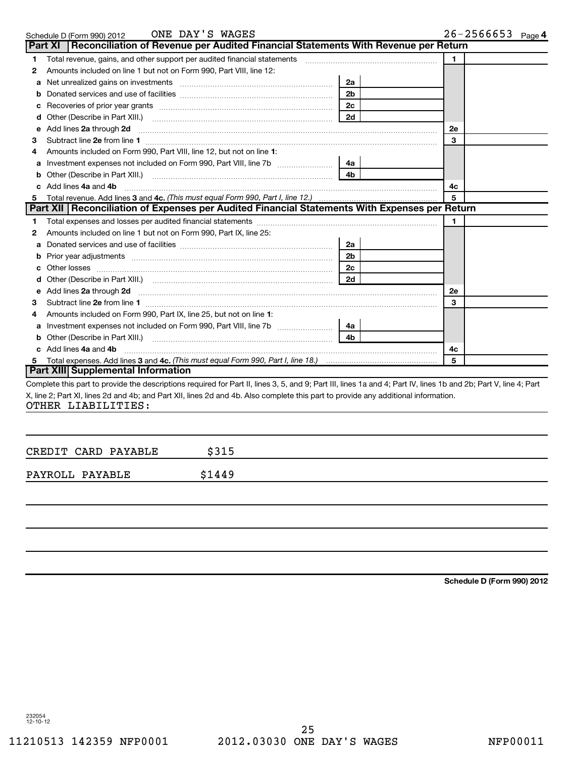Schedule D (Form 990) 2012 ONE DAY'S WAGES 26-2566653 Page 4

## Part XI Reconciliation of Revenue per Audited Financial Statements With Revenue per Return

| | | | | | |
|---|---|---|---|---|---|
| 1 | Total revenue, gains, and other support per audited financial statements | | | 1 | |
| 2 | Amounts included on line 1 but not on Form 990, Part VIII, line 12: | | | | |
| a | Net unrealized gains on investments | 2a | | | |
| b | Donated services and use of facilities | 2b | | | |
| c | Recoveries of prior year grants | 2c | | | |
| d | Other (Describe in Part XIII.) | 2d | | | |
| e | Add lines 2a through 2d | | | 2e | |
| 3 | Subtract line 2e from line 1 | | | 3 | |
| 4 | Amounts included on Form 990, Part VIII, line 12, but not on line 1: | | | | |
| a | Investment expenses not included on Form 990, Part VIII, line 7b | 4a | | | |
| b | Other (Describe in Part XIII.) | 4b | | | |
| c | Add lines 4a and 4b | | | 4c | |
| 5 | Total revenue. Add lines 3 and 4c. *(This must equal Form 990, Part I, line 12.)* | | | 5 | |

## Part XII Reconciliation of Expenses per Audited Financial Statements With Expenses per Return

| | | | | | |
|---|---|---|---|---|---|
| 1 | Total expenses and losses per audited financial statements | | | 1 | |
| 2 | Amounts included on line 1 but not on Form 990, Part IX, line 25: | | | | |
| a | Donated services and use of facilities | 2a | | | |
| b | Prior year adjustments | 2b | | | |
| c | Other losses | 2c | | | |
| d | Other (Describe in Part XIII.) | 2d | | | |
| e | Add lines 2a through 2d | | | 2e | |
| 3 | Subtract line 2e from line 1 | | | 3 | |
| 4 | Amounts included on Form 990, Part IX, line 25, but not on line 1: | | | | |
| a | Investment expenses not included on Form 990, Part VIII, line 7b | 4a | | | |
| b | Other (Describe in Part XIII.) | 4b | | | |
| c | Add lines 4a and 4b | | | 4c | |
| 5 | Total expenses. Add lines 3 and 4c. *(This must equal Form 990, Part I, line 18.)* | | | 5 | |

## Part XIII Supplemental Information

Complete this part to provide the descriptions required for Part II, lines 3, 5, and 9; Part III, lines 1a and 4; Part IV, lines 1b and 2b; Part V, line 4; Part X, line 2; Part XI, lines 2d and 4b; and Part XII, lines 2d and 4b. Also complete this part to provide any additional information.

OTHER LIABILITIES:

CREDIT CARD PAYABLE $315

PAYROLL PAYABLE $1449

**Schedule D (Form 990) 2012**

232054
12-10-12

11210513 142359 NFP0001 2012.03030 ONE DAY'S WAGES NFP00011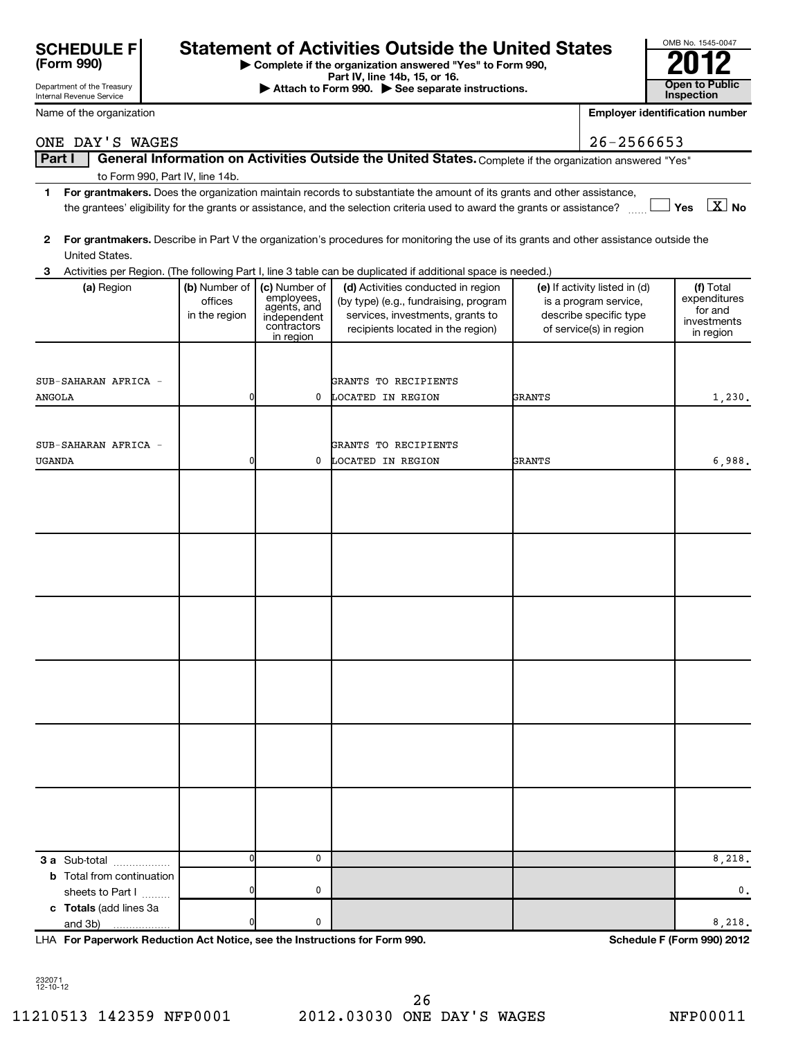**SCHEDULE F (Form 990)**

Department of the Treasury
Internal Revenue Service

# Statement of Activities Outside the United States

▶ Complete if the organization answered "Yes" to Form 990, Part IV, line 14b, 15, or 16.
▶ Attach to Form 990. ▶ See separate instructions.

OMB No. 1545-0047
**2012**
**Open to Public Inspection**

Name of the organization: ONE DAY'S WAGES

Employer identification number: 26-2566653

**Part I — General Information on Activities Outside the United States.** Complete if the organization answered "Yes" to Form 990, Part IV, line 14b.

1 **For grantmakers.** Does the organization maintain records to substantiate the amount of its grants and other assistance, the grantees' eligibility for the grants or assistance, and the selection criteria used to award the grants or assistance? ☐ Yes ☒ No

2 **For grantmakers.** Describe in Part V the organization's procedures for monitoring the use of its grants and other assistance outside the United States.

3 Activities per Region. (The following Part I, line 3 table can be duplicated if additional space is needed.)

| (a) Region | (b) Number of offices in the region | (c) Number of employees, agents, and independent contractors in region | (d) Activities conducted in region (by type) (e.g., fundraising, program services, investments, grants to recipients located in the region) | (e) If activity listed in (d) is a program service, describe specific type of service(s) in region | (f) Total expenditures for and investments in region |
|---|---|---|---|---|---|
| SUB-SAHARAN AFRICA - ANGOLA | 0 | 0 | GRANTS TO RECIPIENTS LOCATED IN REGION | GRANTS | 1,230. |
| SUB-SAHARAN AFRICA - UGANDA | 0 | 0 | GRANTS TO RECIPIENTS LOCATED IN REGION | GRANTS | 6,988. |
| | | | | | |
| | | | | | |
| | | | | | |
| | | | | | |
| | | | | | |
| | | | | | |
| **3 a** Sub-total | 0 | 0 | | | 8,218. |
| **b** Total from continuation sheets to Part I | 0 | 0 | | | 0. |
| **c Totals** (add lines 3a and 3b) | 0 | 0 | | | 8,218. |

LHA **For Paperwork Reduction Act Notice, see the Instructions for Form 990.** **Schedule F (Form 990) 2012**

232071 12-10-12

11210513 142359 NFP0001 2012.03030 ONE DAY'S WAGES NFP00011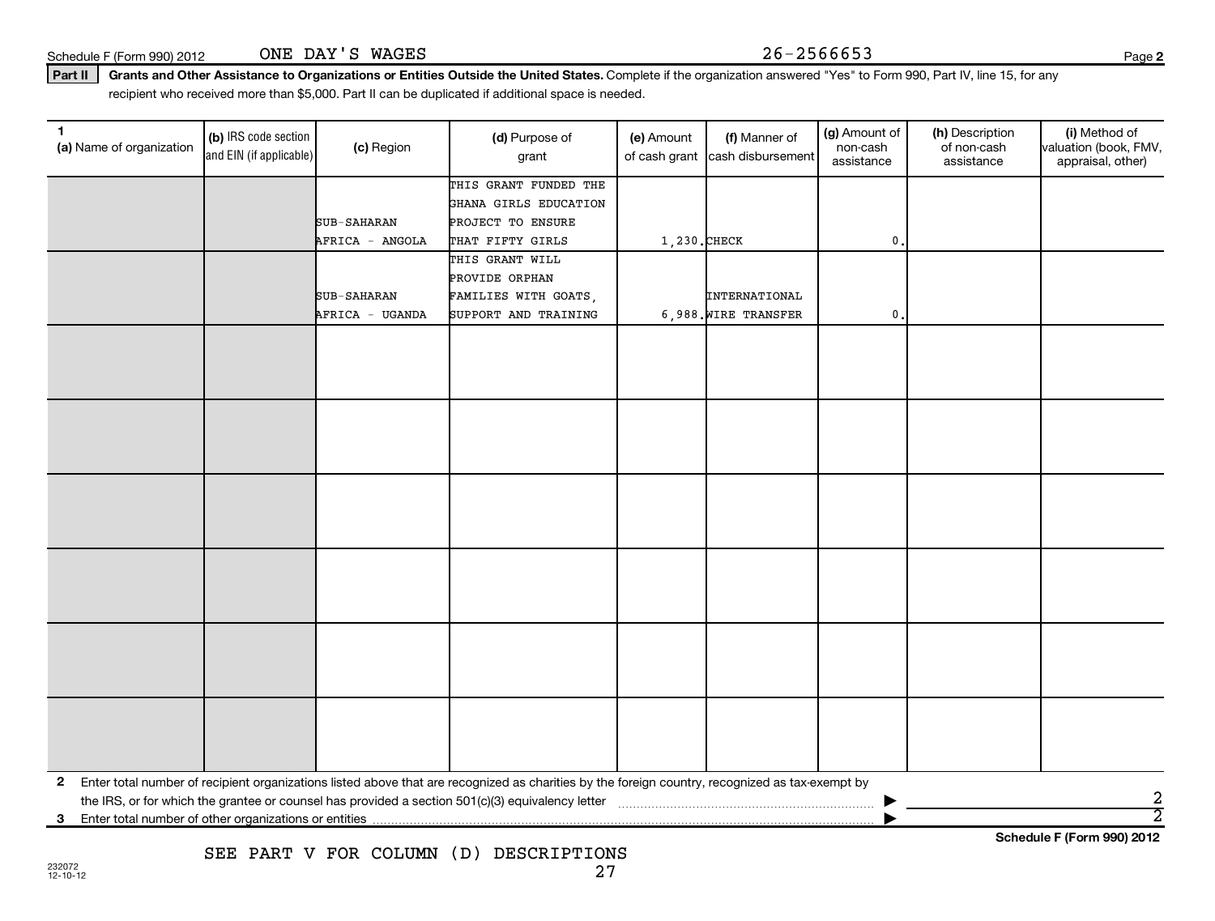Schedule F (Form 990) 2012 ONE DAY'S WAGES 26-2566653

**Part II** **Grants and Other Assistance to Organizations or Entities Outside the United States.** Complete if the organization answered "Yes" to Form 990, Part IV, line 15, for any recipient who received more than $5,000. Part II can be duplicated if additional space is needed.

| 1 (a) Name of organization | (b) IRS code section and EIN (if applicable) | (c) Region | (d) Purpose of grant | (e) Amount of cash grant | (f) Manner of cash disbursement | (g) Amount of non-cash assistance | (h) Description of non-cash assistance | (i) Method of valuation (book, FMV, appraisal, other) |
|---|---|---|---|---|---|---|---|---|
| | | SUB-SAHARAN AFRICA - ANGOLA | THIS GRANT FUNDED THE GHANA GIRLS EDUCATION PROJECT TO ENSURE THAT FIFTY GIRLS | 1,230. | CHECK | 0. | | |
| | | SUB-SAHARAN AFRICA - UGANDA | THIS GRANT WILL PROVIDE ORPHAN FAMILIES WITH GOATS, SUPPORT AND TRAINING | 6,988. | INTERNATIONAL WIRE TRANSFER | 0. | | |
| | | | | | | | | |
| | | | | | | | | |
| | | | | | | | | |
| | | | | | | | | |
| | | | | | | | | |
| | | | | | | | | |

**2** Enter total number of recipient organizations listed above that are recognized as charities by the foreign country, recognized as tax-exempt by the IRS, or for which the grantee or counsel has provided a section 501(c)(3) equivalency letter ▶ 2

**3** Enter total number of other organizations or entities ▶ 2

SEE PART V FOR COLUMN (D) DESCRIPTIONS

Schedule F (Form 990) 2012

232072
12-10-12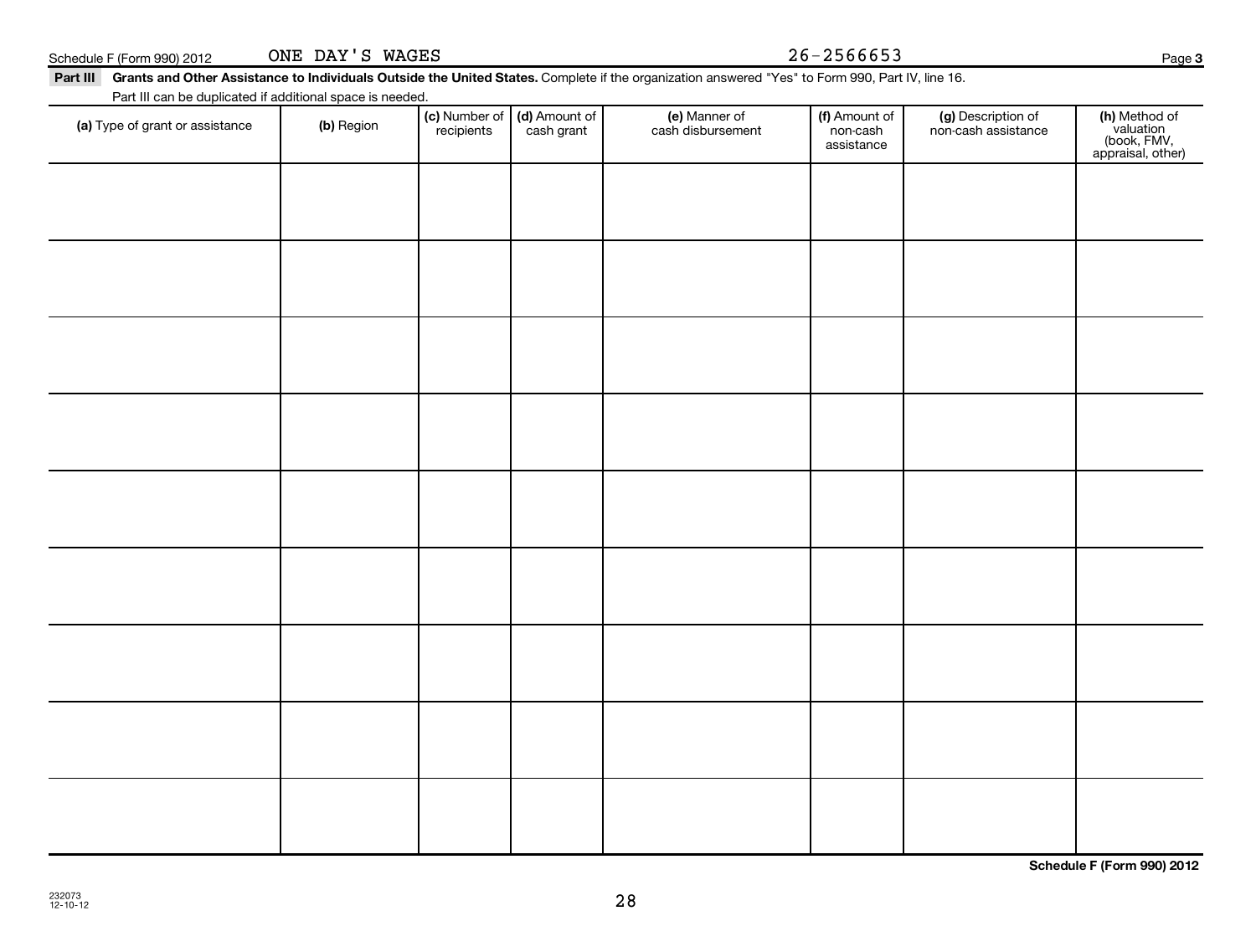Schedule F (Form 990) 2012 ONE DAY'S WAGES 26-2566653

**Part III** **Grants and Other Assistance to Individuals Outside the United States.** Complete if the organization answered "Yes" to Form 990, Part IV, line 16.

Part III can be duplicated if additional space is needed.

| (a) Type of grant or assistance | (b) Region | (c) Number of recipients | (d) Amount of cash grant | (e) Manner of cash disbursement | (f) Amount of non-cash assistance | (g) Description of non-cash assistance | (h) Method of valuation (book, FMV, appraisal, other) |
|---|---|---|---|---|---|---|---|
| | | | | | | | |
| | | | | | | | |
| | | | | | | | |
| | | | | | | | |
| | | | | | | | |
| | | | | | | | |
| | | | | | | | |
| | | | | | | | |
| | | | | | | | |

**Schedule F (Form 990) 2012**

232073
12-10-12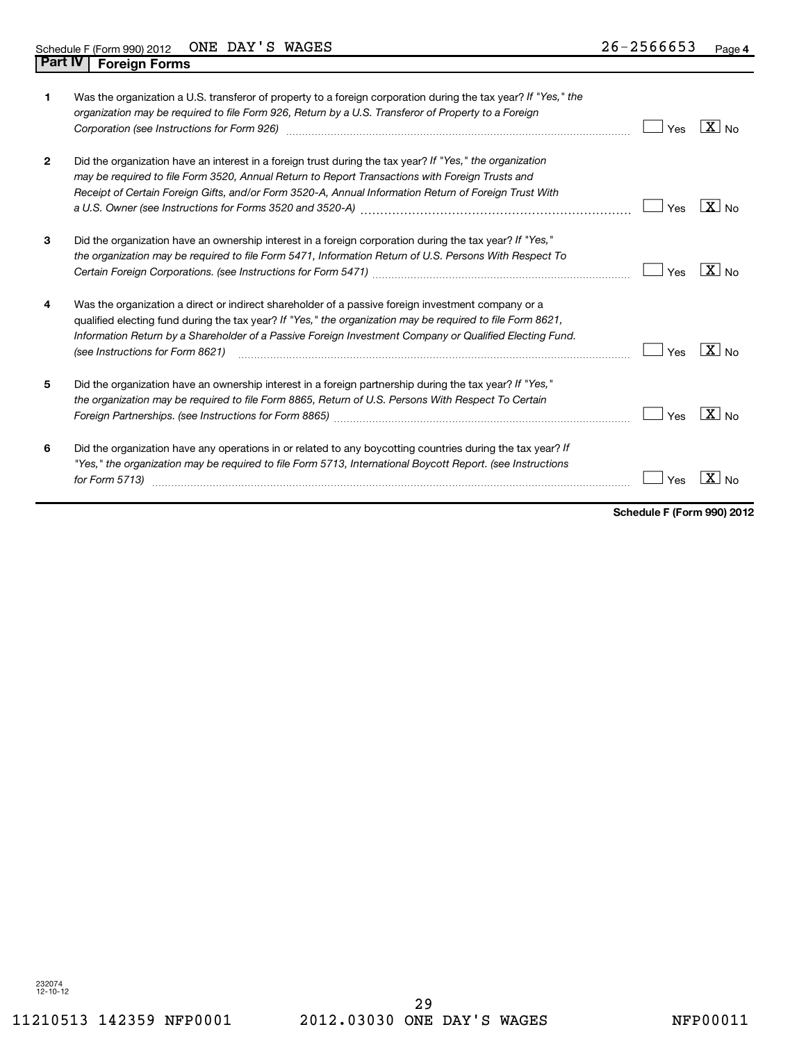Schedule F (Form 990) 2012 ONE DAY'S WAGES 26-2566653 Page 4

## Part IV Foreign Forms

| | | Yes | No |
|---|---|---|---|
| **1** | Was the organization a U.S. transferor of property to a foreign corporation during the tax year? *If "Yes," the organization may be required to file Form 926, Return by a U.S. Transferor of Property to a Foreign Corporation (see Instructions for Form 926)* | | X |
| **2** | Did the organization have an interest in a foreign trust during the tax year? *If "Yes," the organization may be required to file Form 3520, Annual Return to Report Transactions with Foreign Trusts and Receipt of Certain Foreign Gifts, and/or Form 3520-A, Annual Information Return of Foreign Trust With a U.S. Owner (see Instructions for Forms 3520 and 3520-A)* | | X |
| **3** | Did the organization have an ownership interest in a foreign corporation during the tax year? *If "Yes," the organization may be required to file Form 5471, Information Return of U.S. Persons With Respect To Certain Foreign Corporations. (see Instructions for Form 5471)* | | X |
| **4** | Was the organization a direct or indirect shareholder of a passive foreign investment company or a qualified electing fund during the tax year? *If "Yes," the organization may be required to file Form 8621, Information Return by a Shareholder of a Passive Foreign Investment Company or Qualified Electing Fund. (see Instructions for Form 8621)* | | X |
| **5** | Did the organization have an ownership interest in a foreign partnership during the tax year? *If "Yes," the organization may be required to file Form 8865, Return of U.S. Persons With Respect To Certain Foreign Partnerships. (see Instructions for Form 8865)* | | X |
| **6** | Did the organization have any operations in or related to any boycotting countries during the tax year? *If "Yes," the organization may be required to file Form 5713, International Boycott Report. (see Instructions for Form 5713)* | | X |

**Schedule F (Form 990) 2012**

232074 12-10-12

11210513 142359 NFP0001 2012.03030 ONE DAY'S WAGES NFP00011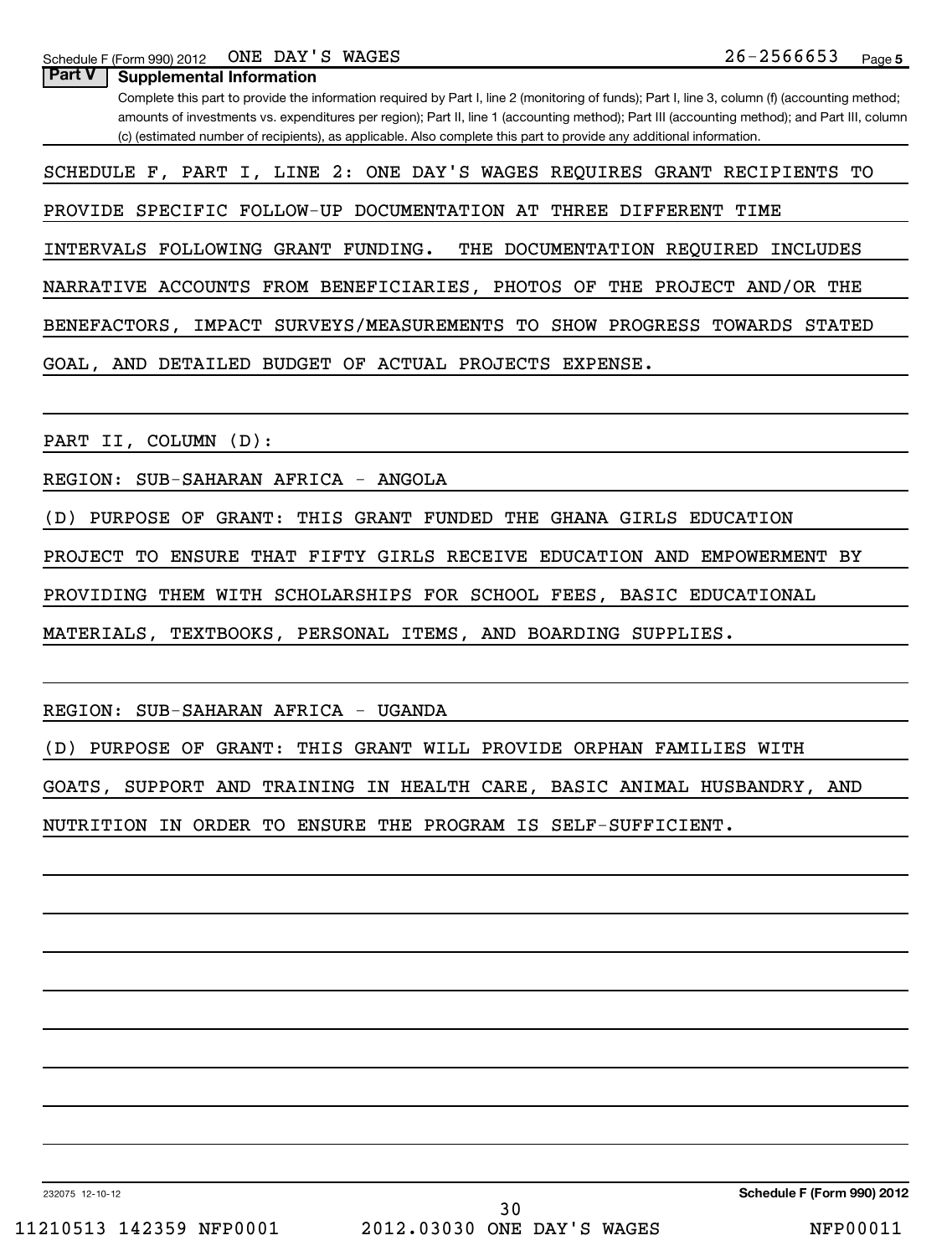Schedule F (Form 990) 2012 ONE DAY'S WAGES 26-2566653 Page 5

## Part V Supplemental Information

Complete this part to provide the information required by Part I, line 2 (monitoring of funds); Part I, line 3, column (f) (accounting method; amounts of investments vs. expenditures per region); Part II, line 1 (accounting method); Part III (accounting method); and Part III, column (c) (estimated number of recipients), as applicable. Also complete this part to provide any additional information.

SCHEDULE F, PART I, LINE 2: ONE DAY'S WAGES REQUIRES GRANT RECIPIENTS TO PROVIDE SPECIFIC FOLLOW-UP DOCUMENTATION AT THREE DIFFERENT TIME INTERVALS FOLLOWING GRANT FUNDING. THE DOCUMENTATION REQUIRED INCLUDES NARRATIVE ACCOUNTS FROM BENEFICIARIES, PHOTOS OF THE PROJECT AND/OR THE BENEFACTORS, IMPACT SURVEYS/MEASUREMENTS TO SHOW PROGRESS TOWARDS STATED GOAL, AND DETAILED BUDGET OF ACTUAL PROJECTS EXPENSE.

PART II, COLUMN (D):

REGION: SUB-SAHARAN AFRICA - ANGOLA

(D) PURPOSE OF GRANT: THIS GRANT FUNDED THE GHANA GIRLS EDUCATION PROJECT TO ENSURE THAT FIFTY GIRLS RECEIVE EDUCATION AND EMPOWERMENT BY PROVIDING THEM WITH SCHOLARSHIPS FOR SCHOOL FEES, BASIC EDUCATIONAL MATERIALS, TEXTBOOKS, PERSONAL ITEMS, AND BOARDING SUPPLIES.

REGION: SUB-SAHARAN AFRICA - UGANDA

(D) PURPOSE OF GRANT: THIS GRANT WILL PROVIDE ORPHAN FAMILIES WITH GOATS, SUPPORT AND TRAINING IN HEALTH CARE, BASIC ANIMAL HUSBANDRY, AND NUTRITION IN ORDER TO ENSURE THE PROGRAM IS SELF-SUFFICIENT.

232075 12-10-12 Schedule F (Form 990) 2012

11210513 142359 NFP0001 2012.03030 ONE DAY'S WAGES NFP00011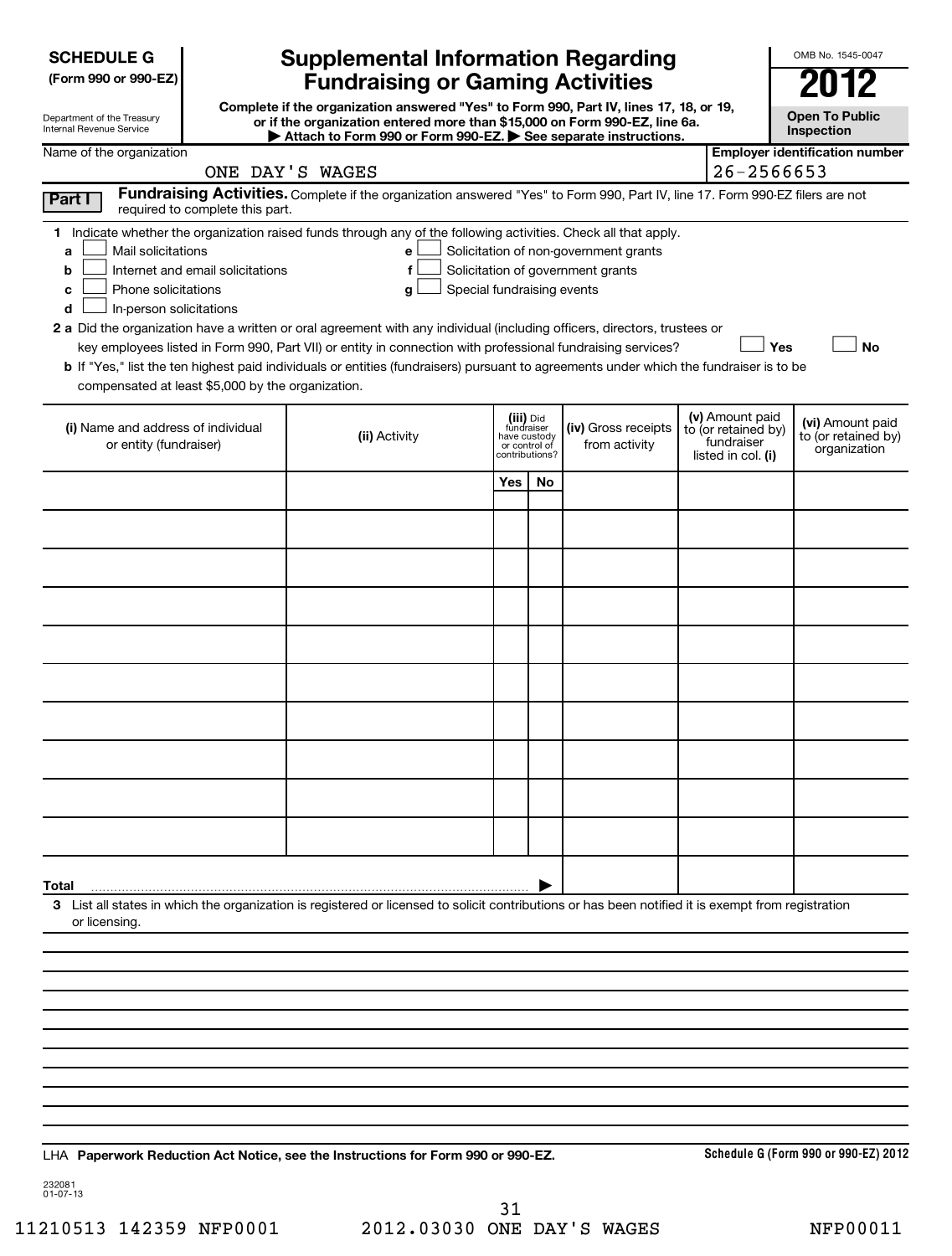**SCHEDULE G**
**(Form 990 or 990-EZ)**

Department of the Treasury
Internal Revenue Service

# Supplemental Information Regarding Fundraising or Gaming Activities

**Complete if the organization answered "Yes" to Form 990, Part IV, lines 17, 18, or 19, or if the organization entered more than $15,000 on Form 990-EZ, line 6a.**
**▶ Attach to Form 990 or Form 990-EZ. ▶ See separate instructions.**

OMB No. 1545-0047

**2012**

**Open To Public Inspection**

Name of the organization: ONE DAY'S WAGES

**Employer identification number** 26-2566653

**Part I** **Fundraising Activities.** Complete if the organization answered "Yes" to Form 990, Part IV, line 17. Form 990-EZ filers are not required to complete this part.

**1** Indicate whether the organization raised funds through any of the following activities. Check all that apply.

- **a** ☐ Mail solicitations
- **b** ☐ Internet and email solicitations
- **c** ☐ Phone solicitations
- **d** ☐ In-person solicitations
- **e** ☐ Solicitation of non-government grants
- **f** ☐ Solicitation of government grants
- **g** ☐ Special fundraising events

**2 a** Did the organization have a written or oral agreement with any individual (including officers, directors, trustees or key employees listed in Form 990, Part VII) or entity in connection with professional fundraising services? ☐ **Yes** ☐ **No**

**b** If "Yes," list the ten highest paid individuals or entities (fundraisers) pursuant to agreements under which the fundraiser is to be compensated at least $5,000 by the organization.

| (i) Name and address of individual or entity (fundraiser) | (ii) Activity | (iii) Did fundraiser have custody or control of contributions? | | (iv) Gross receipts from activity | (v) Amount paid to (or retained by) fundraiser listed in col. (i) | (vi) Amount paid to (or retained by) organization |
|---|---|---|---|---|---|---|
| | | Yes | No | | | |
| | | | | | | |
| | | | | | | |
| | | | | | | |
| | | | | | | |
| | | | | | | |
| | | | | | | |
| | | | | | | |
| | | | | | | |
| | | | | | | |
| **Total** ▶ | | | | | | |

**3** List all states in which the organization is registered or licensed to solicit contributions or has been notified it is exempt from registration or licensing.

LHA **Paperwork Reduction Act Notice, see the Instructions for Form 990 or 990-EZ.**

**Schedule G (Form 990 or 990-EZ) 2012**

232081
01-07-13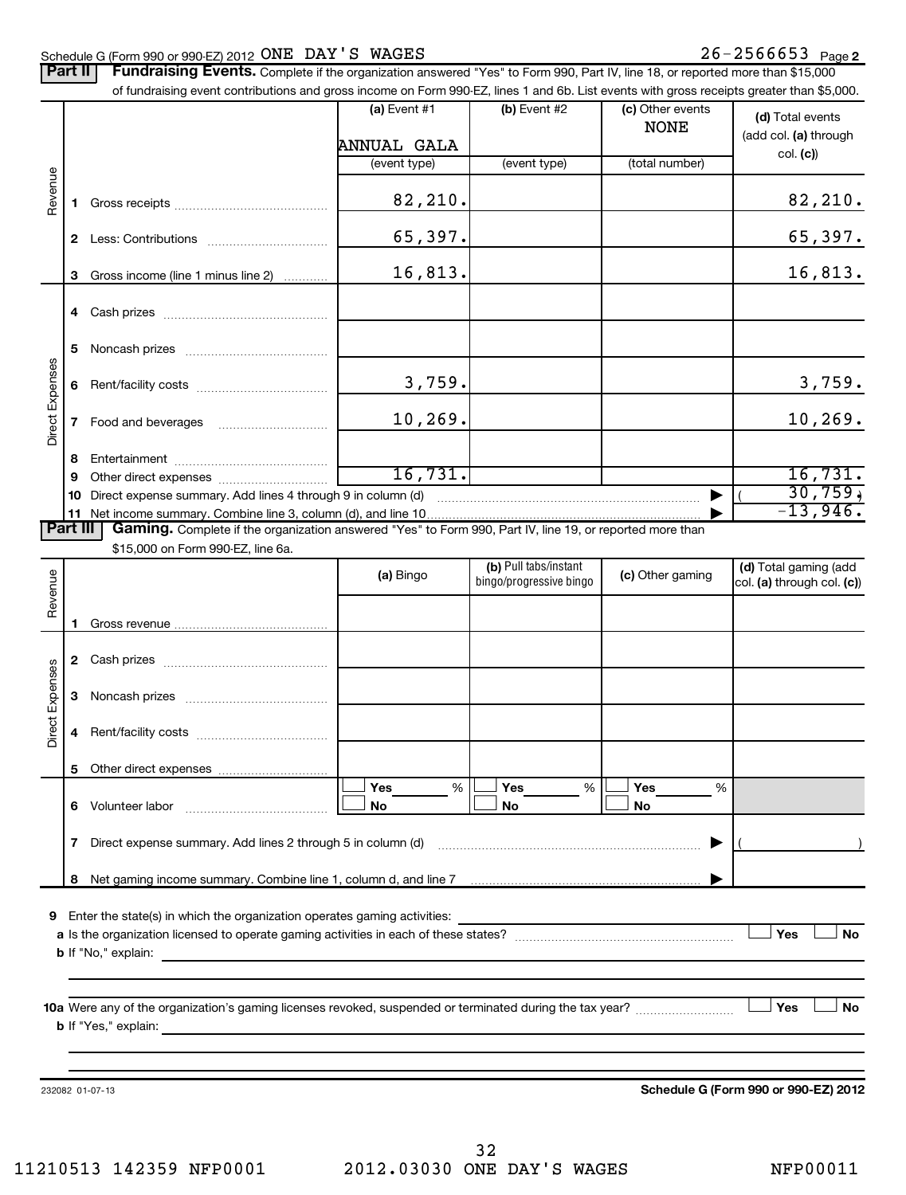Schedule G (Form 990 or 990-EZ) 2012 ONE DAY'S WAGES 26-2566653 Page 2

**Part II** **Fundraising Events.** Complete if the organization answered "Yes" to Form 990, Part IV, line 18, or reported more than $15,000 of fundraising event contributions and gross income on Form 990-EZ, lines 1 and 6b. List events with gross receipts greater than $5,000.

| | | (a) Event #1 | (b) Event #2 | (c) Other events | (d) Total events (add col. (a) through col. (c)) |
|---|---|---|---|---|---|
| | | ANNUAL GALA | | NONE | |
| | | (event type) | (event type) | (total number) | |
| Revenue | 1 Gross receipts | 82,210. | | | 82,210. |
| | 2 Less: Contributions | 65,397. | | | 65,397. |
| | 3 Gross income (line 1 minus line 2) | 16,813. | | | 16,813. |
| Direct Expenses | 4 Cash prizes | | | | |
| | 5 Noncash prizes | | | | |
| | 6 Rent/facility costs | 3,759. | | | 3,759. |
| | 7 Food and beverages | 10,269. | | | 10,269. |
| | 8 Entertainment | | | | |
| | 9 Other direct expenses | 16,731. | | | 16,731. |
| | 10 Direct expense summary. Add lines 4 through 9 in column (d) | | | ▶ | ( 30,759.) |
| | 11 Net income summary. Combine line 3, column (d), and line 10 | | | ▶ | -13,946. |

**Part III** **Gaming.** Complete if the organization answered "Yes" to Form 990, Part IV, line 19, or reported more than $15,000 on Form 990-EZ, line 6a.

| | | (a) Bingo | (b) Pull tabs/instant bingo/progressive bingo | (c) Other gaming | (d) Total gaming (add col. (a) through col. (c)) |
|---|---|---|---|---|---|
| Revenue | 1 Gross revenue | | | | |
| Direct Expenses | 2 Cash prizes | | | | |
| | 3 Noncash prizes | | | | |
| | 4 Rent/facility costs | | | | |
| | 5 Other direct expenses | | | | |
| | 6 Volunteer labor | ☐ Yes ___ % ☐ No | ☐ Yes ___ % ☐ No | ☐ Yes ___ % ☐ No | |
| | 7 Direct expense summary. Add lines 2 through 5 in column (d) | | | ▶ | ( ) |
| | 8 Net gaming income summary. Combine line 1, column d, and line 7 | | | ▶ | |

9 Enter the state(s) in which the organization operates gaming activities:

a Is the organization licensed to operate gaming activities in each of these states? ☐ Yes ☐ No

b If "No," explain:

10a Were any of the organization's gaming licenses revoked, suspended or terminated during the tax year? ☐ Yes ☐ No

b If "Yes," explain:

232082 01-07-13 **Schedule G (Form 990 or 990-EZ) 2012**

11210513 142359 NFP0001 2012.03030 ONE DAY'S WAGES NFP00011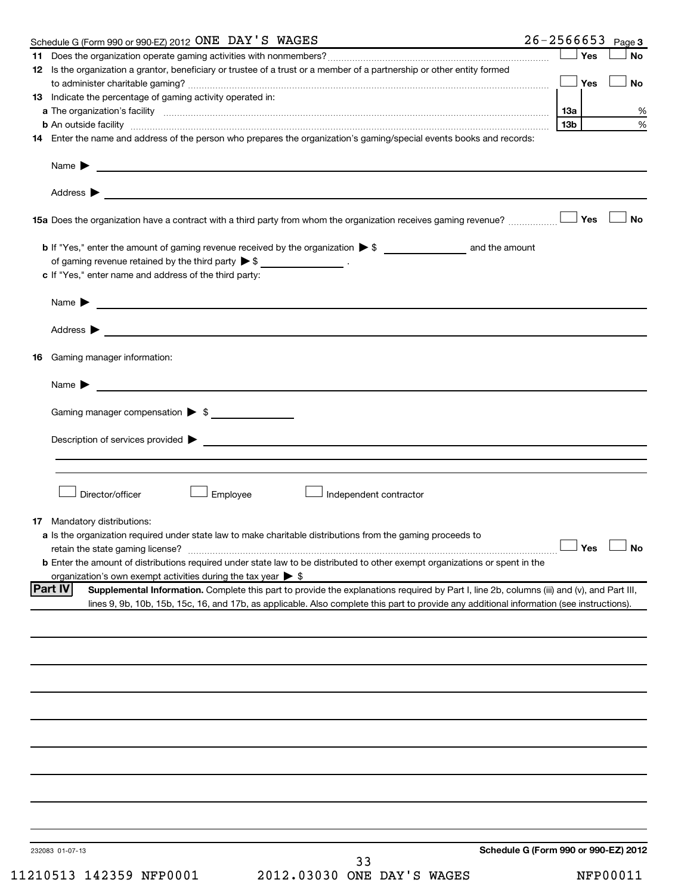Schedule G (Form 990 or 990-EZ) 2012 ONE DAY'S WAGES 26-2566653 Page 3

**11** Does the organization operate gaming activities with nonmembers? ☐ Yes ☐ No

**12** Is the organization a grantor, beneficiary or trustee of a trust or a member of a partnership or other entity formed to administer charitable gaming? ☐ Yes ☐ No

**13** Indicate the percentage of gaming activity operated in:

| | | |
|---|---|---|
| **a** The organization's facility | 13a | % |
| **b** An outside facility | 13b | % |

**14** Enter the name and address of the person who prepares the organization's gaming/special events books and records:

Name ▶

Address ▶

**15a** Does the organization have a contract with a third party from whom the organization receives gaming revenue? ☐ Yes ☐ No

**b** If "Yes," enter the amount of gaming revenue received by the organization ▶ $ ______________ and the amount of gaming revenue retained by the third party ▶ $ ______________ .

**c** If "Yes," enter name and address of the third party:

Name ▶

Address ▶

**16** Gaming manager information:

Name ▶

Gaming manager compensation ▶ $

Description of services provided ▶

☐ Director/officer ☐ Employee ☐ Independent contractor

**17** Mandatory distributions:

**a** Is the organization required under state law to make charitable distributions from the gaming proceeds to retain the state gaming license? ☐ Yes ☐ No

**b** Enter the amount of distributions required under state law to be distributed to other exempt organizations or spent in the organization's own exempt activities during the tax year ▶ $

**Part IV** **Supplemental Information.** Complete this part to provide the explanations required by Part I, line 2b, columns (iii) and (v), and Part III, lines 9, 9b, 10b, 15b, 15c, 16, and 17b, as applicable. Also complete this part to provide any additional information (see instructions).

232083 01-07-13

**Schedule G (Form 990 or 990-EZ) 2012**

11210513 142359 NFP0001 2012.03030 ONE DAY'S WAGES NFP00011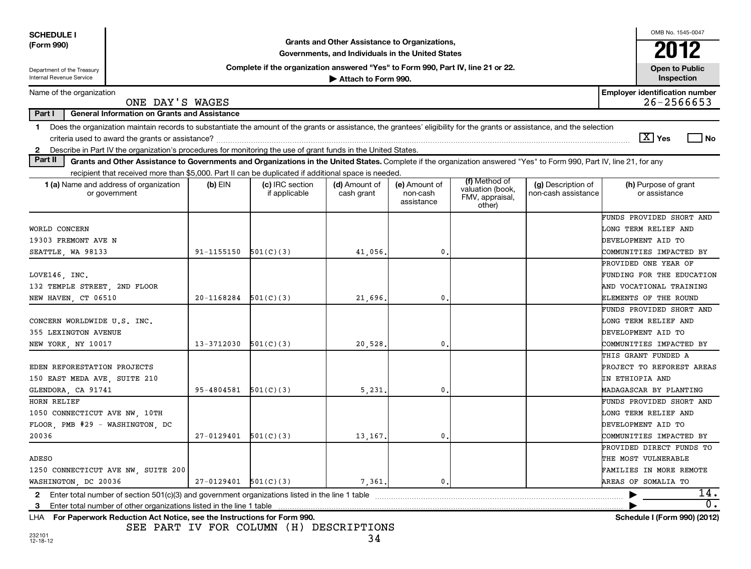**SCHEDULE I**
**(Form 990)**

Department of the Treasury
Internal Revenue Service

# Grants and Other Assistance to Organizations, Governments, and Individuals in the United States

**Complete if the organization answered "Yes" to Form 990, Part IV, line 21 or 22.**
**▶ Attach to Form 990.**

OMB No. 1545-0047
**2012**
**Open to Public Inspection**

Name of the organization: ONE DAY'S WAGES

**Employer identification number** 26-2566653

**Part I** **General Information on Grants and Assistance**

1 Does the organization maintain records to substantiate the amount of the grants or assistance, the grantees' eligibility for the grants or assistance, and the selection criteria used to award the grants or assistance? [X] Yes [ ] No

2 Describe in Part IV the organization's procedures for monitoring the use of grant funds in the United States.

**Part II** **Grants and Other Assistance to Governments and Organizations in the United States.** Complete if the organization answered "Yes" to Form 990, Part IV, line 21, for any recipient that received more than $5,000. Part II can be duplicated if additional space is needed.

| 1 (a) Name and address of organization or government | (b) EIN | (c) IRC section if applicable | (d) Amount of cash grant | (e) Amount of non-cash assistance | (f) Method of valuation (book, FMV, appraisal, other) | (g) Description of non-cash assistance | (h) Purpose of grant or assistance |
|---|---|---|---|---|---|---|---|
| WORLD CONCERN<br>19303 FREMONT AVE N<br>SEATTLE, WA 98133 | 91-1155150 | 501(C)(3) | 41,056. | 0. | | | FUNDS PROVIDED SHORT AND LONG TERM RELIEF AND DEVELOPMENT AID TO COMMUNITIES IMPACTED BY |
| LOVE146, INC.<br>132 TEMPLE STREET, 2ND FLOOR<br>NEW HAVEN, CT 06510 | 20-1168284 | 501(C)(3) | 21,696. | 0. | | | PROVIDED ONE YEAR OF FUNDING FOR THE EDUCATION AND VOCATIONAL TRAINING ELEMENTS OF THE ROUND |
| CONCERN WORLDWIDE U.S. INC.<br>355 LEXINGTON AVENUE<br>NEW YORK, NY 10017 | 13-3712030 | 501(C)(3) | 20,528. | 0. | | | FUNDS PROVIDED SHORT AND LONG TERM RELIEF AND DEVELOPMENT AID TO COMMUNITIES IMPACTED BY |
| EDEN REFORESTATION PROJECTS<br>150 EAST MEDA AVE, SUITE 210<br>GLENDORA, CA 91741 | 95-4804581 | 501(C)(3) | 5,231. | 0. | | | THIS GRANT FUNDED A PROJECT TO REFOREST AREAS IN ETHIOPIA AND MADAGASCAR BY PLANTING |
| HORN RELIEF<br>1050 CONNECTICUT AVE NW, 10TH FLOOR, PMB #29 - WASHINGTON, DC 20036 | 27-0129401 | 501(C)(3) | 13,167. | 0. | | | FUNDS PROVIDED SHORT AND LONG TERM RELIEF AND DEVELOPMENT AID TO COMMUNITIES IMPACTED BY |
| ADESO<br>1250 CONNECTICUT AVE NW, SUITE 200<br>WASHINGTON, DC 20036 | 27-0129401 | 501(C)(3) | 7,361. | 0. | | | PROVIDED DIRECT FUNDS TO THE MOST VULNERABLE FAMILIES IN MORE REMOTE AREAS OF SOMALIA TO |

2 Enter total number of section 501(c)(3) and government organizations listed in the line 1 table ▶ 14.

3 Enter total number of other organizations listed in the line 1 table ▶ 0.

LHA **For Paperwork Reduction Act Notice, see the Instructions for Form 990.** **Schedule I (Form 990) (2012)**

SEE PART IV FOR COLUMN (H) DESCRIPTIONS

232101 12-18-12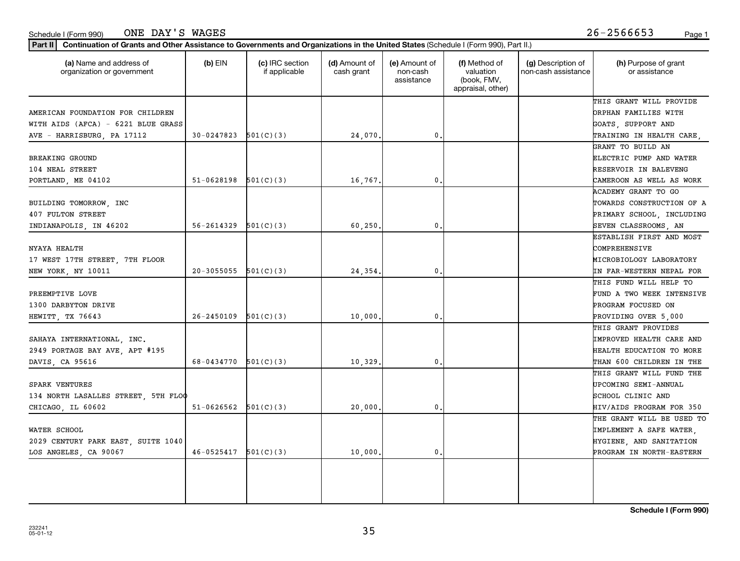Schedule I (Form 990) ONE DAY'S WAGES 26-2566653

**Part II** Continuation of Grants and Other Assistance to Governments and Organizations in the United States (Schedule I (Form 990), Part II.)

| (a) Name and address of organization or government | (b) EIN | (c) IRC section if applicable | (d) Amount of cash grant | (e) Amount of non-cash assistance | (f) Method of valuation (book, FMV, appraisal, other) | (g) Description of non-cash assistance | (h) Purpose of grant or assistance |
|---|---|---|---|---|---|---|---|
| AMERICAN FOUNDATION FOR CHILDREN WITH AIDS (AFCA) - 6221 BLUE GRASS AVE - HARRISBURG, PA 17112 | 30-0247823 | 501(C)(3) | 24,070. | 0. | | | THIS GRANT WILL PROVIDE ORPHAN FAMILIES WITH GOATS, SUPPORT AND TRAINING IN HEALTH CARE, |
| BREAKING GROUND 104 NEAL STREET PORTLAND, ME 04102 | 51-0628198 | 501(C)(3) | 16,767. | 0. | | | GRANT TO BUILD AN ELECTRIC PUMP AND WATER RESERVOIR IN BALEVENG CAMEROON AS WELL AS WORK |
| BUILDING TOMORROW, INC 407 FULTON STREET INDIANAPOLIS, IN 46202 | 56-2614329 | 501(C)(3) | 60,250. | 0. | | | ACADEMY GRANT TO GO TOWARDS CONSTRUCTION OF A PRIMARY SCHOOL, INCLUDING SEVEN CLASSROOMS, AN |
| NYAYA HEALTH 17 WEST 17TH STREET, 7TH FLOOR NEW YORK, NY 10011 | 20-3055055 | 501(C)(3) | 24,354. | 0. | | | ESTABLISH FIRST AND MOST COMPREHENSIVE MICROBIOLOGY LABORATORY IN FAR-WESTERN NEPAL FOR |
| PREEMPTIVE LOVE 1300 DARBYTON DRIVE HEWITT, TX 76643 | 26-2450109 | 501(C)(3) | 10,000. | 0. | | | THIS FUND WILL HELP TO FUND A TWO WEEK INTENSIVE PROGRAM FOCUSED ON PROVIDING OVER 5,000 |
| SAHAYA INTERNATIONAL, INC. 2949 PORTAGE BAY AVE, APT #195 DAVIS, CA 95616 | 68-0434770 | 501(C)(3) | 10,329. | 0. | | | THIS GRANT PROVIDES IMPROVED HEALTH CARE AND HEALTH EDUCATION TO MORE THAN 600 CHILDREN IN THE |
| SPARK VENTURES 134 NORTH LASALLES STREET, 5TH FLOO CHICAGO, IL 60602 | 51-0626562 | 501(C)(3) | 20,000. | 0. | | | THIS GRANT WILL FUND THE UPCOMING SEMI-ANNUAL SCHOOL CLINIC AND HIV/AIDS PROGRAM FOR 350 |
| WATER SCHOOL 2029 CENTURY PARK EAST, SUITE 1040 LOS ANGELES, CA 90067 | 46-0525417 | 501(C)(3) | 10,000. | 0. | | | THE GRANT WILL BE USED TO IMPLEMENT A SAFE WATER, HYGIENE, AND SANITATION PROGRAM IN NORTH-EASTERN |

Schedule I (Form 990)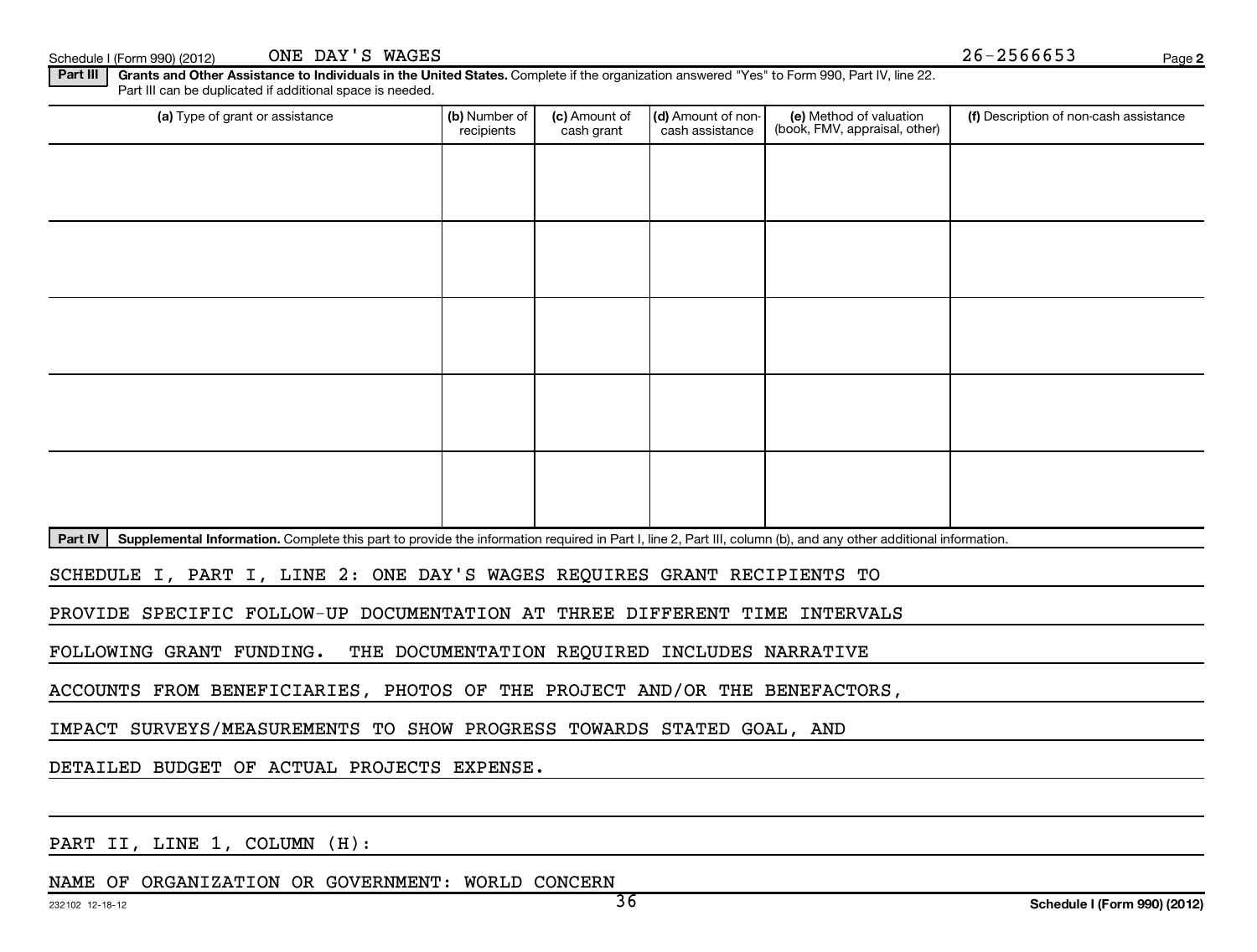ONE DAY'S WAGES 26-2566653

**Part III** **Grants and Other Assistance to Individuals in the United States.** Complete if the organization answered "Yes" to Form 990, Part IV, line 22. Part III can be duplicated if additional space is needed.

| (a) Type of grant or assistance | (b) Number of recipients | (c) Amount of cash grant | (d) Amount of non-cash assistance | (e) Method of valuation (book, FMV, appraisal, other) | (f) Description of non-cash assistance |
|---|---|---|---|---|---|
| | | | | | |
| | | | | | |
| | | | | | |
| | | | | | |
| | | | | | |

**Part IV** **Supplemental Information.** Complete this part to provide the information required in Part I, line 2, Part III, column (b), and any other additional information.

SCHEDULE I, PART I, LINE 2: ONE DAY'S WAGES REQUIRES GRANT RECIPIENTS TO PROVIDE SPECIFIC FOLLOW-UP DOCUMENTATION AT THREE DIFFERENT TIME INTERVALS FOLLOWING GRANT FUNDING. THE DOCUMENTATION REQUIRED INCLUDES NARRATIVE ACCOUNTS FROM BENEFICIARIES, PHOTOS OF THE PROJECT AND/OR THE BENEFACTORS, IMPACT SURVEYS/MEASUREMENTS TO SHOW PROGRESS TOWARDS STATED GOAL, AND DETAILED BUDGET OF ACTUAL PROJECTS EXPENSE.

PART II, LINE 1, COLUMN (H):

NAME OF ORGANIZATION OR GOVERNMENT: WORLD CONCERN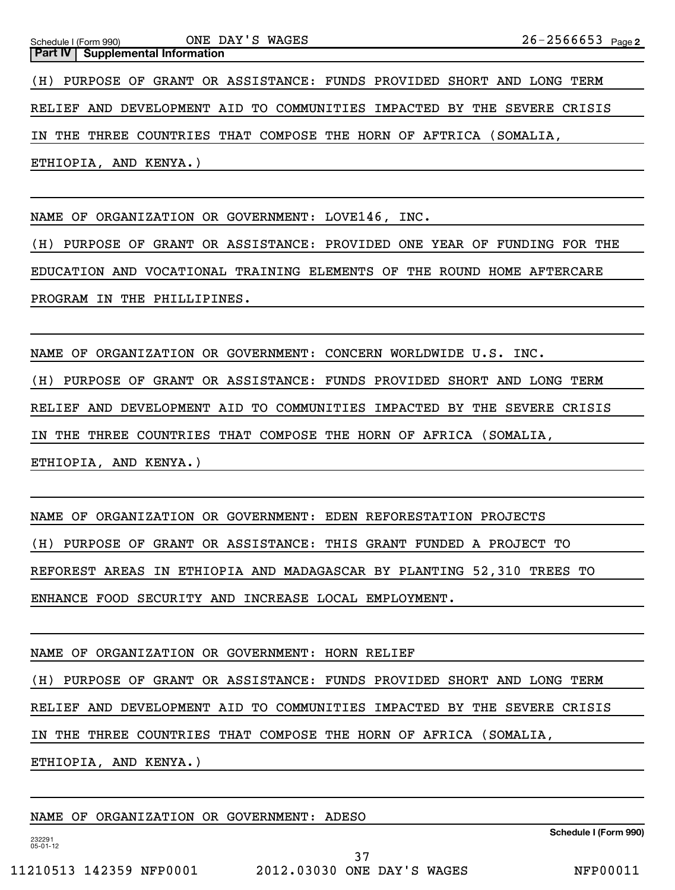**Part IV | Supplemental Information**

(H) PURPOSE OF GRANT OR ASSISTANCE: FUNDS PROVIDED SHORT AND LONG TERM RELIEF AND DEVELOPMENT AID TO COMMUNITIES IMPACTED BY THE SEVERE CRISIS IN THE THREE COUNTRIES THAT COMPOSE THE HORN OF AFTRICA (SOMALIA, ETHIOPIA, AND KENYA.)

NAME OF ORGANIZATION OR GOVERNMENT: LOVE146, INC.

(H) PURPOSE OF GRANT OR ASSISTANCE: PROVIDED ONE YEAR OF FUNDING FOR THE EDUCATION AND VOCATIONAL TRAINING ELEMENTS OF THE ROUND HOME AFTERCARE PROGRAM IN THE PHILLIPINES.

NAME OF ORGANIZATION OR GOVERNMENT: CONCERN WORLDWIDE U.S. INC.

(H) PURPOSE OF GRANT OR ASSISTANCE: FUNDS PROVIDED SHORT AND LONG TERM RELIEF AND DEVELOPMENT AID TO COMMUNITIES IMPACTED BY THE SEVERE CRISIS IN THE THREE COUNTRIES THAT COMPOSE THE HORN OF AFRICA (SOMALIA, ETHIOPIA, AND KENYA.)

NAME OF ORGANIZATION OR GOVERNMENT: EDEN REFORESTATION PROJECTS

(H) PURPOSE OF GRANT OR ASSISTANCE: THIS GRANT FUNDED A PROJECT TO REFOREST AREAS IN ETHIOPIA AND MADAGASCAR BY PLANTING 52,310 TREES TO ENHANCE FOOD SECURITY AND INCREASE LOCAL EMPLOYMENT.

NAME OF ORGANIZATION OR GOVERNMENT: HORN RELIEF

(H) PURPOSE OF GRANT OR ASSISTANCE: FUNDS PROVIDED SHORT AND LONG TERM RELIEF AND DEVELOPMENT AID TO COMMUNITIES IMPACTED BY THE SEVERE CRISIS IN THE THREE COUNTRIES THAT COMPOSE THE HORN OF AFRICA (SOMALIA, ETHIOPIA, AND KENYA.)

NAME OF ORGANIZATION OR GOVERNMENT: ADESO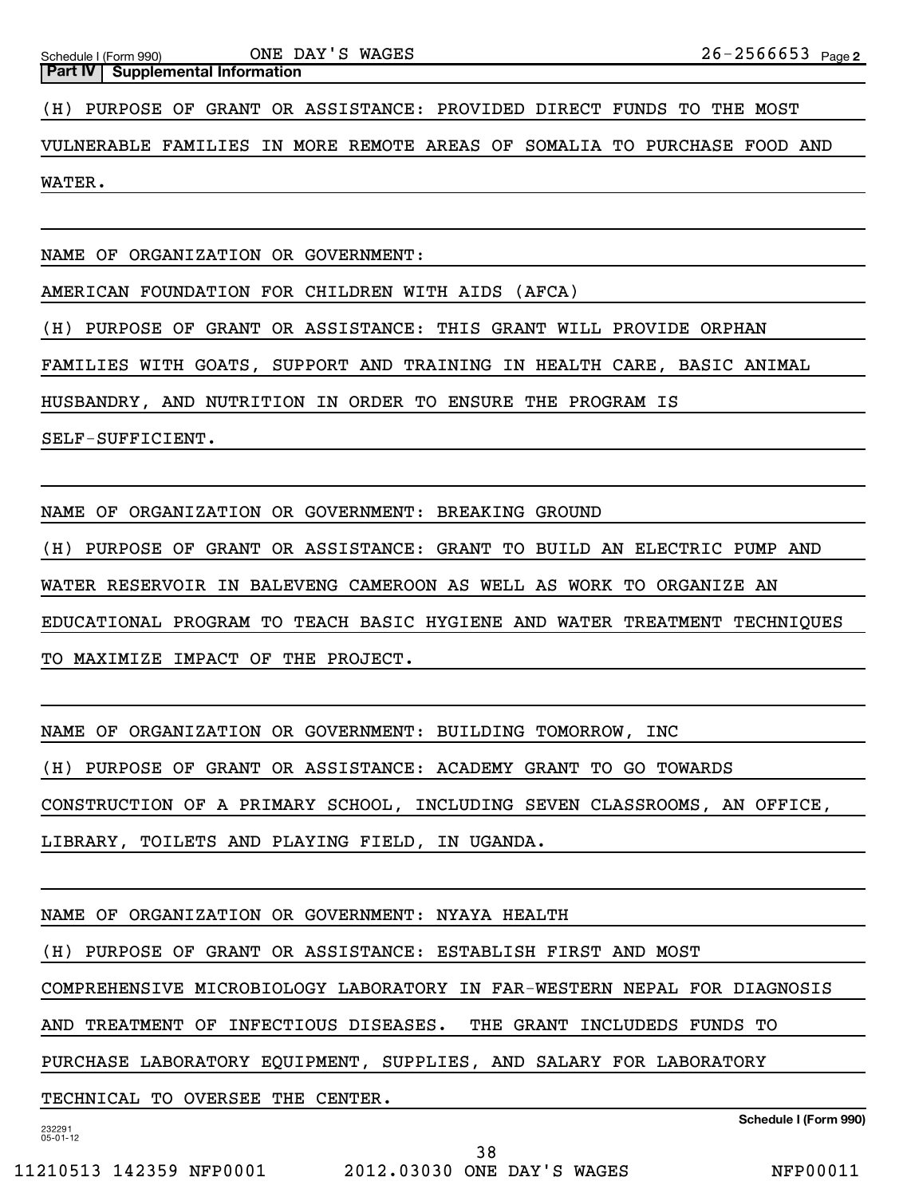**Part IV | Supplemental Information**

(H) PURPOSE OF GRANT OR ASSISTANCE: PROVIDED DIRECT FUNDS TO THE MOST VULNERABLE FAMILIES IN MORE REMOTE AREAS OF SOMALIA TO PURCHASE FOOD AND WATER.

NAME OF ORGANIZATION OR GOVERNMENT:

AMERICAN FOUNDATION FOR CHILDREN WITH AIDS (AFCA)

(H) PURPOSE OF GRANT OR ASSISTANCE: THIS GRANT WILL PROVIDE ORPHAN FAMILIES WITH GOATS, SUPPORT AND TRAINING IN HEALTH CARE, BASIC ANIMAL HUSBANDRY, AND NUTRITION IN ORDER TO ENSURE THE PROGRAM IS SELF-SUFFICIENT.

NAME OF ORGANIZATION OR GOVERNMENT: BREAKING GROUND

(H) PURPOSE OF GRANT OR ASSISTANCE: GRANT TO BUILD AN ELECTRIC PUMP AND WATER RESERVOIR IN BALEVENG CAMEROON AS WELL AS WORK TO ORGANIZE AN EDUCATIONAL PROGRAM TO TEACH BASIC HYGIENE AND WATER TREATMENT TECHNIQUES TO MAXIMIZE IMPACT OF THE PROJECT.

NAME OF ORGANIZATION OR GOVERNMENT: BUILDING TOMORROW, INC

(H) PURPOSE OF GRANT OR ASSISTANCE: ACADEMY GRANT TO GO TOWARDS CONSTRUCTION OF A PRIMARY SCHOOL, INCLUDING SEVEN CLASSROOMS, AN OFFICE, LIBRARY, TOILETS AND PLAYING FIELD, IN UGANDA.

NAME OF ORGANIZATION OR GOVERNMENT: NYAYA HEALTH

(H) PURPOSE OF GRANT OR ASSISTANCE: ESTABLISH FIRST AND MOST COMPREHENSIVE MICROBIOLOGY LABORATORY IN FAR-WESTERN NEPAL FOR DIAGNOSIS AND TREATMENT OF INFECTIOUS DISEASES. THE GRANT INCLUDEDS FUNDS TO PURCHASE LABORATORY EQUIPMENT, SUPPLIES, AND SALARY FOR LABORATORY TECHNICAL TO OVERSEE THE CENTER.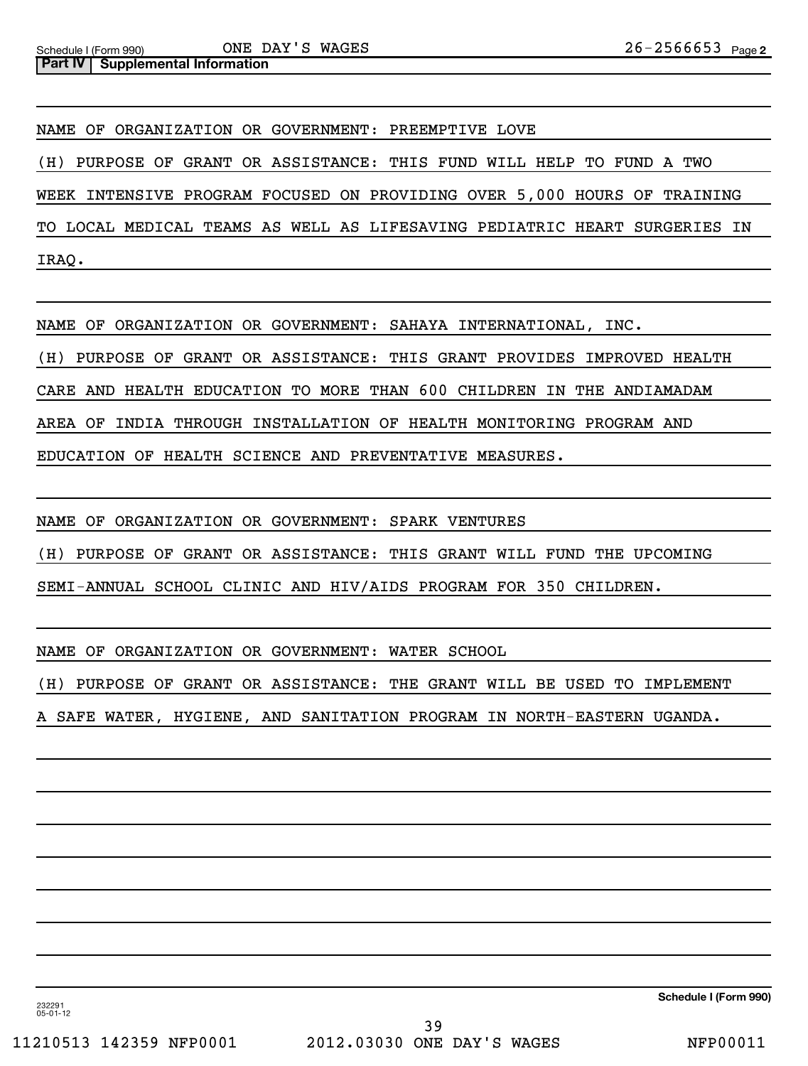Schedule I (Form 990) ONE DAY'S WAGES 26-2566653 Page 2

**Part IV | Supplemental Information**

NAME OF ORGANIZATION OR GOVERNMENT: PREEMPTIVE LOVE

(H) PURPOSE OF GRANT OR ASSISTANCE: THIS FUND WILL HELP TO FUND A TWO WEEK INTENSIVE PROGRAM FOCUSED ON PROVIDING OVER 5,000 HOURS OF TRAINING TO LOCAL MEDICAL TEAMS AS WELL AS LIFESAVING PEDIATRIC HEART SURGERIES IN IRAQ.

NAME OF ORGANIZATION OR GOVERNMENT: SAHAYA INTERNATIONAL, INC.

(H) PURPOSE OF GRANT OR ASSISTANCE: THIS GRANT PROVIDES IMPROVED HEALTH CARE AND HEALTH EDUCATION TO MORE THAN 600 CHILDREN IN THE ANDIAMADAM AREA OF INDIA THROUGH INSTALLATION OF HEALTH MONITORING PROGRAM AND EDUCATION OF HEALTH SCIENCE AND PREVENTATIVE MEASURES.

NAME OF ORGANIZATION OR GOVERNMENT: SPARK VENTURES

(H) PURPOSE OF GRANT OR ASSISTANCE: THIS GRANT WILL FUND THE UPCOMING SEMI-ANNUAL SCHOOL CLINIC AND HIV/AIDS PROGRAM FOR 350 CHILDREN.

NAME OF ORGANIZATION OR GOVERNMENT: WATER SCHOOL

(H) PURPOSE OF GRANT OR ASSISTANCE: THE GRANT WILL BE USED TO IMPLEMENT A SAFE WATER, HYGIENE, AND SANITATION PROGRAM IN NORTH-EASTERN UGANDA.

232291 05-01-12

**Schedule I (Form 990)**

11210513 142359 NFP0001 2012.03030 ONE DAY'S WAGES NFP00011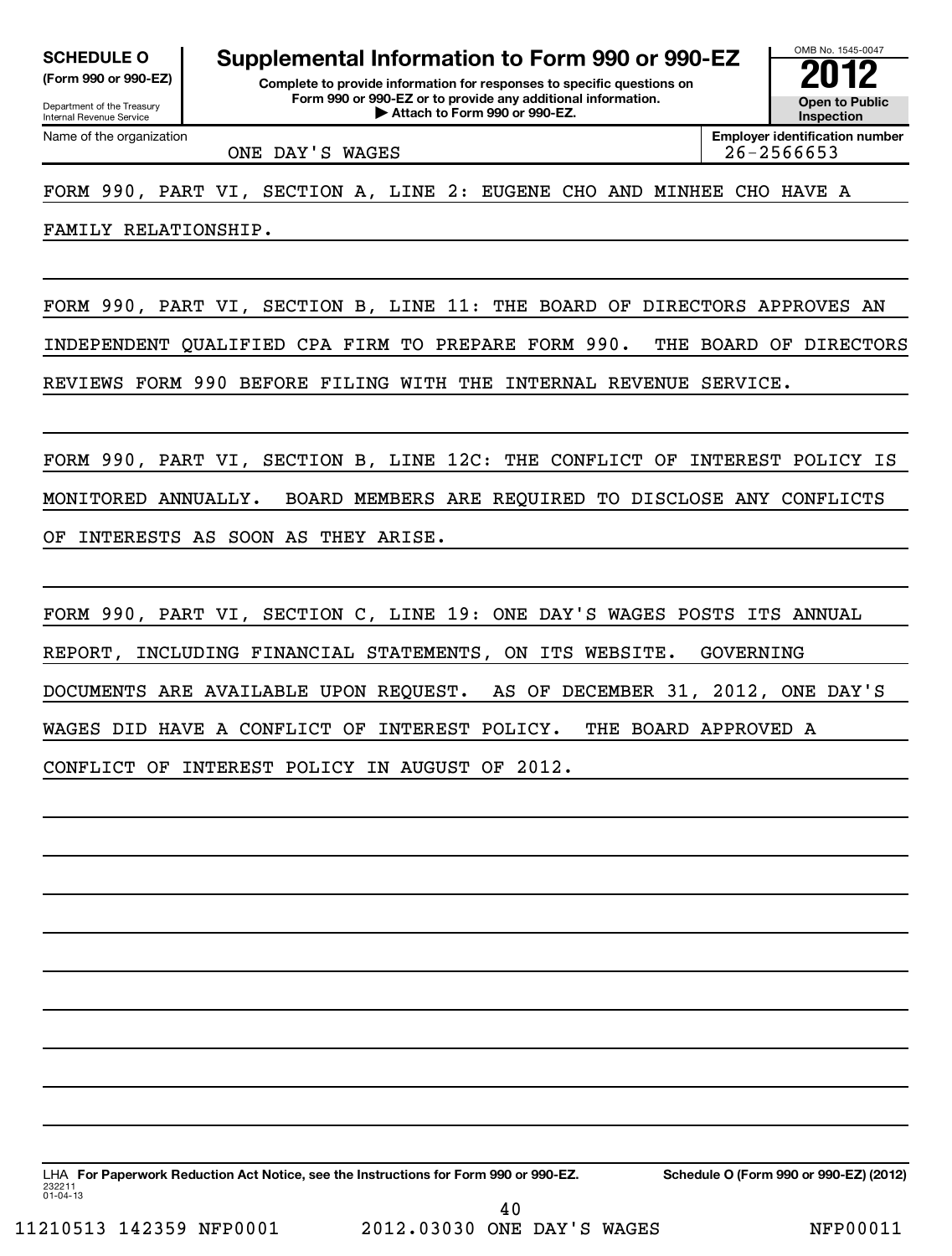**SCHEDULE O**
**(Form 990 or 990-EZ)**

Department of the Treasury
Internal Revenue Service

# Supplemental Information to Form 990 or 990-EZ

**Complete to provide information for responses to specific questions on Form 990 or 990-EZ or to provide any additional information.**
**▶ Attach to Form 990 or 990-EZ.**

OMB No. 1545-0047
**2012**
**Open to Public Inspection**

Name of the organization: ONE DAY'S WAGES

**Employer identification number**: 26-2566653

FORM 990, PART VI, SECTION A, LINE 2: EUGENE CHO AND MINHEE CHO HAVE A FAMILY RELATIONSHIP.

FORM 990, PART VI, SECTION B, LINE 11: THE BOARD OF DIRECTORS APPROVES AN INDEPENDENT QUALIFIED CPA FIRM TO PREPARE FORM 990. THE BOARD OF DIRECTORS REVIEWS FORM 990 BEFORE FILING WITH THE INTERNAL REVENUE SERVICE.

FORM 990, PART VI, SECTION B, LINE 12C: THE CONFLICT OF INTEREST POLICY IS MONITORED ANNUALLY. BOARD MEMBERS ARE REQUIRED TO DISCLOSE ANY CONFLICTS OF INTERESTS AS SOON AS THEY ARISE.

FORM 990, PART VI, SECTION C, LINE 19: ONE DAY'S WAGES POSTS ITS ANNUAL REPORT, INCLUDING FINANCIAL STATEMENTS, ON ITS WEBSITE. GOVERNING DOCUMENTS ARE AVAILABLE UPON REQUEST. AS OF DECEMBER 31, 2012, ONE DAY'S WAGES DID HAVE A CONFLICT OF INTEREST POLICY. THE BOARD APPROVED A CONFLICT OF INTEREST POLICY IN AUGUST OF 2012.

LHA **For Paperwork Reduction Act Notice, see the Instructions for Form 990 or 990-EZ.** **Schedule O (Form 990 or 990-EZ) (2012)**
232211
01-04-13

11210513 142359 NFP0001 2012.03030 ONE DAY'S WAGES NFP00011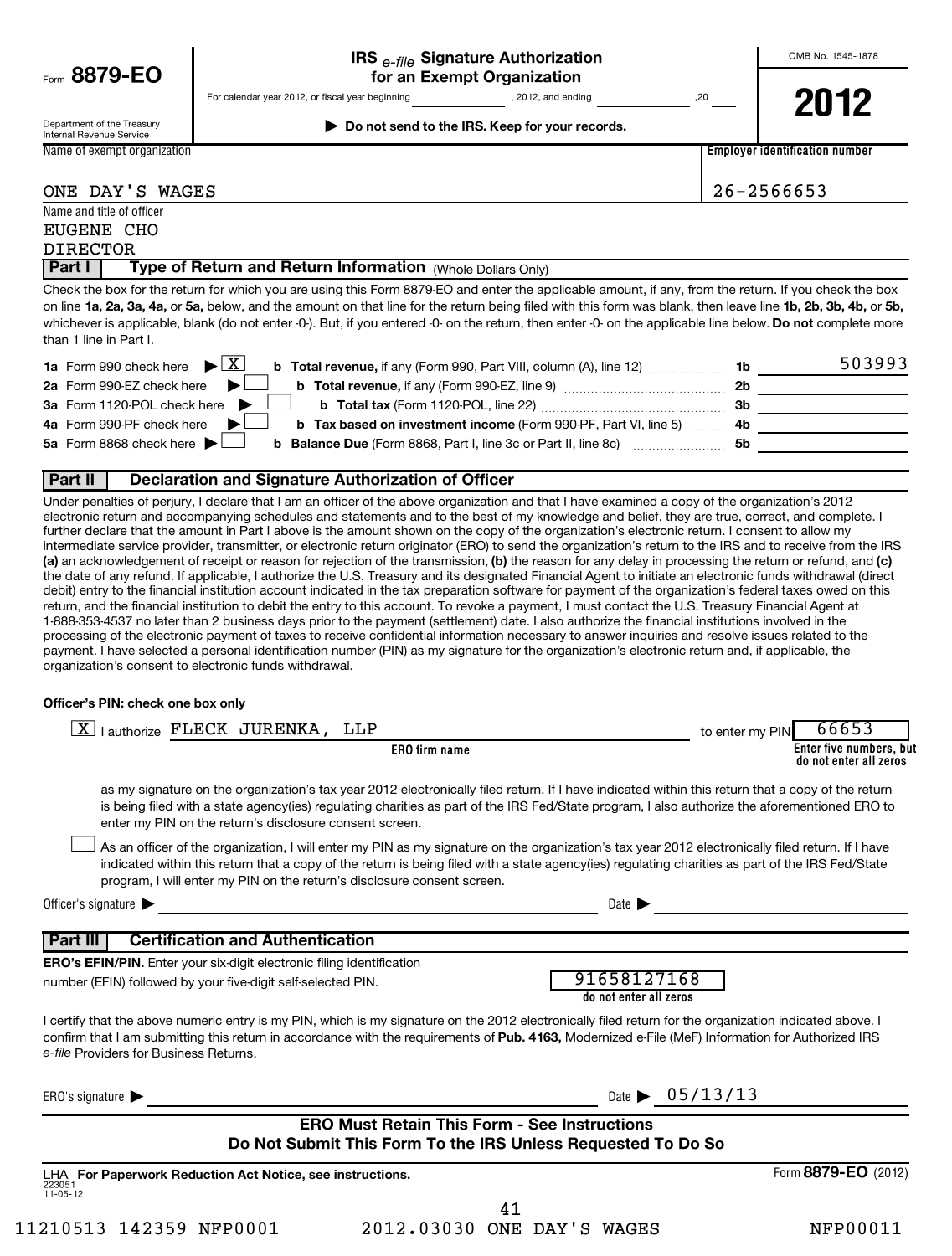Form **8879-EO**

Department of the Treasury
Internal Revenue Service

# IRS *e-file* Signature Authorization for an Exempt Organization

For calendar year 2012, or fiscal year beginning \_\_\_\_\_\_\_\_, 2012, and ending \_\_\_\_\_\_\_\_, 20\_\_

**▶ Do not send to the IRS. Keep for your records.**

OMB No. 1545-1878

**2012**

| Name of exempt organization | Employer identification number |
|---|---|
| ONE DAY'S WAGES | 26-2566653 |

Name and title of officer
EUGENE CHO
DIRECTOR

## Part I — Type of Return and Return Information (Whole Dollars Only)

Check the box for the return for which you are using this Form 8879-EO and enter the applicable amount, if any, from the return. If you check the box on line **1a, 2a, 3a, 4a,** or **5a,** below, and the amount on that line for the return being filed with this form was blank, then leave line **1b, 2b, 3b, 4b,** or **5b,** whichever is applicable, blank (do not enter -0-). But, if you entered -0- on the return, then enter -0- on the applicable line below. **Do not** complete more than 1 line in Part I.

| | | | |
|---|---|---|---|
| **1a** Form 990 check here ▶ [X] | **b Total revenue,** if any (Form 990, Part VIII, column (A), line 12) | **1b** | 503993 |
| **2a** Form 990-EZ check here ▶ [ ] | **b Total revenue,** if any (Form 990-EZ, line 9) | **2b** | |
| **3a** Form 1120-POL check here ▶ [ ] | **b Total tax** (Form 1120-POL, line 22) | **3b** | |
| **4a** Form 990-PF check here ▶ [ ] | **b Tax based on investment income** (Form 990-PF, Part VI, line 5) | **4b** | |
| **5a** Form 8868 check here ▶ [ ] | **b Balance Due** (Form 8868, Part I, line 3c or Part II, line 8c) | **5b** | |

## Part II — Declaration and Signature Authorization of Officer

Under penalties of perjury, I declare that I am an officer of the above organization and that I have examined a copy of the organization's 2012 electronic return and accompanying schedules and statements and to the best of my knowledge and belief, they are true, correct, and complete. I further declare that the amount in Part I above is the amount shown on the copy of the organization's electronic return. I consent to allow my intermediate service provider, transmitter, or electronic return originator (ERO) to send the organization's return to the IRS and to receive from the IRS **(a)** an acknowledgement of receipt or reason for rejection of the transmission, **(b)** the reason for any delay in processing the return or refund, and **(c)** the date of any refund. If applicable, I authorize the U.S. Treasury and its designated Financial Agent to initiate an electronic funds withdrawal (direct debit) entry to the financial institution account indicated in the tax preparation software for payment of the organization's federal taxes owed on this return, and the financial institution to debit the entry to this account. To revoke a payment, I must contact the U.S. Treasury Financial Agent at 1-888-353-4537 no later than 2 business days prior to the payment (settlement) date. I also authorize the financial institutions involved in the processing of the electronic payment of taxes to receive confidential information necessary to answer inquiries and resolve issues related to the payment. I have selected a personal identification number (PIN) as my signature for the organization's electronic return and, if applicable, the organization's consent to electronic funds withdrawal.

**Officer's PIN: check one box only**

[X] I authorize FLECK JURENKA, LLP (ERO firm name) to enter my PIN 66653 (Enter five numbers, but do not enter all zeros)

as my signature on the organization's tax year 2012 electronically filed return. If I have indicated within this return that a copy of the return is being filed with a state agency(ies) regulating charities as part of the IRS Fed/State program, I also authorize the aforementioned ERO to enter my PIN on the return's disclosure consent screen.

[ ] As an officer of the organization, I will enter my PIN as my signature on the organization's tax year 2012 electronically filed return. If I have indicated within this return that a copy of the return is being filed with a state agency(ies) regulating charities as part of the IRS Fed/State program, I will enter my PIN on the return's disclosure consent screen.

Officer's signature ▶ \_\_\_\_\_\_\_\_\_\_ Date ▶ \_\_\_\_\_\_\_\_\_\_

## Part III — Certification and Authentication

**ERO's EFIN/PIN.** Enter your six-digit electronic filing identification number (EFIN) followed by your five-digit self-selected PIN.

91658127168
do not enter all zeros

I certify that the above numeric entry is my PIN, which is my signature on the 2012 electronically filed return for the organization indicated above. I confirm that I am submitting this return in accordance with the requirements of **Pub. 4163,** Modernized e-File (MeF) Information for Authorized IRS *e-file* Providers for Business Returns.

ERO's signature ▶ \_\_\_\_\_\_\_\_\_\_ Date ▶ 05/13/13

**ERO Must Retain This Form - See Instructions**
**Do Not Submit This Form To the IRS Unless Requested To Do So**

LHA **For Paperwork Reduction Act Notice, see instructions.** Form **8879-EO** (2012)

223051
11-05-12

11210513 142359 NFP0001 2012.03030 ONE DAY'S WAGES NFP00011